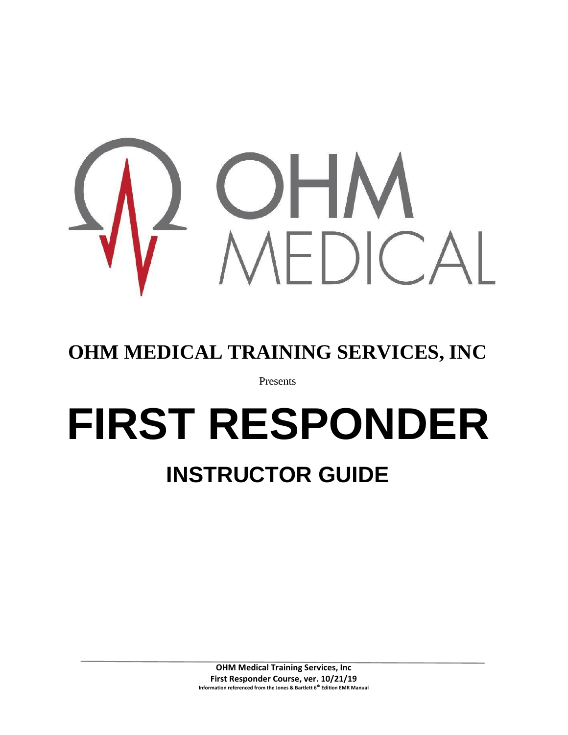OHM
MEDICAL

# OHM MEDICAL TRAINING SERVICES, INC

Presents

# FIRST RESPONDER

## INSTRUCTOR GUIDE

**OHM Medical Training Services, Inc**
**First Responder Course, ver. 10/21/19**
**Information referenced from the Jones & Bartlett 6th Edition EMR Manual**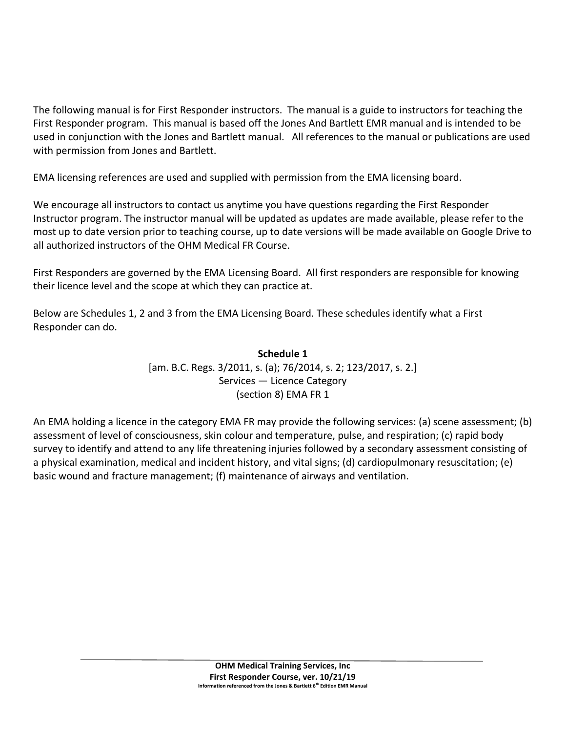The following manual is for First Responder instructors. The manual is a guide to instructors for teaching the First Responder program. This manual is based off the Jones And Bartlett EMR manual and is intended to be used in conjunction with the Jones and Bartlett manual. All references to the manual or publications are used with permission from Jones and Bartlett.

EMA licensing references are used and supplied with permission from the EMA licensing board.

We encourage all instructors to contact us anytime you have questions regarding the First Responder Instructor program. The instructor manual will be updated as updates are made available, please refer to the most up to date version prior to teaching course, up to date versions will be made available on Google Drive to all authorized instructors of the OHM Medical FR Course.

First Responders are governed by the EMA Licensing Board. All first responders are responsible for knowing their licence level and the scope at which they can practice at.

Below are Schedules 1, 2 and 3 from the EMA Licensing Board. These schedules identify what a First Responder can do.

**Schedule 1**

[am. B.C. Regs. 3/2011, s. (a); 76/2014, s. 2; 123/2017, s. 2.]
Services — Licence Category
(section 8) EMA FR 1

An EMA holding a licence in the category EMA FR may provide the following services: (a) scene assessment; (b) assessment of level of consciousness, skin colour and temperature, pulse, and respiration; (c) rapid body survey to identify and attend to any life threatening injuries followed by a secondary assessment consisting of a physical examination, medical and incident history, and vital signs; (d) cardiopulmonary resuscitation; (e) basic wound and fracture management; (f) maintenance of airways and ventilation.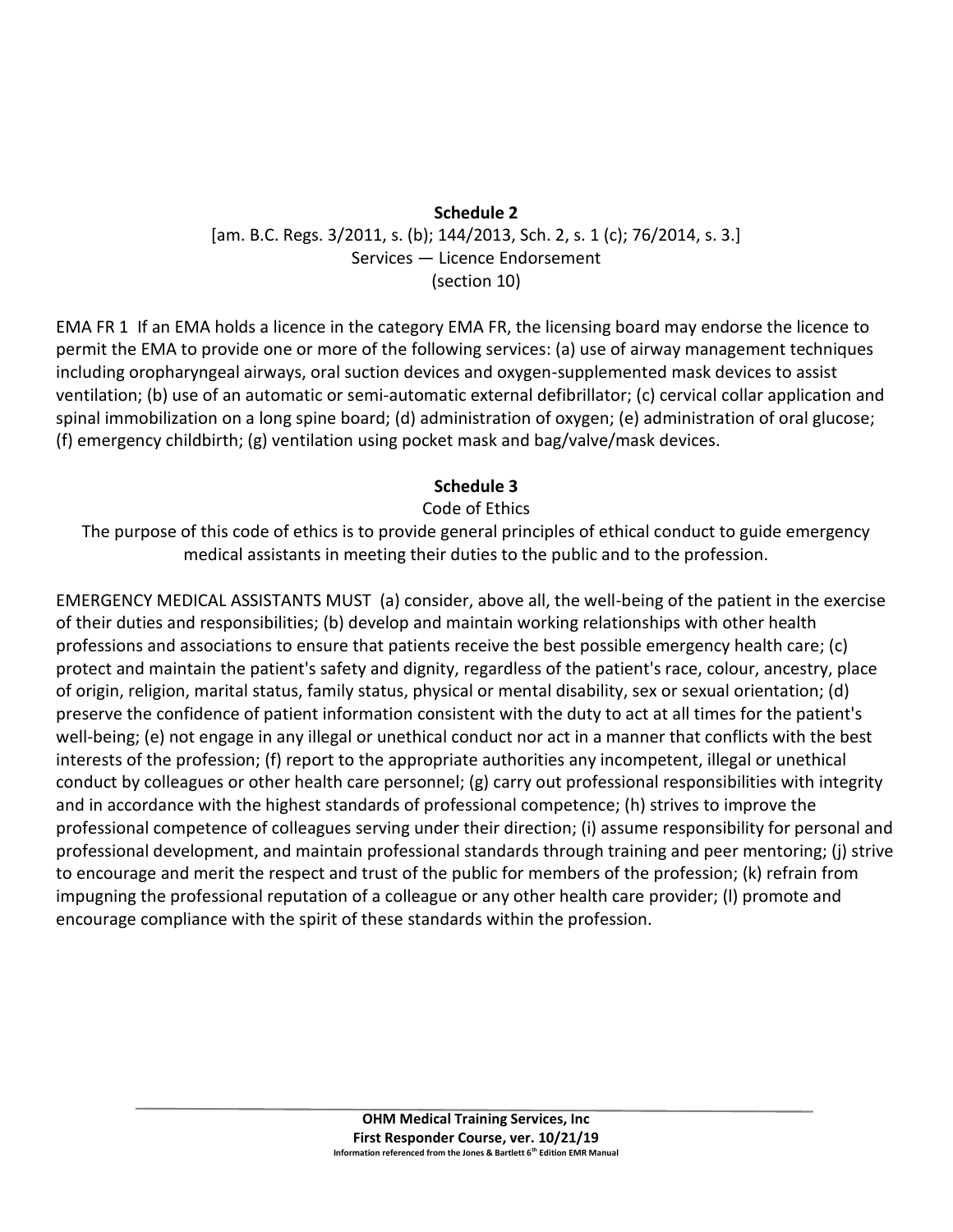## Schedule 2

[am. B.C. Regs. 3/2011, s. (b); 144/2013, Sch. 2, s. 1 (c); 76/2014, s. 3.]
Services — Licence Endorsement
(section 10)

EMA FR 1 If an EMA holds a licence in the category EMA FR, the licensing board may endorse the licence to permit the EMA to provide one or more of the following services: (a) use of airway management techniques including oropharyngeal airways, oral suction devices and oxygen-supplemented mask devices to assist ventilation; (b) use of an automatic or semi-automatic external defibrillator; (c) cervical collar application and spinal immobilization on a long spine board; (d) administration of oxygen; (e) administration of oral glucose; (f) emergency childbirth; (g) ventilation using pocket mask and bag/valve/mask devices.

## Schedule 3

Code of Ethics

The purpose of this code of ethics is to provide general principles of ethical conduct to guide emergency medical assistants in meeting their duties to the public and to the profession.

EMERGENCY MEDICAL ASSISTANTS MUST (a) consider, above all, the well-being of the patient in the exercise of their duties and responsibilities; (b) develop and maintain working relationships with other health professions and associations to ensure that patients receive the best possible emergency health care; (c) protect and maintain the patient's safety and dignity, regardless of the patient's race, colour, ancestry, place of origin, religion, marital status, family status, physical or mental disability, sex or sexual orientation; (d) preserve the confidence of patient information consistent with the duty to act at all times for the patient's well-being; (e) not engage in any illegal or unethical conduct nor act in a manner that conflicts with the best interests of the profession; (f) report to the appropriate authorities any incompetent, illegal or unethical conduct by colleagues or other health care personnel; (g) carry out professional responsibilities with integrity and in accordance with the highest standards of professional competence; (h) strives to improve the professional competence of colleagues serving under their direction; (i) assume responsibility for personal and professional development, and maintain professional standards through training and peer mentoring; (j) strive to encourage and merit the respect and trust of the public for members of the profession; (k) refrain from impugning the professional reputation of a colleague or any other health care provider; (l) promote and encourage compliance with the spirit of these standards within the profession.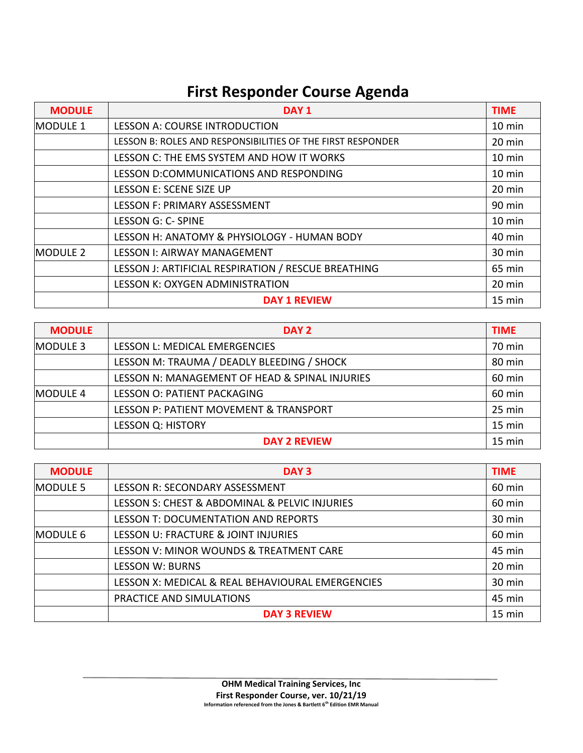# First Responder Course Agenda

| MODULE | DAY 1 | TIME |
|---|---|---|
| MODULE 1 | LESSON A: COURSE INTRODUCTION | 10 min |
| | LESSON B: ROLES AND RESPONSIBILITIES OF THE FIRST RESPONDER | 20 min |
| | LESSON C: THE EMS SYSTEM AND HOW IT WORKS | 10 min |
| | LESSON D:COMMUNICATIONS AND RESPONDING | 10 min |
| | LESSON E: SCENE SIZE UP | 20 min |
| | LESSON F: PRIMARY ASSESSMENT | 90 min |
| | LESSON G: C- SPINE | 10 min |
| | LESSON H: ANATOMY & PHYSIOLOGY - HUMAN BODY | 40 min |
| MODULE 2 | LESSON I: AIRWAY MANAGEMENT | 30 min |
| | LESSON J: ARTIFICIAL RESPIRATION / RESCUE BREATHING | 65 min |
| | LESSON K: OXYGEN ADMINISTRATION | 20 min |
| | **DAY 1 REVIEW** | 15 min |

| MODULE | DAY 2 | TIME |
|---|---|---|
| MODULE 3 | LESSON L: MEDICAL EMERGENCIES | 70 min |
| | LESSON M: TRAUMA / DEADLY BLEEDING / SHOCK | 80 min |
| | LESSON N: MANAGEMENT OF HEAD & SPINAL INJURIES | 60 min |
| MODULE 4 | LESSON O: PATIENT PACKAGING | 60 min |
| | LESSON P: PATIENT MOVEMENT & TRANSPORT | 25 min |
| | LESSON Q: HISTORY | 15 min |
| | **DAY 2 REVIEW** | 15 min |

| MODULE | DAY 3 | TIME |
|---|---|---|
| MODULE 5 | LESSON R: SECONDARY ASSESSMENT | 60 min |
| | LESSON S: CHEST & ABDOMINAL & PELVIC INJURIES | 60 min |
| | LESSON T: DOCUMENTATION AND REPORTS | 30 min |
| MODULE 6 | LESSON U: FRACTURE & JOINT INJURIES | 60 min |
| | LESSON V: MINOR WOUNDS & TREATMENT CARE | 45 min |
| | LESSON W: BURNS | 20 min |
| | LESSON X: MEDICAL & REAL BEHAVIOURAL EMERGENCIES | 30 min |
| | PRACTICE AND SIMULATIONS | 45 min |
| | **DAY 3 REVIEW** | 15 min |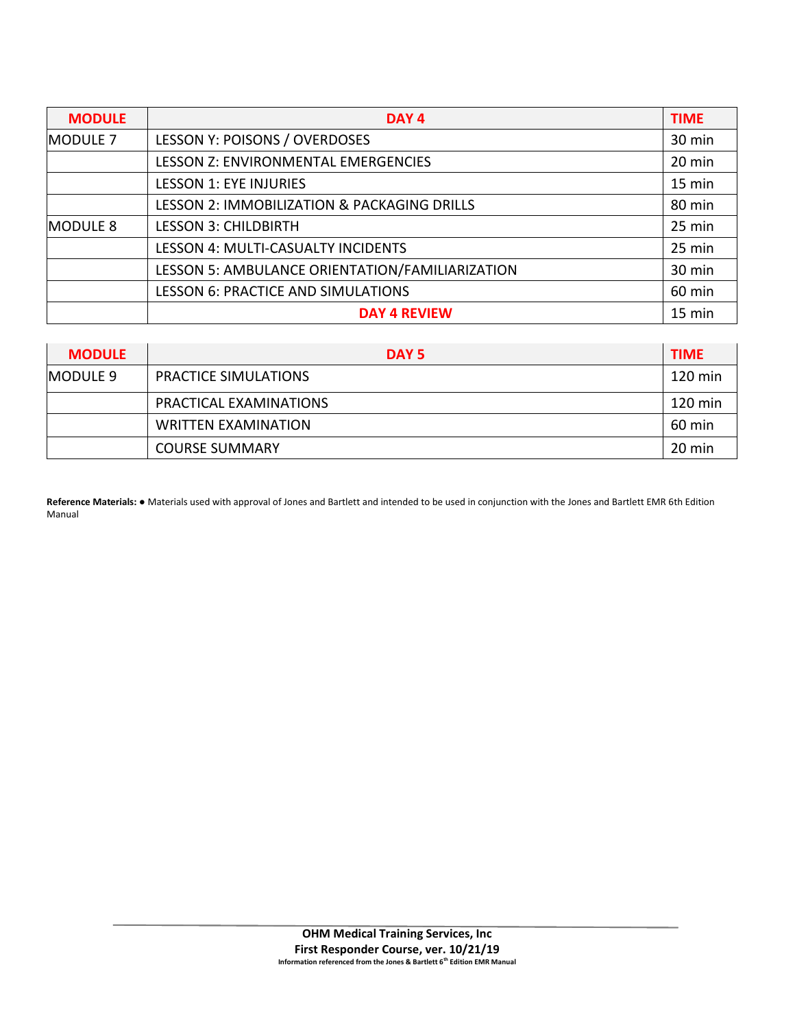| MODULE | DAY 4 | TIME |
|---|---|---|
| MODULE 7 | LESSON Y: POISONS / OVERDOSES | 30 min |
| | LESSON Z: ENVIRONMENTAL EMERGENCIES | 20 min |
| | LESSON 1: EYE INJURIES | 15 min |
| | LESSON 2: IMMOBILIZATION & PACKAGING DRILLS | 80 min |
| MODULE 8 | LESSON 3: CHILDBIRTH | 25 min |
| | LESSON 4: MULTI-CASUALTY INCIDENTS | 25 min |
| | LESSON 5: AMBULANCE ORIENTATION/FAMILIARIZATION | 30 min |
| | LESSON 6: PRACTICE AND SIMULATIONS | 60 min |
| | **DAY 4 REVIEW** | 15 min |

| MODULE | DAY 5 | TIME |
|---|---|---|
| MODULE 9 | PRACTICE SIMULATIONS | 120 min |
| | PRACTICAL EXAMINATIONS | 120 min |
| | WRITTEN EXAMINATION | 60 min |
| | COURSE SUMMARY | 20 min |

**Reference Materials:** ● Materials used with approval of Jones and Bartlett and intended to be used in conjunction with the Jones and Bartlett EMR 6th Edition Manual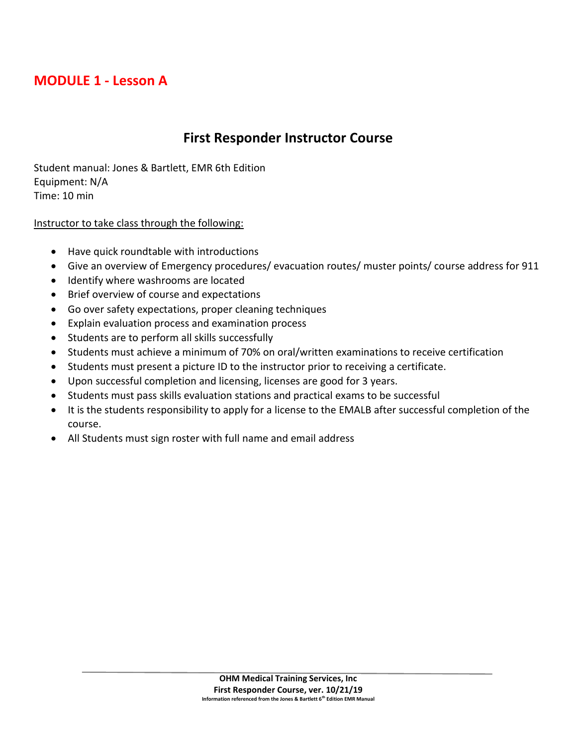# MODULE 1 - Lesson A

## First Responder Instructor Course

Student manual: Jones & Bartlett, EMR 6th Edition
Equipment: N/A
Time: 10 min

Instructor to take class through the following:

- Have quick roundtable with introductions
- Give an overview of Emergency procedures/ evacuation routes/ muster points/ course address for 911
- Identify where washrooms are located
- Brief overview of course and expectations
- Go over safety expectations, proper cleaning techniques
- Explain evaluation process and examination process
- Students are to perform all skills successfully
- Students must achieve a minimum of 70% on oral/written examinations to receive certification
- Students must present a picture ID to the instructor prior to receiving a certificate.
- Upon successful completion and licensing, licenses are good for 3 years.
- Students must pass skills evaluation stations and practical exams to be successful
- It is the students responsibility to apply for a license to the EMALB after successful completion of the course.
- All Students must sign roster with full name and email address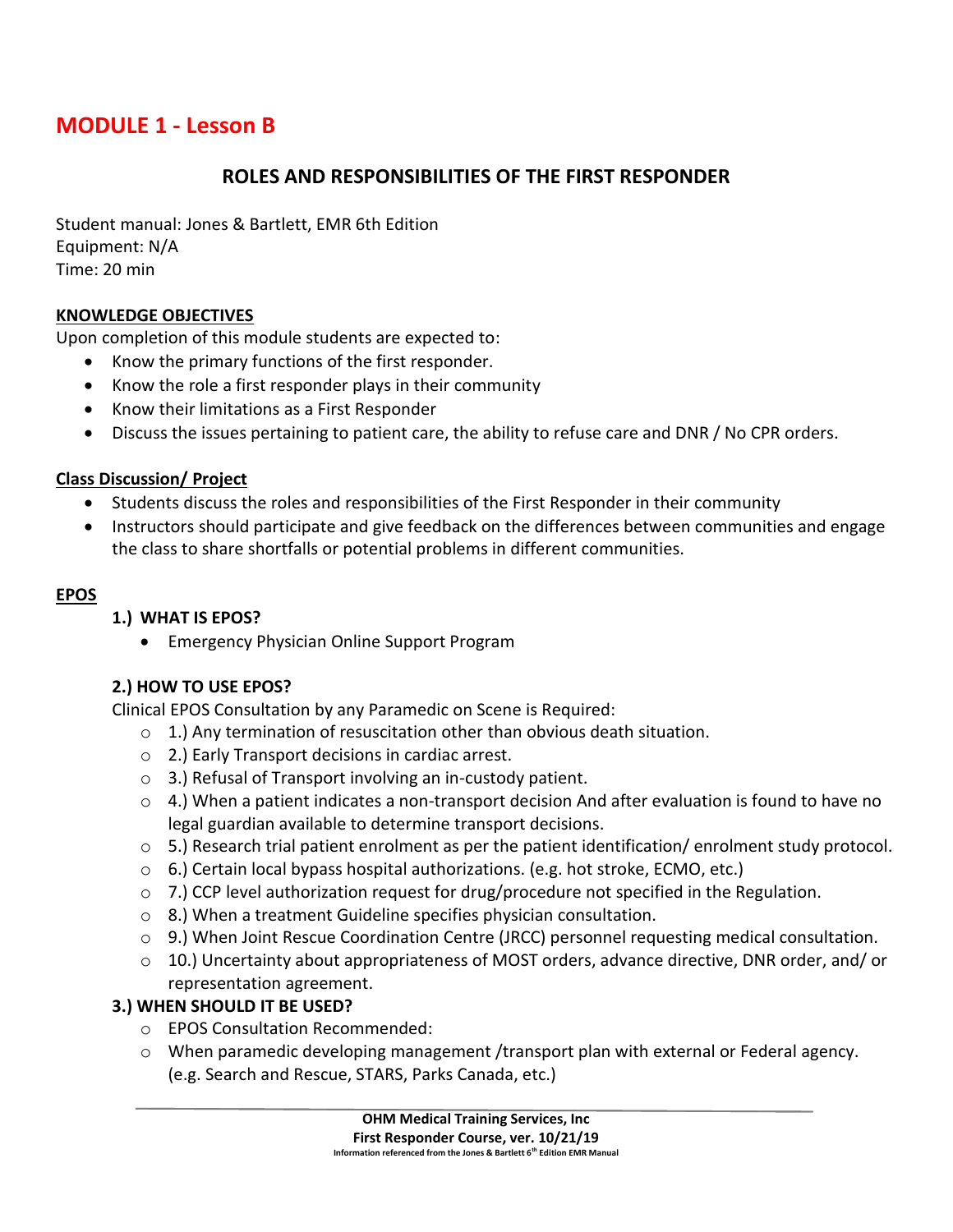# MODULE 1 - Lesson B

## ROLES AND RESPONSIBILITIES OF THE FIRST RESPONDER

Student manual: Jones & Bartlett, EMR 6th Edition
Equipment: N/A
Time: 20 min

### KNOWLEDGE OBJECTIVES

Upon completion of this module students are expected to:

- Know the primary functions of the first responder.
- Know the role a first responder plays in their community
- Know their limitations as a First Responder
- Discuss the issues pertaining to patient care, the ability to refuse care and DNR / No CPR orders.

### Class Discussion/ Project

- Students discuss the roles and responsibilities of the First Responder in their community
- Instructors should participate and give feedback on the differences between communities and engage the class to share shortfalls or potential problems in different communities.

### EPOS

**1.) WHAT IS EPOS?**

- Emergency Physician Online Support Program

**2.) HOW TO USE EPOS?**

Clinical EPOS Consultation by any Paramedic on Scene is Required:

- 1.) Any termination of resuscitation other than obvious death situation.
- 2.) Early Transport decisions in cardiac arrest.
- 3.) Refusal of Transport involving an in-custody patient.
- 4.) When a patient indicates a non-transport decision And after evaluation is found to have no legal guardian available to determine transport decisions.
- 5.) Research trial patient enrolment as per the patient identification/ enrolment study protocol.
- 6.) Certain local bypass hospital authorizations. (e.g. hot stroke, ECMO, etc.)
- 7.) CCP level authorization request for drug/procedure not specified in the Regulation.
- 8.) When a treatment Guideline specifies physician consultation.
- 9.) When Joint Rescue Coordination Centre (JRCC) personnel requesting medical consultation.
- 10.) Uncertainty about appropriateness of MOST orders, advance directive, DNR order, and/ or representation agreement.

**3.) WHEN SHOULD IT BE USED?**

- EPOS Consultation Recommended:
- When paramedic developing management /transport plan with external or Federal agency. (e.g. Search and Rescue, STARS, Parks Canada, etc.)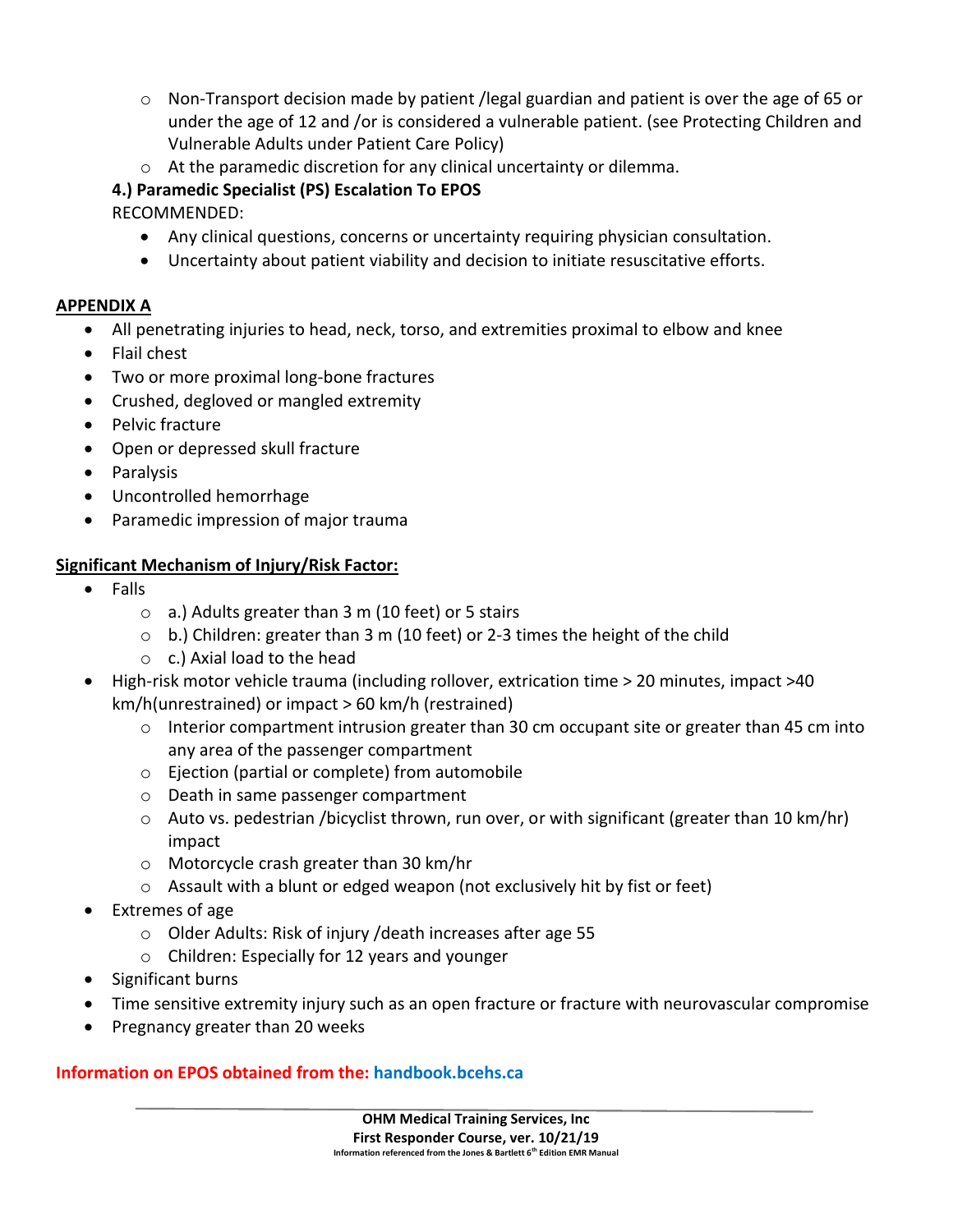- Non-Transport decision made by patient /legal guardian and patient is over the age of 65 or under the age of 12 and /or is considered a vulnerable patient. (see Protecting Children and Vulnerable Adults under Patient Care Policy)
- At the paramedic discretion for any clinical uncertainty or dilemma.

**4.) Paramedic Specialist (PS) Escalation To EPOS**

RECOMMENDED:

- Any clinical questions, concerns or uncertainty requiring physician consultation.
- Uncertainty about patient viability and decision to initiate resuscitative efforts.

**APPENDIX A**

- All penetrating injuries to head, neck, torso, and extremities proximal to elbow and knee
- Flail chest
- Two or more proximal long-bone fractures
- Crushed, degloved or mangled extremity
- Pelvic fracture
- Open or depressed skull fracture
- Paralysis
- Uncontrolled hemorrhage
- Paramedic impression of major trauma

**Significant Mechanism of Injury/Risk Factor:**

- Falls
  - a.) Adults greater than 3 m (10 feet) or 5 stairs
  - b.) Children: greater than 3 m (10 feet) or 2-3 times the height of the child
  - c.) Axial load to the head
- High-risk motor vehicle trauma (including rollover, extrication time > 20 minutes, impact >40 km/h(unrestrained) or impact > 60 km/h (restrained)
  - Interior compartment intrusion greater than 30 cm occupant site or greater than 45 cm into any area of the passenger compartment
  - Ejection (partial or complete) from automobile
  - Death in same passenger compartment
  - Auto vs. pedestrian /bicyclist thrown, run over, or with significant (greater than 10 km/hr) impact
  - Motorcycle crash greater than 30 km/hr
  - Assault with a blunt or edged weapon (not exclusively hit by fist or feet)
- Extremes of age
  - Older Adults: Risk of injury /death increases after age 55
  - Children: Especially for 12 years and younger
- Significant burns
- Time sensitive extremity injury such as an open fracture or fracture with neurovascular compromise
- Pregnancy greater than 20 weeks

**Information on EPOS obtained from the: handbook.bcehs.ca**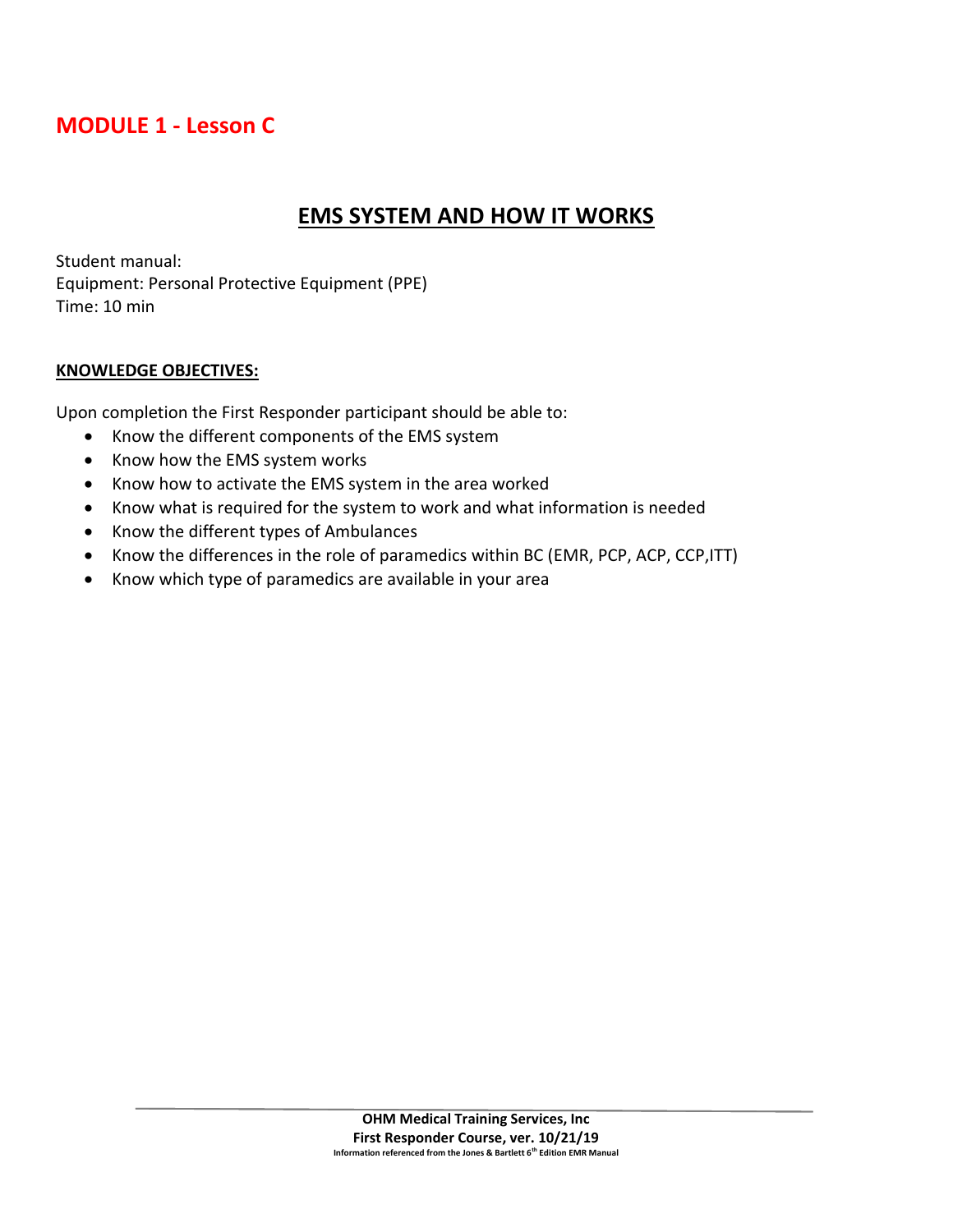# MODULE 1 - Lesson C

## EMS SYSTEM AND HOW IT WORKS

Student manual:
Equipment: Personal Protective Equipment (PPE)
Time: 10 min

**KNOWLEDGE OBJECTIVES:**

Upon completion the First Responder participant should be able to:

- Know the different components of the EMS system
- Know how the EMS system works
- Know how to activate the EMS system in the area worked
- Know what is required for the system to work and what information is needed
- Know the different types of Ambulances
- Know the differences in the role of paramedics within BC (EMR, PCP, ACP, CCP,ITT)
- Know which type of paramedics are available in your area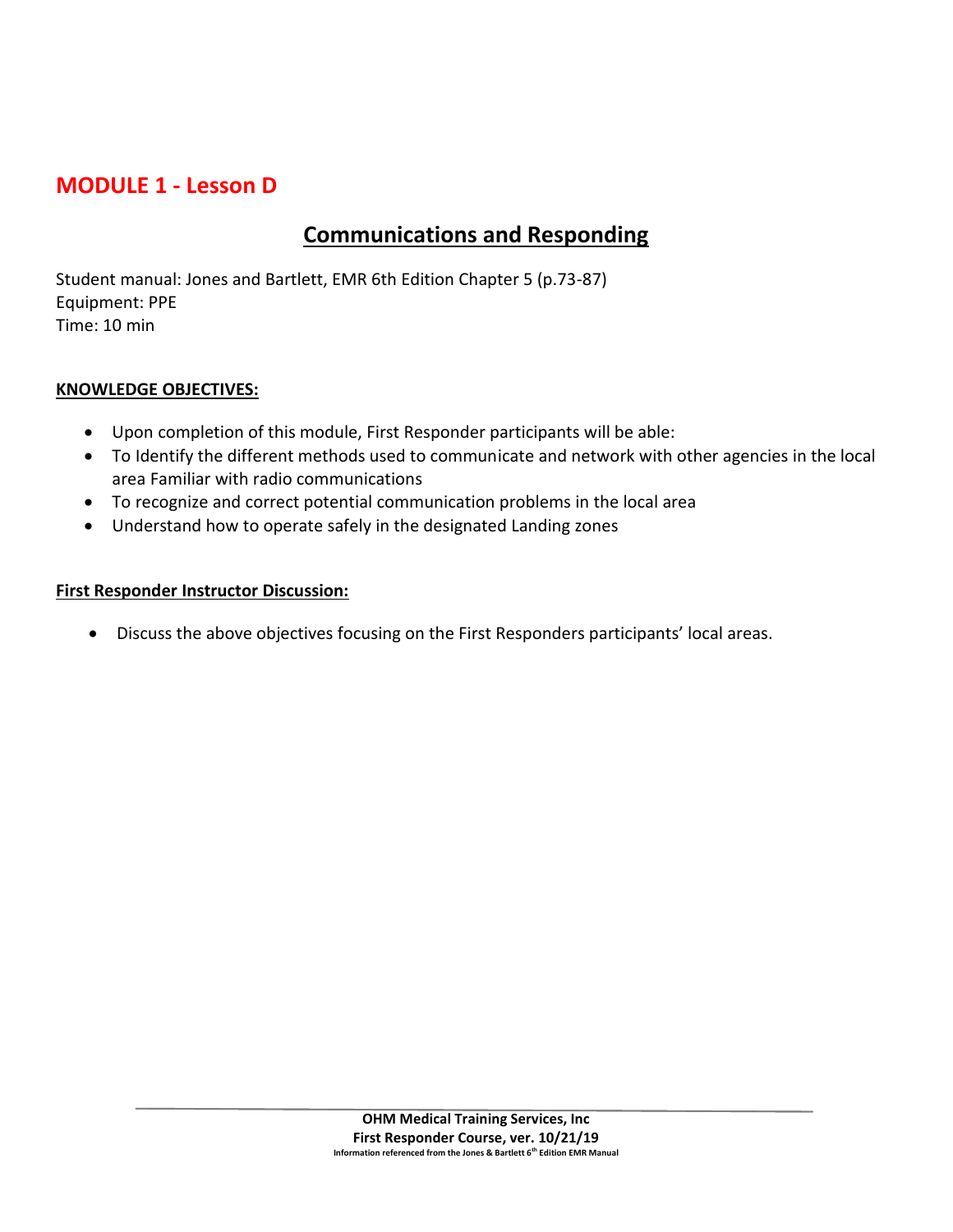# MODULE 1 - Lesson D

## Communications and Responding

Student manual: Jones and Bartlett, EMR 6th Edition Chapter 5 (p.73-87)
Equipment: PPE
Time: 10 min

**KNOWLEDGE OBJECTIVES:**

- Upon completion of this module, First Responder participants will be able:
- To Identify the different methods used to communicate and network with other agencies in the local area Familiar with radio communications
- To recognize and correct potential communication problems in the local area
- Understand how to operate safely in the designated Landing zones

**First Responder Instructor Discussion:**

- Discuss the above objectives focusing on the First Responders participants' local areas.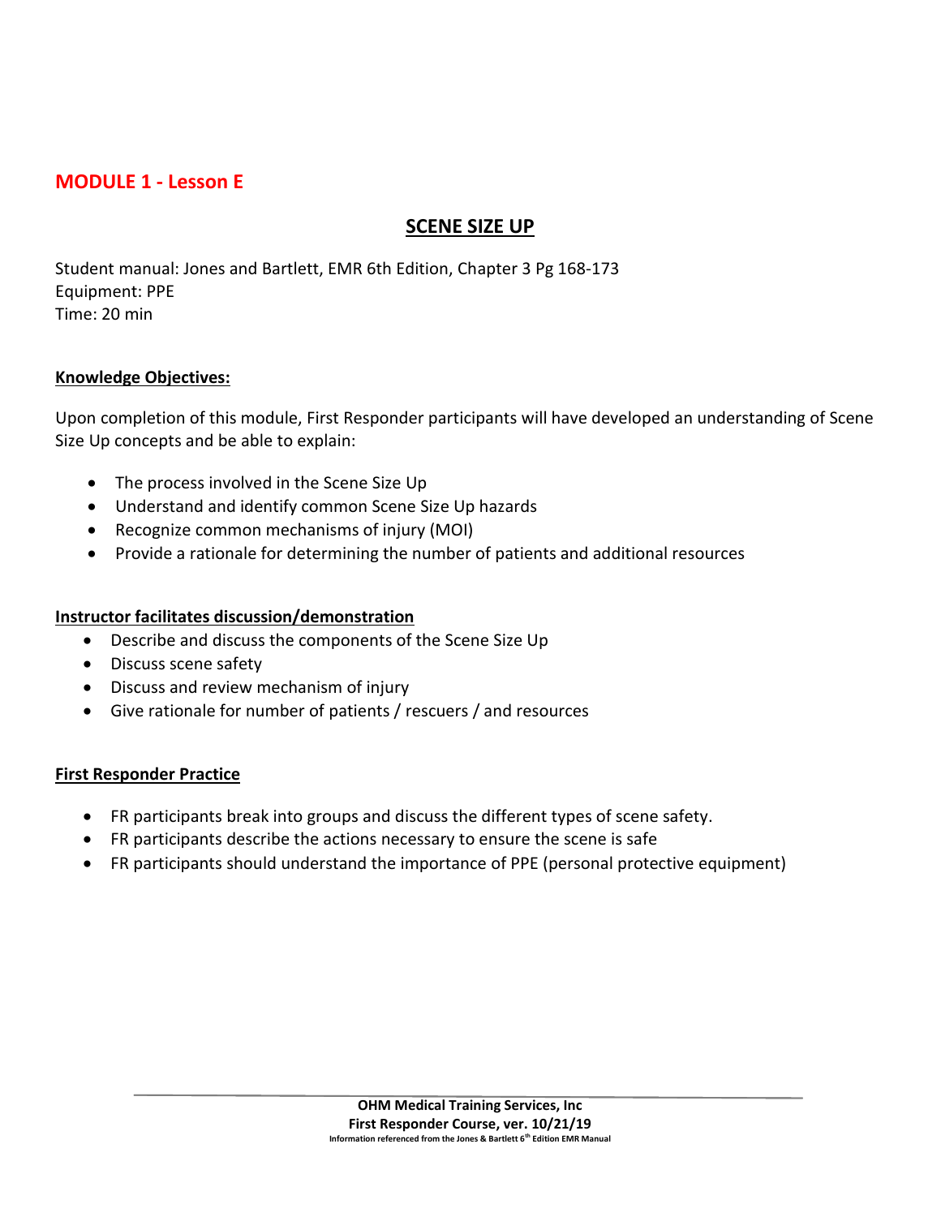## MODULE 1 - Lesson E

### SCENE SIZE UP

Student manual: Jones and Bartlett, EMR 6th Edition, Chapter 3 Pg 168-173
Equipment: PPE
Time: 20 min

**Knowledge Objectives:**

Upon completion of this module, First Responder participants will have developed an understanding of Scene Size Up concepts and be able to explain:

- The process involved in the Scene Size Up
- Understand and identify common Scene Size Up hazards
- Recognize common mechanisms of injury (MOI)
- Provide a rationale for determining the number of patients and additional resources

**Instructor facilitates discussion/demonstration**

- Describe and discuss the components of the Scene Size Up
- Discuss scene safety
- Discuss and review mechanism of injury
- Give rationale for number of patients / rescuers / and resources

**First Responder Practice**

- FR participants break into groups and discuss the different types of scene safety.
- FR participants describe the actions necessary to ensure the scene is safe
- FR participants should understand the importance of PPE (personal protective equipment)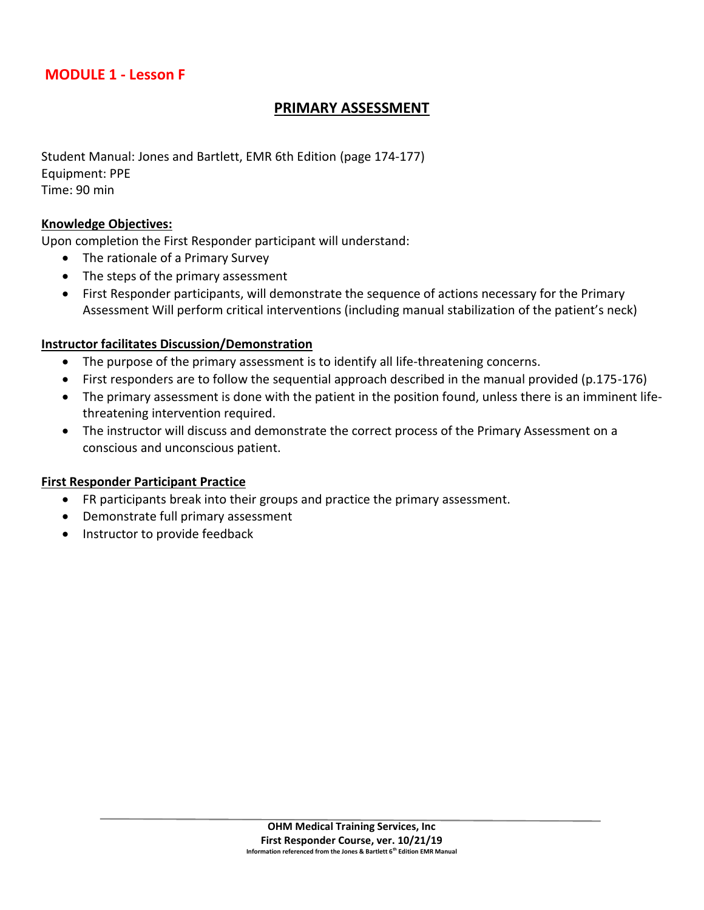## MODULE 1 - Lesson F

# PRIMARY ASSESSMENT

Student Manual: Jones and Bartlett, EMR 6th Edition (page 174-177)
Equipment: PPE
Time: 90 min

**Knowledge Objectives:**

Upon completion the First Responder participant will understand:

- The rationale of a Primary Survey
- The steps of the primary assessment
- First Responder participants, will demonstrate the sequence of actions necessary for the Primary Assessment Will perform critical interventions (including manual stabilization of the patient's neck)

**Instructor facilitates Discussion/Demonstration**

- The purpose of the primary assessment is to identify all life-threatening concerns.
- First responders are to follow the sequential approach described in the manual provided (p.175-176)
- The primary assessment is done with the patient in the position found, unless there is an imminent life-threatening intervention required.
- The instructor will discuss and demonstrate the correct process of the Primary Assessment on a conscious and unconscious patient.

**First Responder Participant Practice**

- FR participants break into their groups and practice the primary assessment.
- Demonstrate full primary assessment
- Instructor to provide feedback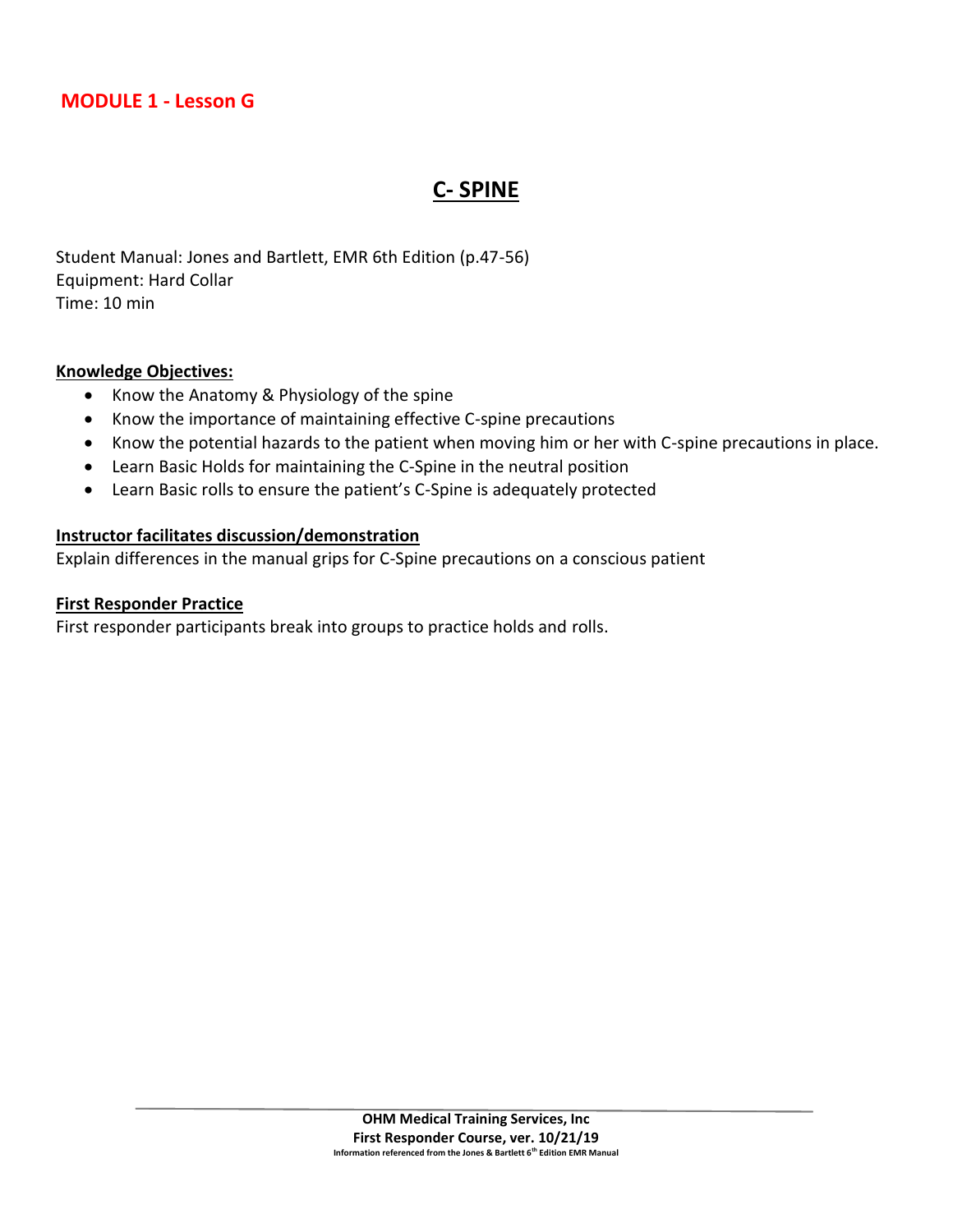## MODULE 1 - Lesson G

# C- SPINE

Student Manual: Jones and Bartlett, EMR 6th Edition (p.47-56)
Equipment: Hard Collar
Time: 10 min

**Knowledge Objectives:**

- Know the Anatomy & Physiology of the spine
- Know the importance of maintaining effective C-spine precautions
- Know the potential hazards to the patient when moving him or her with C-spine precautions in place.
- Learn Basic Holds for maintaining the C-Spine in the neutral position
- Learn Basic rolls to ensure the patient's C-Spine is adequately protected

**Instructor facilitates discussion/demonstration**

Explain differences in the manual grips for C-Spine precautions on a conscious patient

**First Responder Practice**

First responder participants break into groups to practice holds and rolls.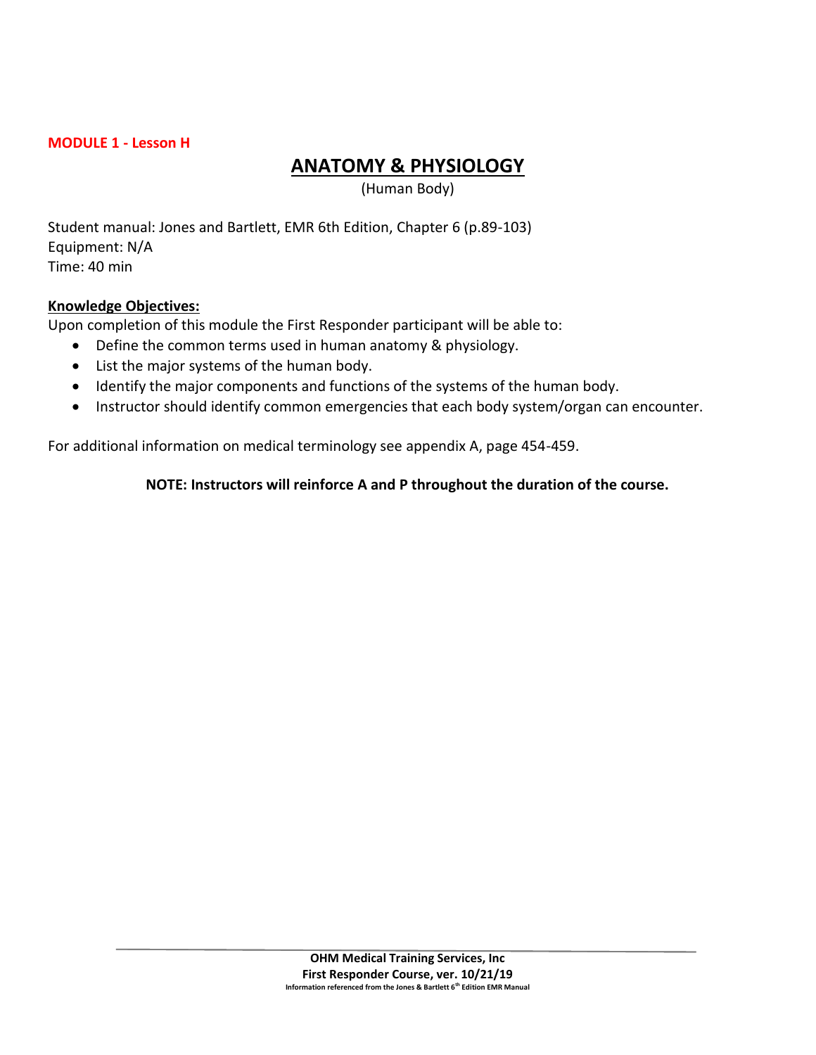**MODULE 1 - Lesson H**

# ANATOMY & PHYSIOLOGY

(Human Body)

Student manual: Jones and Bartlett, EMR 6th Edition, Chapter 6 (p.89-103)
Equipment: N/A
Time: 40 min

**Knowledge Objectives:**

Upon completion of this module the First Responder participant will be able to:

- Define the common terms used in human anatomy & physiology.
- List the major systems of the human body.
- Identify the major components and functions of the systems of the human body.
- Instructor should identify common emergencies that each body system/organ can encounter.

For additional information on medical terminology see appendix A, page 454-459.

**NOTE: Instructors will reinforce A and P throughout the duration of the course.**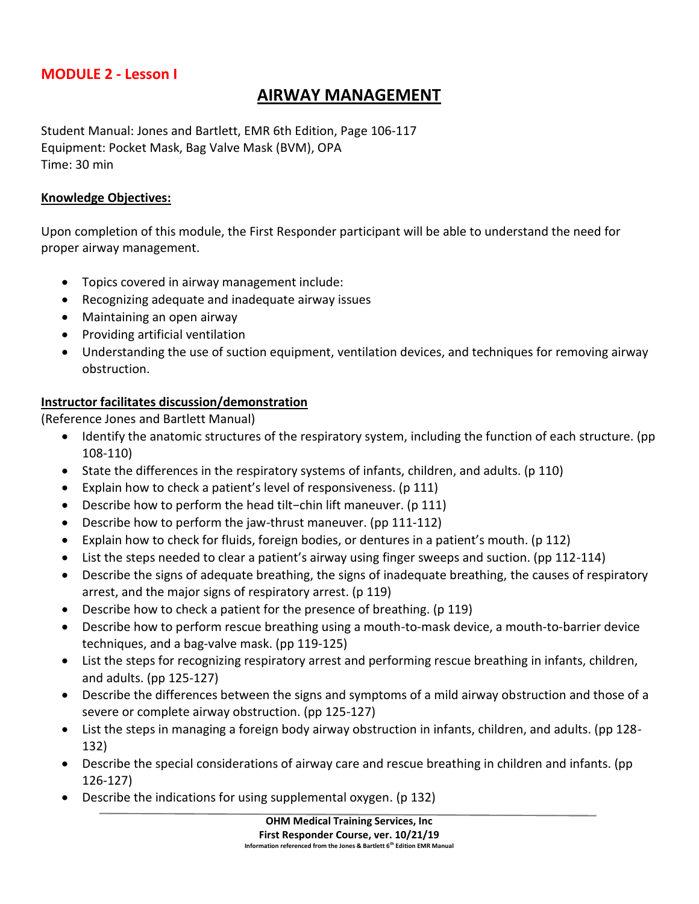## MODULE 2 - Lesson I

# AIRWAY MANAGEMENT

Student Manual: Jones and Bartlett, EMR 6th Edition, Page 106-117
Equipment: Pocket Mask, Bag Valve Mask (BVM), OPA
Time: 30 min

**Knowledge Objectives:**

Upon completion of this module, the First Responder participant will be able to understand the need for proper airway management.

- Topics covered in airway management include:
- Recognizing adequate and inadequate airway issues
- Maintaining an open airway
- Providing artificial ventilation
- Understanding the use of suction equipment, ventilation devices, and techniques for removing airway obstruction.

**Instructor facilitates discussion/demonstration**
(Reference Jones and Bartlett Manual)

- Identify the anatomic structures of the respiratory system, including the function of each structure. (pp 108-110)
- State the differences in the respiratory systems of infants, children, and adults. (p 110)
- Explain how to check a patient's level of responsiveness. (p 111)
- Describe how to perform the head tilt–chin lift maneuver. (p 111)
- Describe how to perform the jaw-thrust maneuver. (pp 111-112)
- Explain how to check for fluids, foreign bodies, or dentures in a patient's mouth. (p 112)
- List the steps needed to clear a patient's airway using finger sweeps and suction. (pp 112-114)
- Describe the signs of adequate breathing, the signs of inadequate breathing, the causes of respiratory arrest, and the major signs of respiratory arrest. (p 119)
- Describe how to check a patient for the presence of breathing. (p 119)
- Describe how to perform rescue breathing using a mouth-to-mask device, a mouth-to-barrier device techniques, and a bag-valve mask. (pp 119-125)
- List the steps for recognizing respiratory arrest and performing rescue breathing in infants, children, and adults. (pp 125-127)
- Describe the differences between the signs and symptoms of a mild airway obstruction and those of a severe or complete airway obstruction. (pp 125-127)
- List the steps in managing a foreign body airway obstruction in infants, children, and adults. (pp 128-132)
- Describe the special considerations of airway care and rescue breathing in children and infants. (pp 126-127)
- Describe the indications for using supplemental oxygen. (p 132)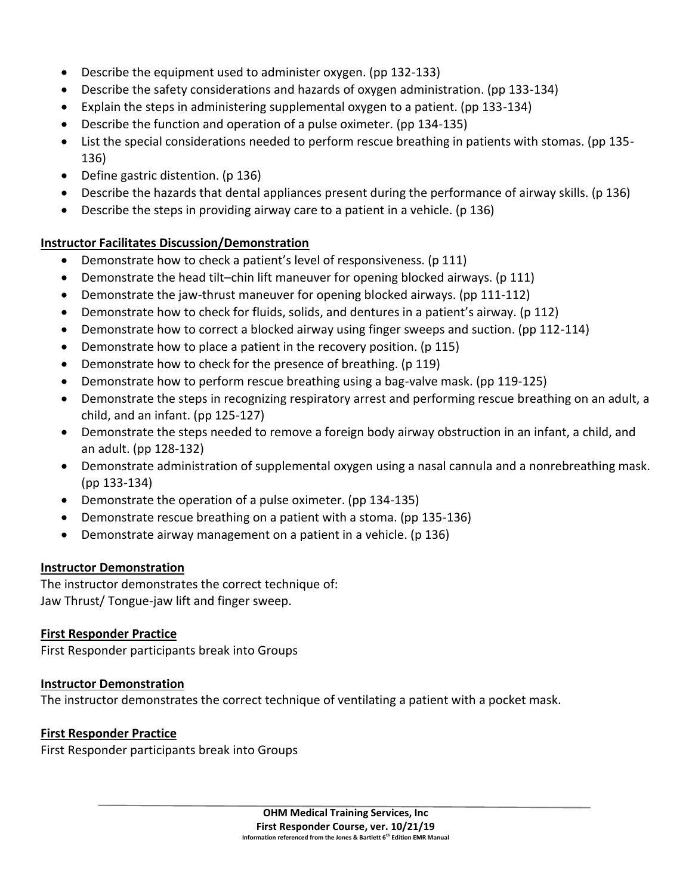- Describe the equipment used to administer oxygen. (pp 132-133)
- Describe the safety considerations and hazards of oxygen administration. (pp 133-134)
- Explain the steps in administering supplemental oxygen to a patient. (pp 133-134)
- Describe the function and operation of a pulse oximeter. (pp 134-135)
- List the special considerations needed to perform rescue breathing in patients with stomas. (pp 135-136)
- Define gastric distention. (p 136)
- Describe the hazards that dental appliances present during the performance of airway skills. (p 136)
- Describe the steps in providing airway care to a patient in a vehicle. (p 136)

**Instructor Facilitates Discussion/Demonstration**

- Demonstrate how to check a patient's level of responsiveness. (p 111)
- Demonstrate the head tilt–chin lift maneuver for opening blocked airways. (p 111)
- Demonstrate the jaw-thrust maneuver for opening blocked airways. (pp 111-112)
- Demonstrate how to check for fluids, solids, and dentures in a patient's airway. (p 112)
- Demonstrate how to correct a blocked airway using finger sweeps and suction. (pp 112-114)
- Demonstrate how to place a patient in the recovery position. (p 115)
- Demonstrate how to check for the presence of breathing. (p 119)
- Demonstrate how to perform rescue breathing using a bag-valve mask. (pp 119-125)
- Demonstrate the steps in recognizing respiratory arrest and performing rescue breathing on an adult, a child, and an infant. (pp 125-127)
- Demonstrate the steps needed to remove a foreign body airway obstruction in an infant, a child, and an adult. (pp 128-132)
- Demonstrate administration of supplemental oxygen using a nasal cannula and a nonrebreathing mask. (pp 133-134)
- Demonstrate the operation of a pulse oximeter. (pp 134-135)
- Demonstrate rescue breathing on a patient with a stoma. (pp 135-136)
- Demonstrate airway management on a patient in a vehicle. (p 136)

**Instructor Demonstration**

The instructor demonstrates the correct technique of:
Jaw Thrust/ Tongue-jaw lift and finger sweep.

**First Responder Practice**

First Responder participants break into Groups

**Instructor Demonstration**

The instructor demonstrates the correct technique of ventilating a patient with a pocket mask.

**First Responder Practice**

First Responder participants break into Groups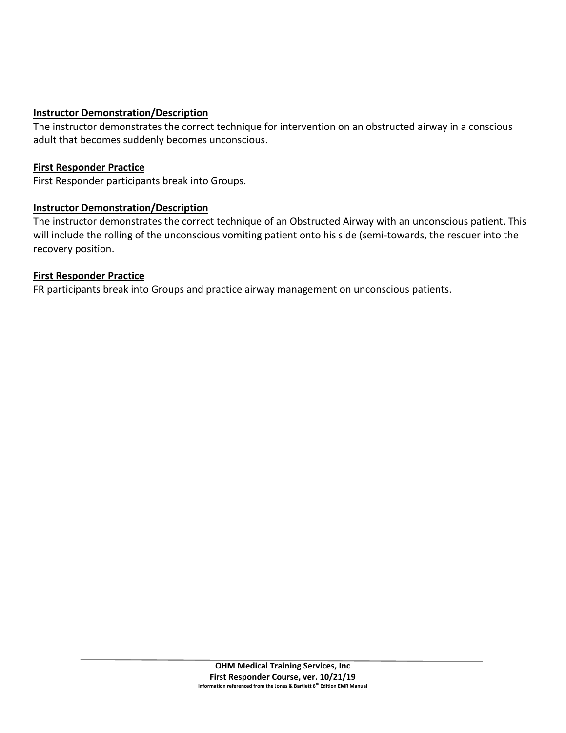**Instructor Demonstration/Description**

The instructor demonstrates the correct technique for intervention on an obstructed airway in a conscious adult that becomes suddenly becomes unconscious.

**First Responder Practice**

First Responder participants break into Groups.

**Instructor Demonstration/Description**

The instructor demonstrates the correct technique of an Obstructed Airway with an unconscious patient. This will include the rolling of the unconscious vomiting patient onto his side (semi-towards, the rescuer into the recovery position.

**First Responder Practice**

FR participants break into Groups and practice airway management on unconscious patients.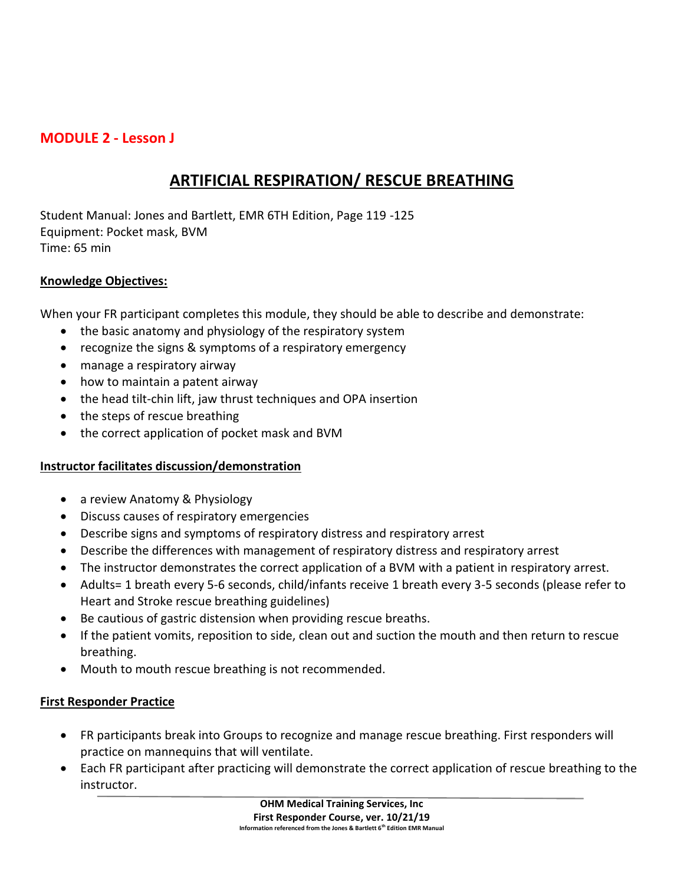## MODULE 2 - Lesson J

# ARTIFICIAL RESPIRATION/ RESCUE BREATHING

Student Manual: Jones and Bartlett, EMR 6TH Edition, Page 119 -125
Equipment: Pocket mask, BVM
Time: 65 min

**Knowledge Objectives:**

When your FR participant completes this module, they should be able to describe and demonstrate:

- the basic anatomy and physiology of the respiratory system
- recognize the signs & symptoms of a respiratory emergency
- manage a respiratory airway
- how to maintain a patent airway
- the head tilt-chin lift, jaw thrust techniques and OPA insertion
- the steps of rescue breathing
- the correct application of pocket mask and BVM

**Instructor facilitates discussion/demonstration**

- a review Anatomy & Physiology
- Discuss causes of respiratory emergencies
- Describe signs and symptoms of respiratory distress and respiratory arrest
- Describe the differences with management of respiratory distress and respiratory arrest
- The instructor demonstrates the correct application of a BVM with a patient in respiratory arrest.
- Adults= 1 breath every 5-6 seconds, child/infants receive 1 breath every 3-5 seconds (please refer to Heart and Stroke rescue breathing guidelines)
- Be cautious of gastric distension when providing rescue breaths.
- If the patient vomits, reposition to side, clean out and suction the mouth and then return to rescue breathing.
- Mouth to mouth rescue breathing is not recommended.

**First Responder Practice**

- FR participants break into Groups to recognize and manage rescue breathing. First responders will practice on mannequins that will ventilate.
- Each FR participant after practicing will demonstrate the correct application of rescue breathing to the instructor.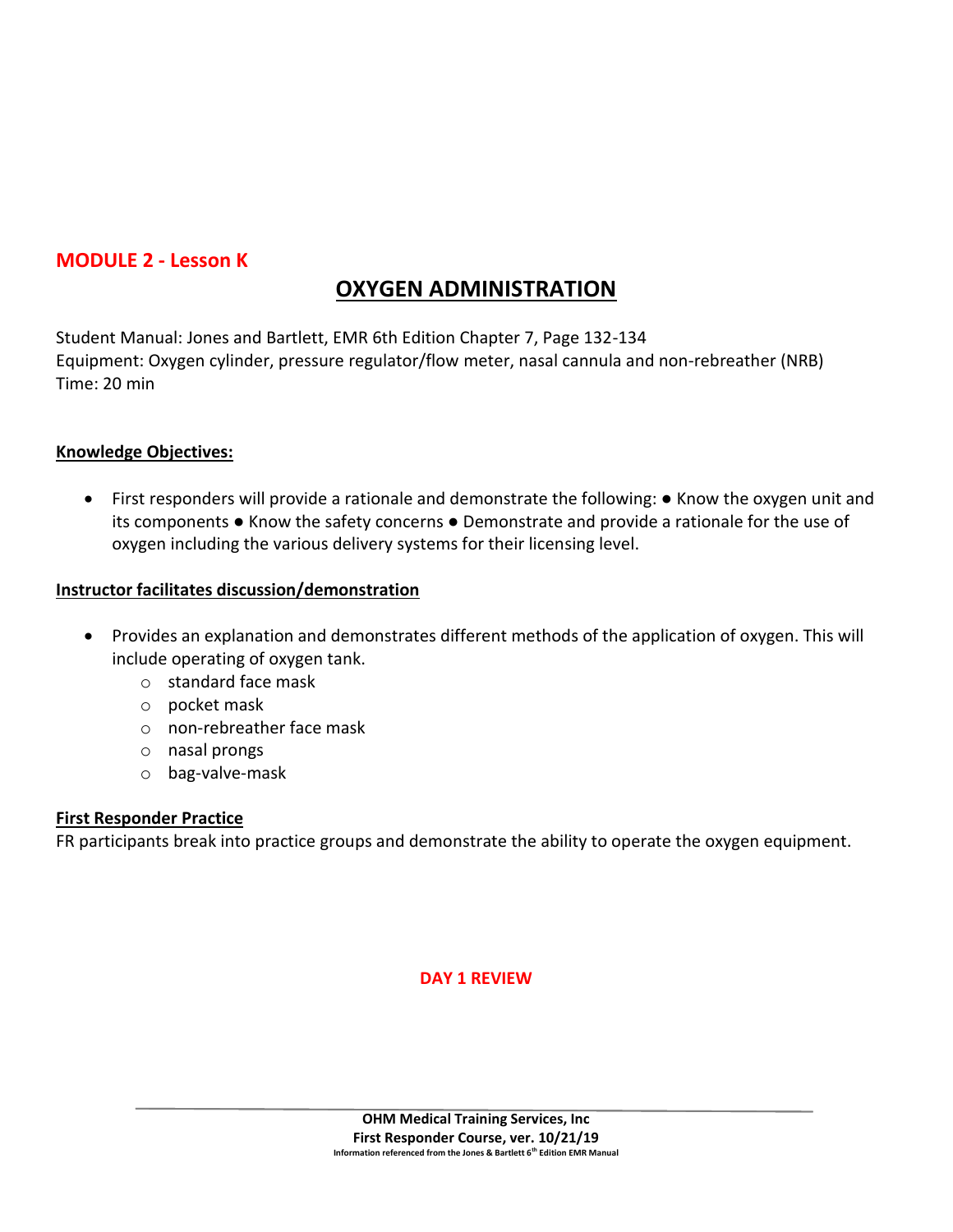## MODULE 2 - Lesson K

# OXYGEN ADMINISTRATION

Student Manual: Jones and Bartlett, EMR 6th Edition Chapter 7, Page 132-134
Equipment: Oxygen cylinder, pressure regulator/flow meter, nasal cannula and non-rebreather (NRB)
Time: 20 min

**Knowledge Objectives:**

- First responders will provide a rationale and demonstrate the following: ● Know the oxygen unit and its components ● Know the safety concerns ● Demonstrate and provide a rationale for the use of oxygen including the various delivery systems for their licensing level.

**Instructor facilitates discussion/demonstration**

- Provides an explanation and demonstrates different methods of the application of oxygen. This will include operating of oxygen tank.
  - standard face mask
  - pocket mask
  - non-rebreather face mask
  - nasal prongs
  - bag-valve-mask

**First Responder Practice**

FR participants break into practice groups and demonstrate the ability to operate the oxygen equipment.

**DAY 1 REVIEW**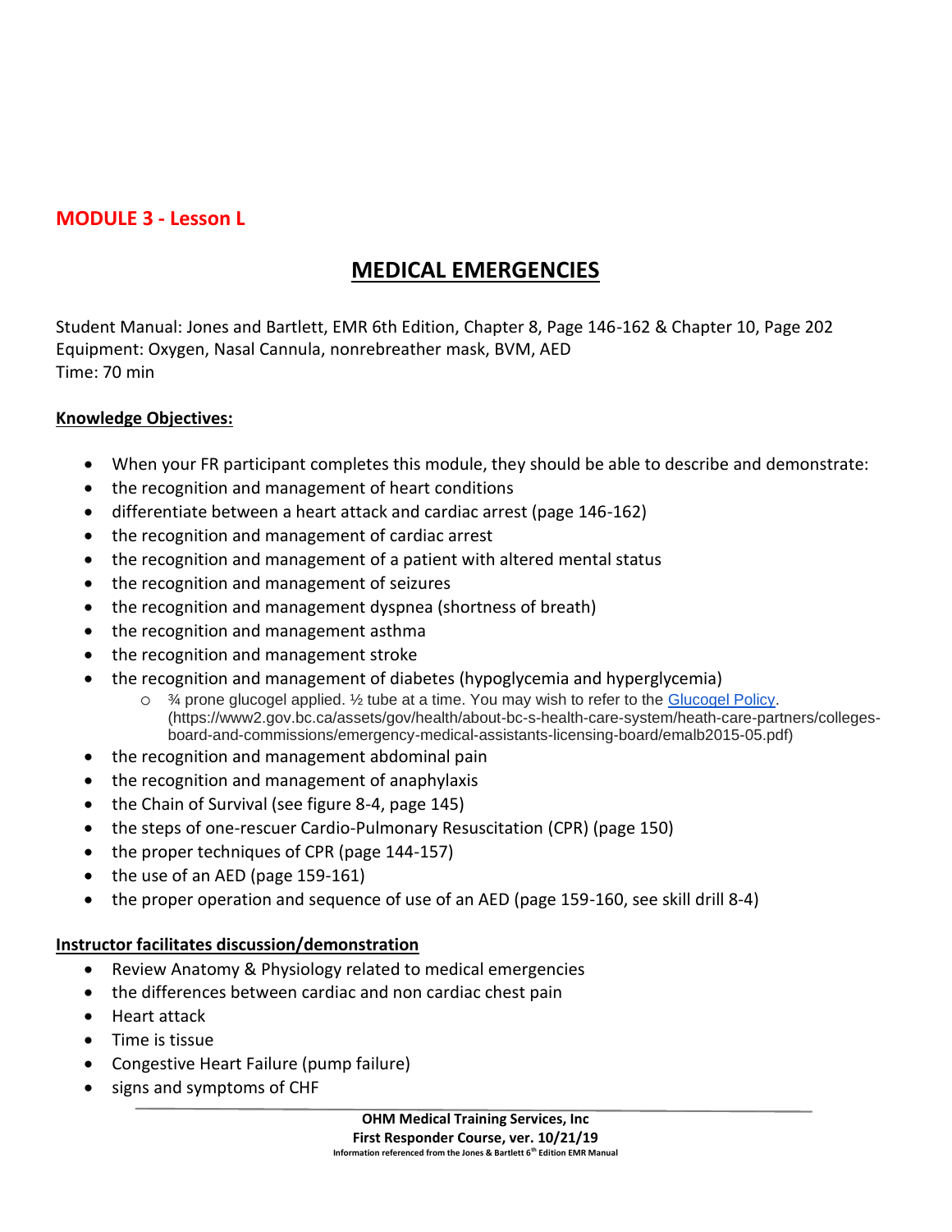## MODULE 3 - Lesson L

# MEDICAL EMERGENCIES

Student Manual: Jones and Bartlett, EMR 6th Edition, Chapter 8, Page 146-162 & Chapter 10, Page 202
Equipment: Oxygen, Nasal Cannula, nonrebreather mask, BVM, AED
Time: 70 min

**Knowledge Objectives:**

- When your FR participant completes this module, they should be able to describe and demonstrate:
- the recognition and management of heart conditions
- differentiate between a heart attack and cardiac arrest (page 146-162)
- the recognition and management of cardiac arrest
- the recognition and management of a patient with altered mental status
- the recognition and management of seizures
- the recognition and management dyspnea (shortness of breath)
- the recognition and management asthma
- the recognition and management stroke
- the recognition and management of diabetes (hypoglycemia and hyperglycemia)
  - ¾ prone glucogel applied. ½ tube at a time. You may wish to refer to the [Glucogel Policy](https://www2.gov.bc.ca/assets/gov/health/about-bc-s-health-care-system/heath-care-partners/colleges-board-and-commissions/emergency-medical-assistants-licensing-board/emalb2015-05.pdf). (https://www2.gov.bc.ca/assets/gov/health/about-bc-s-health-care-system/heath-care-partners/colleges-board-and-commissions/emergency-medical-assistants-licensing-board/emalb2015-05.pdf)
- the recognition and management abdominal pain
- the recognition and management of anaphylaxis
- the Chain of Survival (see figure 8-4, page 145)
- the steps of one-rescuer Cardio-Pulmonary Resuscitation (CPR) (page 150)
- the proper techniques of CPR (page 144-157)
- the use of an AED (page 159-161)
- the proper operation and sequence of use of an AED (page 159-160, see skill drill 8-4)

**Instructor facilitates discussion/demonstration**

- Review Anatomy & Physiology related to medical emergencies
- the differences between cardiac and non cardiac chest pain
- Heart attack
- Time is tissue
- Congestive Heart Failure (pump failure)
- signs and symptoms of CHF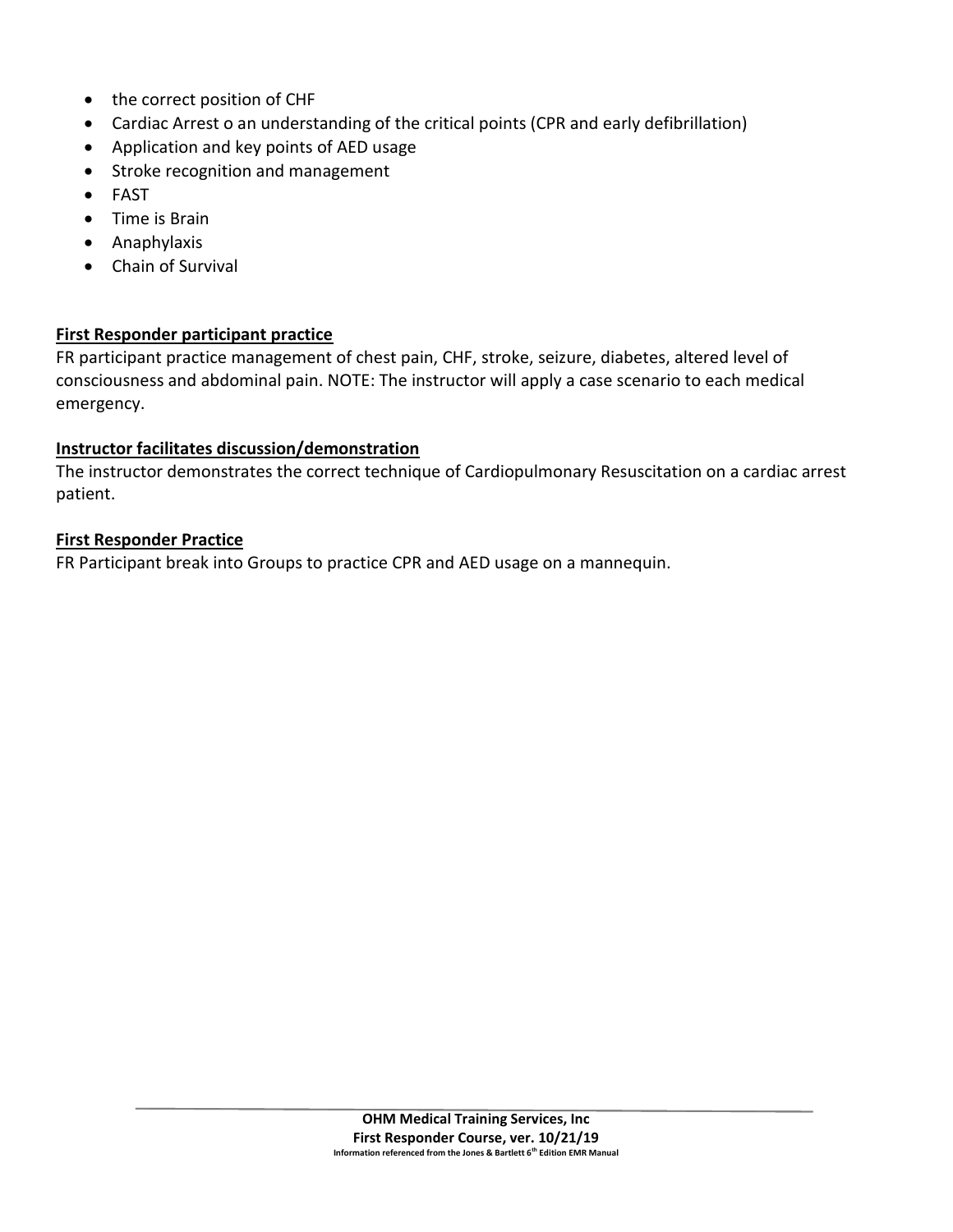- the correct position of CHF
- Cardiac Arrest o an understanding of the critical points (CPR and early defibrillation)
- Application and key points of AED usage
- Stroke recognition and management
- FAST
- Time is Brain
- Anaphylaxis
- Chain of Survival

**First Responder participant practice**

FR participant practice management of chest pain, CHF, stroke, seizure, diabetes, altered level of consciousness and abdominal pain. NOTE: The instructor will apply a case scenario to each medical emergency.

**Instructor facilitates discussion/demonstration**

The instructor demonstrates the correct technique of Cardiopulmonary Resuscitation on a cardiac arrest patient.

**First Responder Practice**

FR Participant break into Groups to practice CPR and AED usage on a mannequin.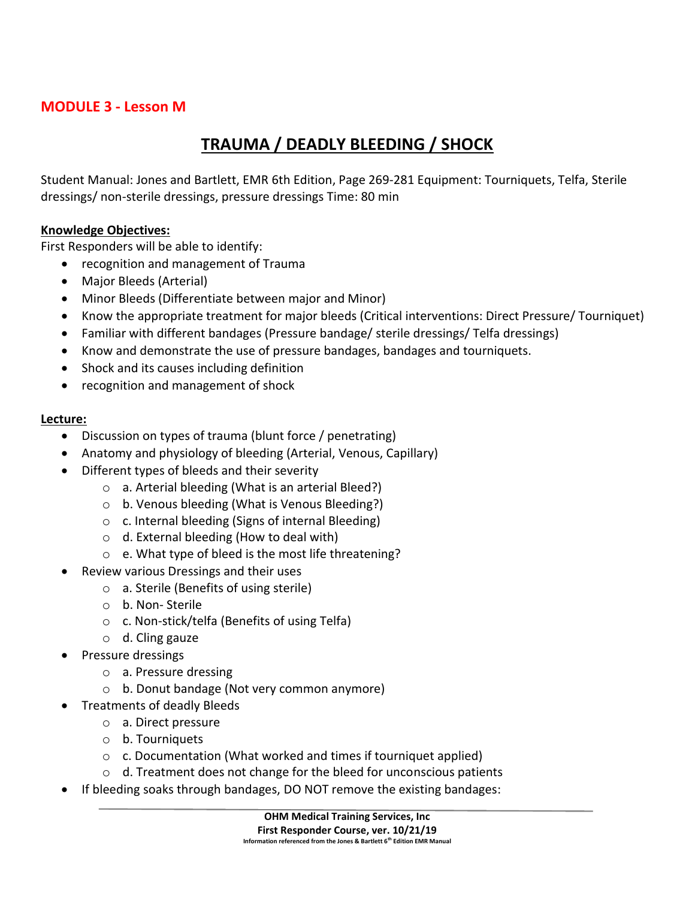## MODULE 3 - Lesson M

# TRAUMA / DEADLY BLEEDING / SHOCK

Student Manual: Jones and Bartlett, EMR 6th Edition, Page 269-281 Equipment: Tourniquets, Telfa, Sterile dressings/ non-sterile dressings, pressure dressings Time: 80 min

**Knowledge Objectives:**

First Responders will be able to identify:

- recognition and management of Trauma
- Major Bleeds (Arterial)
- Minor Bleeds (Differentiate between major and Minor)
- Know the appropriate treatment for major bleeds (Critical interventions: Direct Pressure/ Tourniquet)
- Familiar with different bandages (Pressure bandage/ sterile dressings/ Telfa dressings)
- Know and demonstrate the use of pressure bandages, bandages and tourniquets.
- Shock and its causes including definition
- recognition and management of shock

**Lecture:**

- Discussion on types of trauma (blunt force / penetrating)
- Anatomy and physiology of bleeding (Arterial, Venous, Capillary)
- Different types of bleeds and their severity
  - a. Arterial bleeding (What is an arterial Bleed?)
  - b. Venous bleeding (What is Venous Bleeding?)
  - c. Internal bleeding (Signs of internal Bleeding)
  - d. External bleeding (How to deal with)
  - e. What type of bleed is the most life threatening?
- Review various Dressings and their uses
  - a. Sterile (Benefits of using sterile)
  - b. Non- Sterile
  - c. Non-stick/telfa (Benefits of using Telfa)
  - d. Cling gauze
- Pressure dressings
  - a. Pressure dressing
  - b. Donut bandage (Not very common anymore)
- Treatments of deadly Bleeds
  - a. Direct pressure
  - b. Tourniquets
  - c. Documentation (What worked and times if tourniquet applied)
  - d. Treatment does not change for the bleed for unconscious patients
- If bleeding soaks through bandages, DO NOT remove the existing bandages: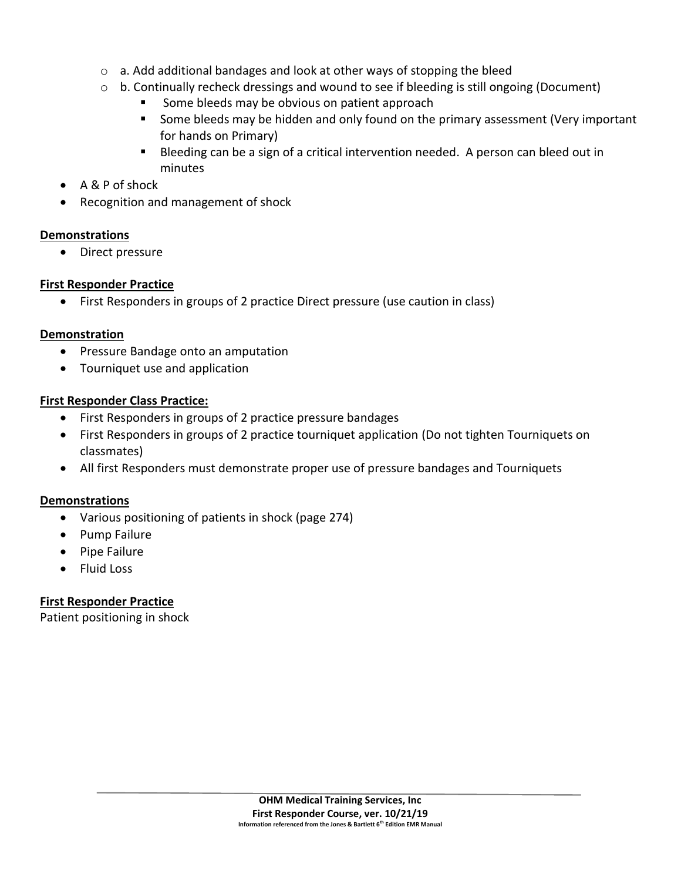- a. Add additional bandages and look at other ways of stopping the bleed
  - b. Continually recheck dressings and wound to see if bleeding is still ongoing (Document)
    - Some bleeds may be obvious on patient approach
    - Some bleeds may be hidden and only found on the primary assessment (Very important for hands on Primary)
    - Bleeding can be a sign of a critical intervention needed. A person can bleed out in minutes
- A & P of shock
- Recognition and management of shock

**Demonstrations**

- Direct pressure

**First Responder Practice**

- First Responders in groups of 2 practice Direct pressure (use caution in class)

**Demonstration**

- Pressure Bandage onto an amputation
- Tourniquet use and application

**First Responder Class Practice:**

- First Responders in groups of 2 practice pressure bandages
- First Responders in groups of 2 practice tourniquet application (Do not tighten Tourniquets on classmates)
- All first Responders must demonstrate proper use of pressure bandages and Tourniquets

**Demonstrations**

- Various positioning of patients in shock (page 274)
- Pump Failure
- Pipe Failure
- Fluid Loss

**First Responder Practice**

Patient positioning in shock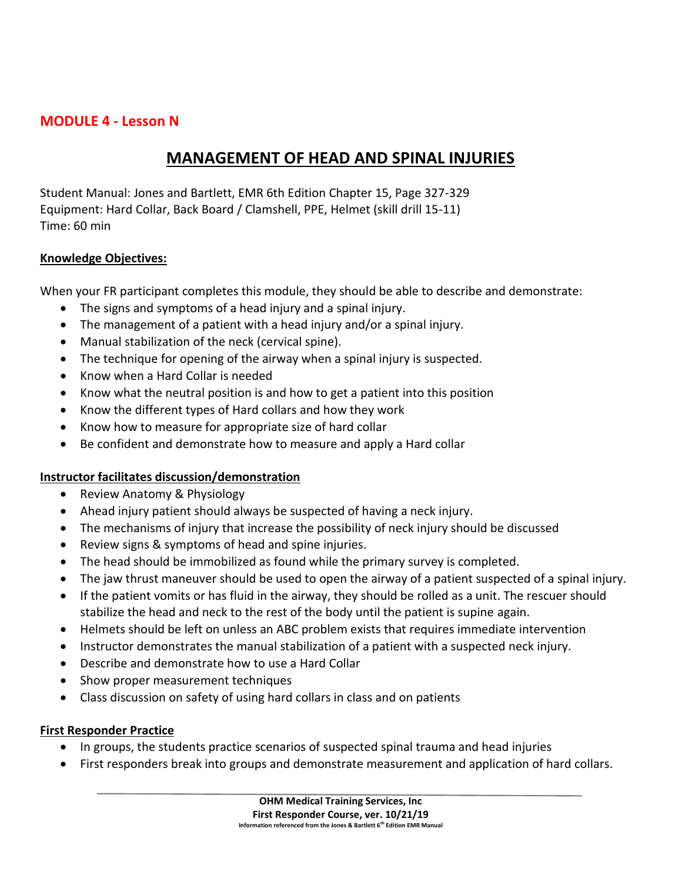## MODULE 4 - Lesson N

# MANAGEMENT OF HEAD AND SPINAL INJURIES

Student Manual: Jones and Bartlett, EMR 6th Edition Chapter 15, Page 327-329
Equipment: Hard Collar, Back Board / Clamshell, PPE, Helmet (skill drill 15-11)
Time: 60 min

### Knowledge Objectives:

When your FR participant completes this module, they should be able to describe and demonstrate:

- The signs and symptoms of a head injury and a spinal injury.
- The management of a patient with a head injury and/or a spinal injury.
- Manual stabilization of the neck (cervical spine).
- The technique for opening of the airway when a spinal injury is suspected.
- Know when a Hard Collar is needed
- Know what the neutral position is and how to get a patient into this position
- Know the different types of Hard collars and how they work
- Know how to measure for appropriate size of hard collar
- Be confident and demonstrate how to measure and apply a Hard collar

### Instructor facilitates discussion/demonstration

- Review Anatomy & Physiology
- Ahead injury patient should always be suspected of having a neck injury.
- The mechanisms of injury that increase the possibility of neck injury should be discussed
- Review signs & symptoms of head and spine injuries.
- The head should be immobilized as found while the primary survey is completed.
- The jaw thrust maneuver should be used to open the airway of a patient suspected of a spinal injury.
- If the patient vomits or has fluid in the airway, they should be rolled as a unit. The rescuer should stabilize the head and neck to the rest of the body until the patient is supine again.
- Helmets should be left on unless an ABC problem exists that requires immediate intervention
- Instructor demonstrates the manual stabilization of a patient with a suspected neck injury.
- Describe and demonstrate how to use a Hard Collar
- Show proper measurement techniques
- Class discussion on safety of using hard collars in class and on patients

### First Responder Practice

- In groups, the students practice scenarios of suspected spinal trauma and head injuries
- First responders break into groups and demonstrate measurement and application of hard collars.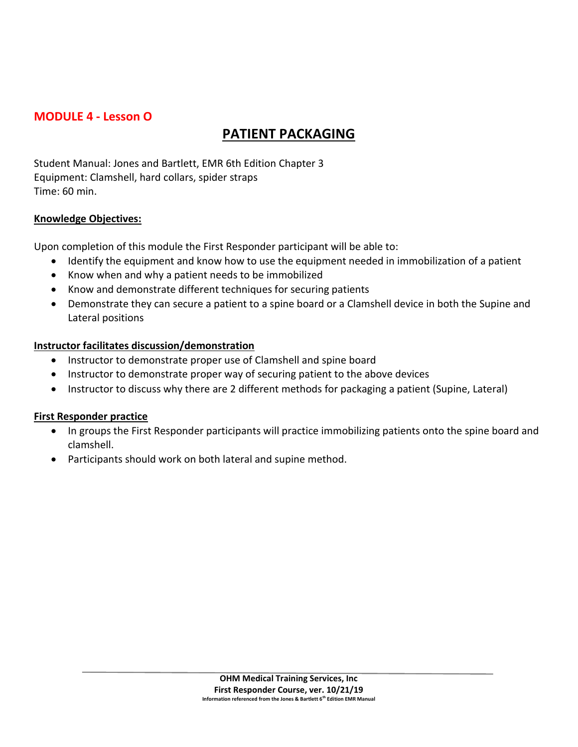## MODULE 4 - Lesson O

# PATIENT PACKAGING

Student Manual: Jones and Bartlett, EMR 6th Edition Chapter 3
Equipment: Clamshell, hard collars, spider straps
Time: 60 min.

**Knowledge Objectives:**

Upon completion of this module the First Responder participant will be able to:

- Identify the equipment and know how to use the equipment needed in immobilization of a patient
- Know when and why a patient needs to be immobilized
- Know and demonstrate different techniques for securing patients
- Demonstrate they can secure a patient to a spine board or a Clamshell device in both the Supine and Lateral positions

**Instructor facilitates discussion/demonstration**

- Instructor to demonstrate proper use of Clamshell and spine board
- Instructor to demonstrate proper way of securing patient to the above devices
- Instructor to discuss why there are 2 different methods for packaging a patient (Supine, Lateral)

**First Responder practice**

- In groups the First Responder participants will practice immobilizing patients onto the spine board and clamshell.
- Participants should work on both lateral and supine method.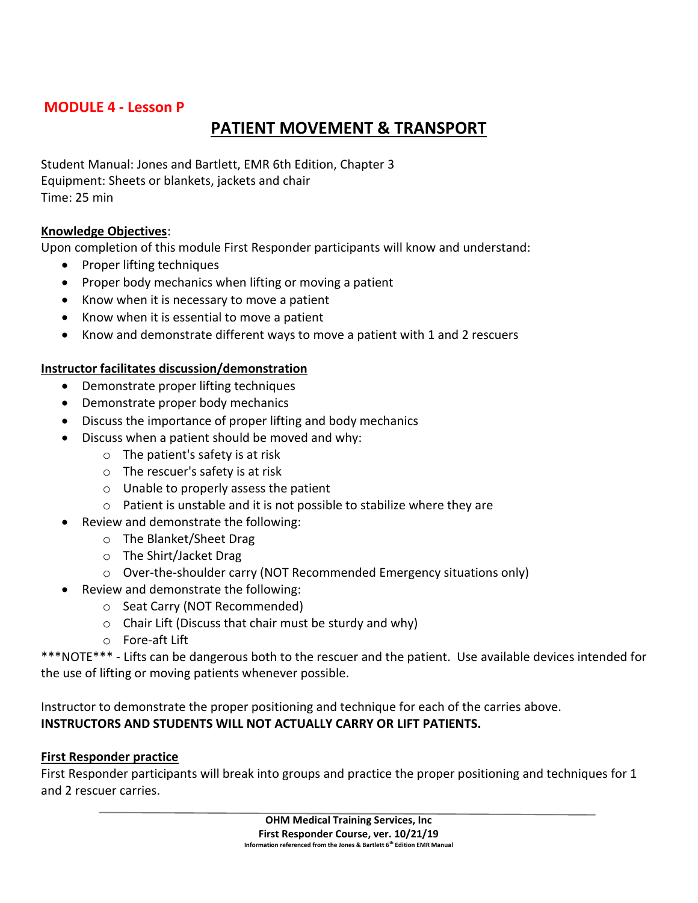## MODULE 4 - Lesson P

# PATIENT MOVEMENT & TRANSPORT

Student Manual: Jones and Bartlett, EMR 6th Edition, Chapter 3
Equipment: Sheets or blankets, jackets and chair
Time: 25 min

**Knowledge Objectives**:
Upon completion of this module First Responder participants will know and understand:

- Proper lifting techniques
- Proper body mechanics when lifting or moving a patient
- Know when it is necessary to move a patient
- Know when it is essential to move a patient
- Know and demonstrate different ways to move a patient with 1 and 2 rescuers

**Instructor facilitates discussion/demonstration**

- Demonstrate proper lifting techniques
- Demonstrate proper body mechanics
- Discuss the importance of proper lifting and body mechanics
- Discuss when a patient should be moved and why:
    - The patient's safety is at risk
    - The rescuer's safety is at risk
    - Unable to properly assess the patient
    - Patient is unstable and it is not possible to stabilize where they are
- Review and demonstrate the following:
    - The Blanket/Sheet Drag
    - The Shirt/Jacket Drag
    - Over-the-shoulder carry (NOT Recommended Emergency situations only)
- Review and demonstrate the following:
    - Seat Carry (NOT Recommended)
    - Chair Lift (Discuss that chair must be sturdy and why)
    - Fore-aft Lift

***NOTE*** - Lifts can be dangerous both to the rescuer and the patient. Use available devices intended for the use of lifting or moving patients whenever possible.

Instructor to demonstrate the proper positioning and technique for each of the carries above.
**INSTRUCTORS AND STUDENTS WILL NOT ACTUALLY CARRY OR LIFT PATIENTS.**

**First Responder practice**
First Responder participants will break into groups and practice the proper positioning and techniques for 1 and 2 rescuer carries.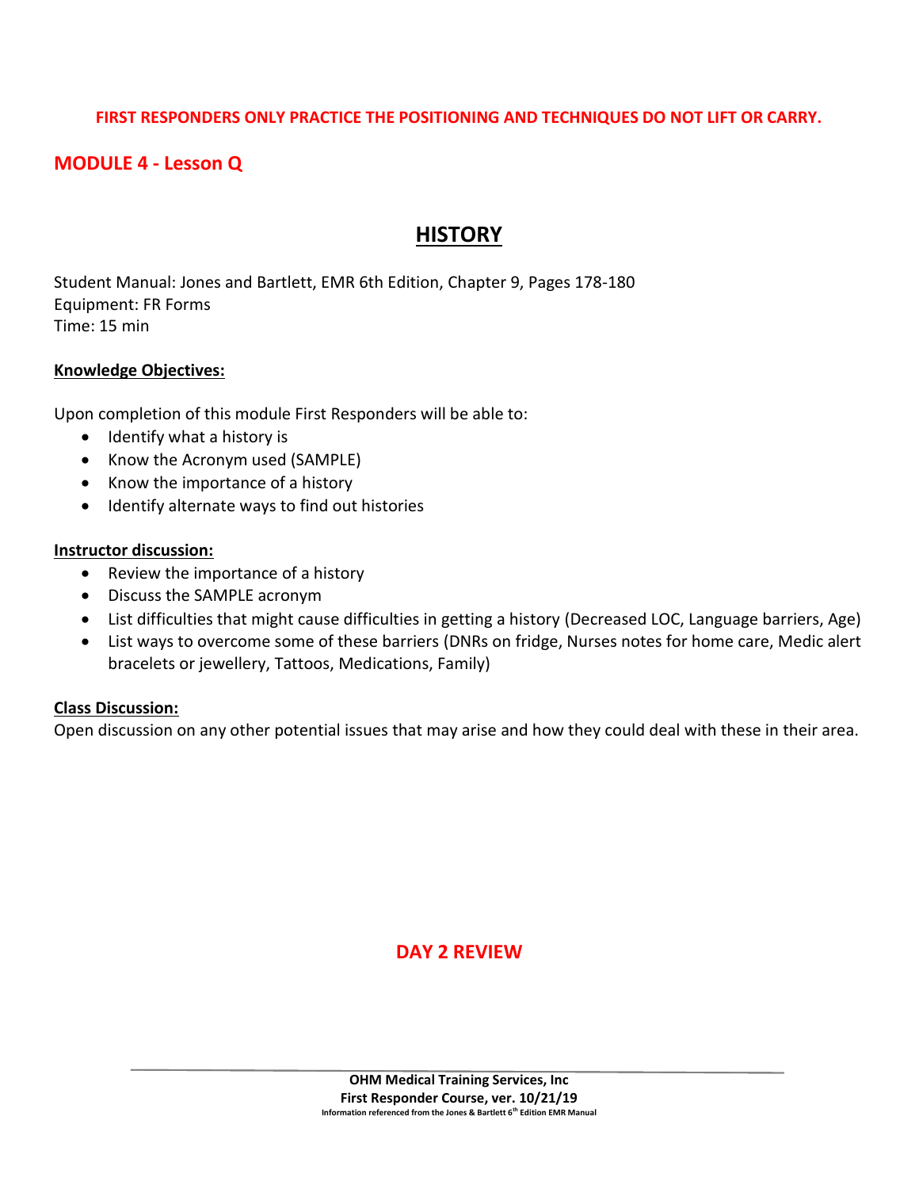**FIRST RESPONDERS ONLY PRACTICE THE POSITIONING AND TECHNIQUES DO NOT LIFT OR CARRY.**

## MODULE 4 - Lesson Q

# HISTORY

Student Manual: Jones and Bartlett, EMR 6th Edition, Chapter 9, Pages 178-180
Equipment: FR Forms
Time: 15 min

**Knowledge Objectives:**

Upon completion of this module First Responders will be able to:

- Identify what a history is
- Know the Acronym used (SAMPLE)
- Know the importance of a history
- Identify alternate ways to find out histories

**Instructor discussion:**

- Review the importance of a history
- Discuss the SAMPLE acronym
- List difficulties that might cause difficulties in getting a history (Decreased LOC, Language barriers, Age)
- List ways to overcome some of these barriers (DNRs on fridge, Nurses notes for home care, Medic alert bracelets or jewellery, Tattoos, Medications, Family)

**Class Discussion:**
Open discussion on any other potential issues that may arise and how they could deal with these in their area.

## DAY 2 REVIEW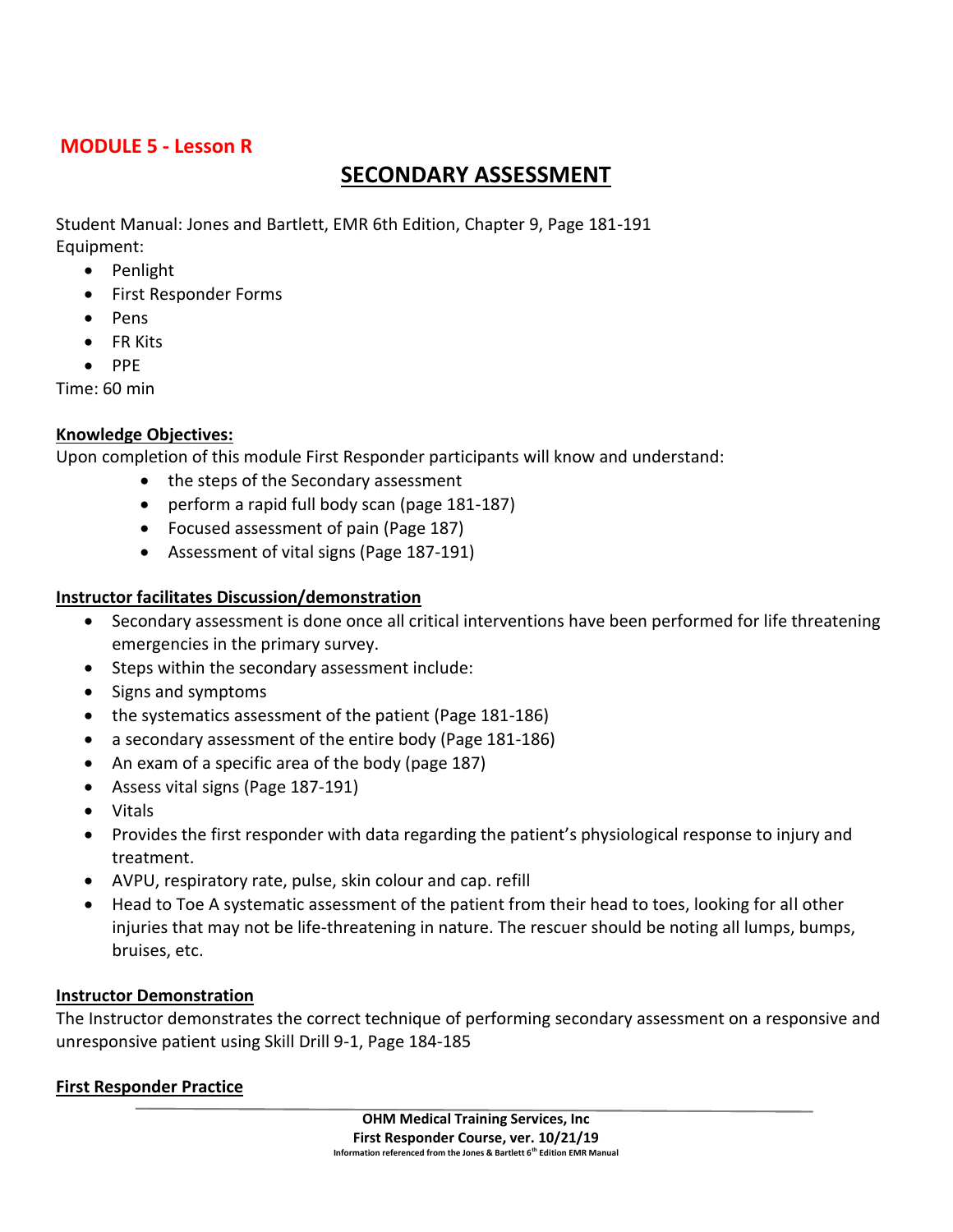## MODULE 5 - Lesson R

# SECONDARY ASSESSMENT

Student Manual: Jones and Bartlett, EMR 6th Edition, Chapter 9, Page 181-191
Equipment:

- Penlight
- First Responder Forms
- Pens
- FR Kits
- PPE

Time: 60 min

**Knowledge Objectives:**
Upon completion of this module First Responder participants will know and understand:

- the steps of the Secondary assessment
- perform a rapid full body scan (page 181-187)
- Focused assessment of pain (Page 187)
- Assessment of vital signs (Page 187-191)

**Instructor facilitates Discussion/demonstration**

- Secondary assessment is done once all critical interventions have been performed for life threatening emergencies in the primary survey.
- Steps within the secondary assessment include:
- Signs and symptoms
- the systematics assessment of the patient (Page 181-186)
- a secondary assessment of the entire body (Page 181-186)
- An exam of a specific area of the body (page 187)
- Assess vital signs (Page 187-191)
- Vitals
- Provides the first responder with data regarding the patient's physiological response to injury and treatment.
- AVPU, respiratory rate, pulse, skin colour and cap. refill
- Head to Toe A systematic assessment of the patient from their head to toes, looking for all other injuries that may not be life-threatening in nature. The rescuer should be noting all lumps, bumps, bruises, etc.

**Instructor Demonstration**
The Instructor demonstrates the correct technique of performing secondary assessment on a responsive and unresponsive patient using Skill Drill 9-1, Page 184-185

**First Responder Practice**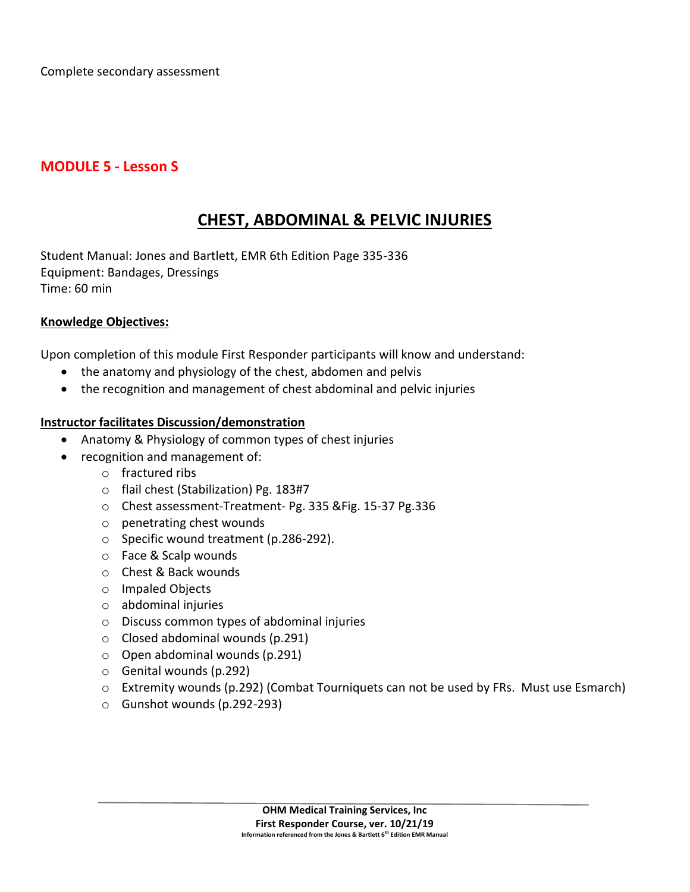Complete secondary assessment

## MODULE 5 - Lesson S

# CHEST, ABDOMINAL & PELVIC INJURIES

Student Manual: Jones and Bartlett, EMR 6th Edition Page 335-336
Equipment: Bandages, Dressings
Time: 60 min

**Knowledge Objectives:**

Upon completion of this module First Responder participants will know and understand:

- the anatomy and physiology of the chest, abdomen and pelvis
- the recognition and management of chest abdominal and pelvic injuries

**Instructor facilitates Discussion/demonstration**

- Anatomy & Physiology of common types of chest injuries
- recognition and management of:
  - fractured ribs
  - flail chest (Stabilization) Pg. 183#7
  - Chest assessment-Treatment- Pg. 335 &Fig. 15-37 Pg.336
  - penetrating chest wounds
  - Specific wound treatment (p.286-292).
  - Face & Scalp wounds
  - Chest & Back wounds
  - Impaled Objects
  - abdominal injuries
  - Discuss common types of abdominal injuries
  - Closed abdominal wounds (p.291)
  - Open abdominal wounds (p.291)
  - Genital wounds (p.292)
  - Extremity wounds (p.292) (Combat Tourniquets can not be used by FRs. Must use Esmarch)
  - Gunshot wounds (p.292-293)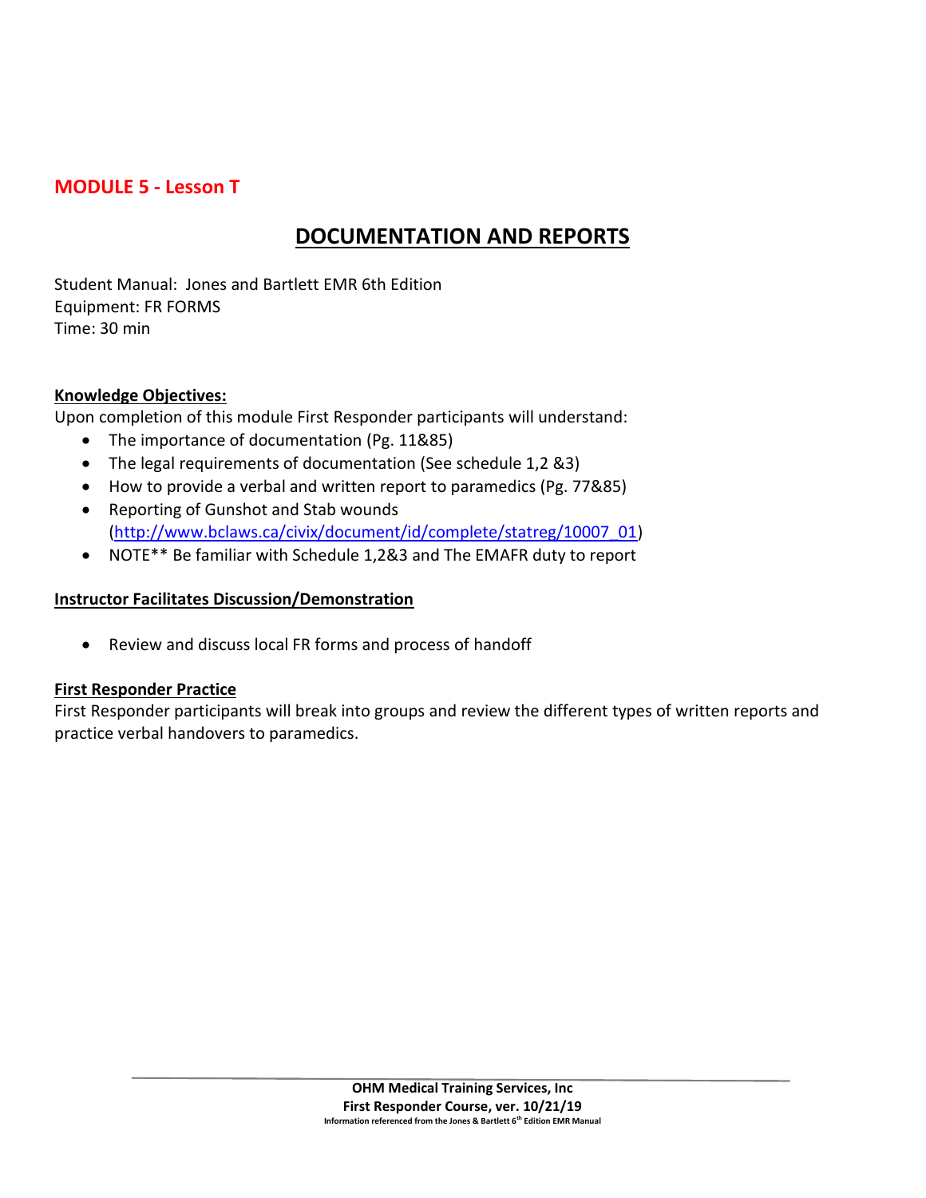## MODULE 5 - Lesson T

# DOCUMENTATION AND REPORTS

Student Manual: Jones and Bartlett EMR 6th Edition
Equipment: FR FORMS
Time: 30 min

**Knowledge Objectives:**

Upon completion of this module First Responder participants will understand:

- The importance of documentation (Pg. 11&85)
- The legal requirements of documentation (See schedule 1,2 &3)
- How to provide a verbal and written report to paramedics (Pg. 77&85)
- Reporting of Gunshot and Stab wounds (http://www.bclaws.ca/civix/document/id/complete/statreg/10007_01)
- NOTE** Be familiar with Schedule 1,2&3 and The EMAFR duty to report

**Instructor Facilitates Discussion/Demonstration**

- Review and discuss local FR forms and process of handoff

**First Responder Practice**

First Responder participants will break into groups and review the different types of written reports and practice verbal handovers to paramedics.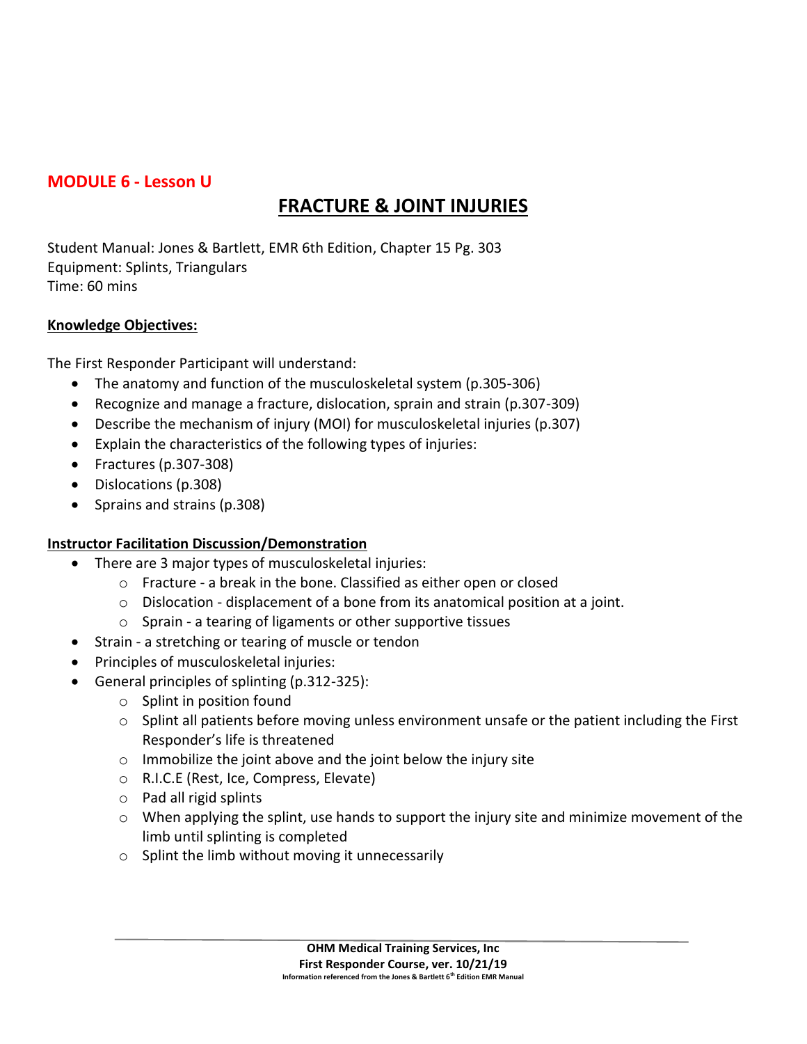## MODULE 6 - Lesson U

# FRACTURE & JOINT INJURIES

Student Manual: Jones & Bartlett, EMR 6th Edition, Chapter 15 Pg. 303
Equipment: Splints, Triangulars
Time: 60 mins

**Knowledge Objectives:**

The First Responder Participant will understand:

- The anatomy and function of the musculoskeletal system (p.305-306)
- Recognize and manage a fracture, dislocation, sprain and strain (p.307-309)
- Describe the mechanism of injury (MOI) for musculoskeletal injuries (p.307)
- Explain the characteristics of the following types of injuries:
- Fractures (p.307-308)
- Dislocations (p.308)
- Sprains and strains (p.308)

**Instructor Facilitation Discussion/Demonstration**

- There are 3 major types of musculoskeletal injuries:
  - Fracture - a break in the bone. Classified as either open or closed
  - Dislocation - displacement of a bone from its anatomical position at a joint.
  - Sprain - a tearing of ligaments or other supportive tissues
- Strain - a stretching or tearing of muscle or tendon
- Principles of musculoskeletal injuries:
- General principles of splinting (p.312-325):
  - Splint in position found
  - Splint all patients before moving unless environment unsafe or the patient including the First Responder's life is threatened
  - Immobilize the joint above and the joint below the injury site
  - R.I.C.E (Rest, Ice, Compress, Elevate)
  - Pad all rigid splints
  - When applying the splint, use hands to support the injury site and minimize movement of the limb until splinting is completed
  - Splint the limb without moving it unnecessarily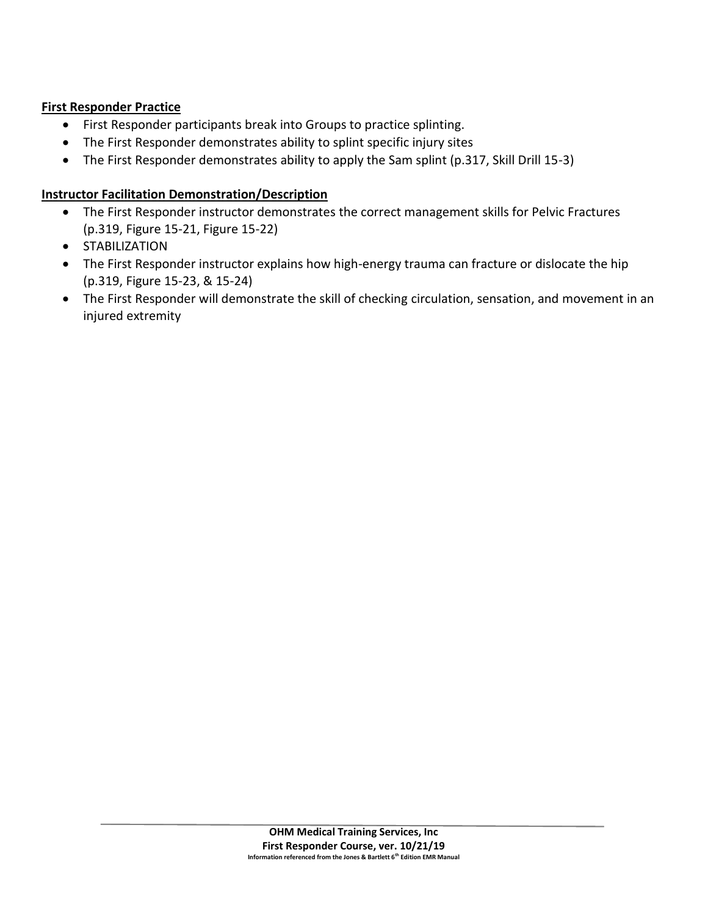**First Responder Practice**

- First Responder participants break into Groups to practice splinting.
- The First Responder demonstrates ability to splint specific injury sites
- The First Responder demonstrates ability to apply the Sam splint (p.317, Skill Drill 15-3)

**Instructor Facilitation Demonstration/Description**

- The First Responder instructor demonstrates the correct management skills for Pelvic Fractures (p.319, Figure 15-21, Figure 15-22)
- STABILIZATION
- The First Responder instructor explains how high-energy trauma can fracture or dislocate the hip (p.319, Figure 15-23, & 15-24)
- The First Responder will demonstrate the skill of checking circulation, sensation, and movement in an injured extremity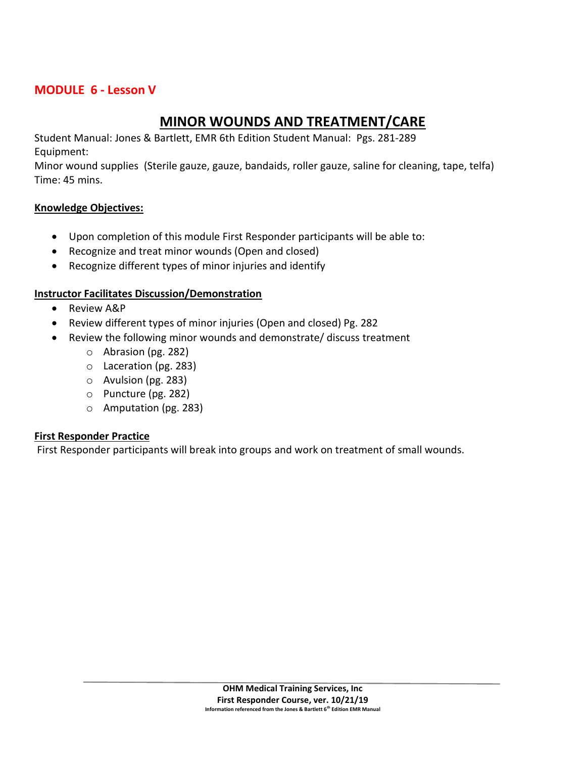## MODULE 6 - Lesson V

# MINOR WOUNDS AND TREATMENT/CARE

Student Manual: Jones & Bartlett, EMR 6th Edition Student Manual: Pgs. 281-289
Equipment:
Minor wound supplies (Sterile gauze, gauze, bandaids, roller gauze, saline for cleaning, tape, telfa)
Time: 45 mins.

**Knowledge Objectives:**

- Upon completion of this module First Responder participants will be able to:
- Recognize and treat minor wounds (Open and closed)
- Recognize different types of minor injuries and identify

**Instructor Facilitates Discussion/Demonstration**

- Review A&P
- Review different types of minor injuries (Open and closed) Pg. 282
- Review the following minor wounds and demonstrate/ discuss treatment
  - Abrasion (pg. 282)
  - Laceration (pg. 283)
  - Avulsion (pg. 283)
  - Puncture (pg. 282)
  - Amputation (pg. 283)

**First Responder Practice**

First Responder participants will break into groups and work on treatment of small wounds.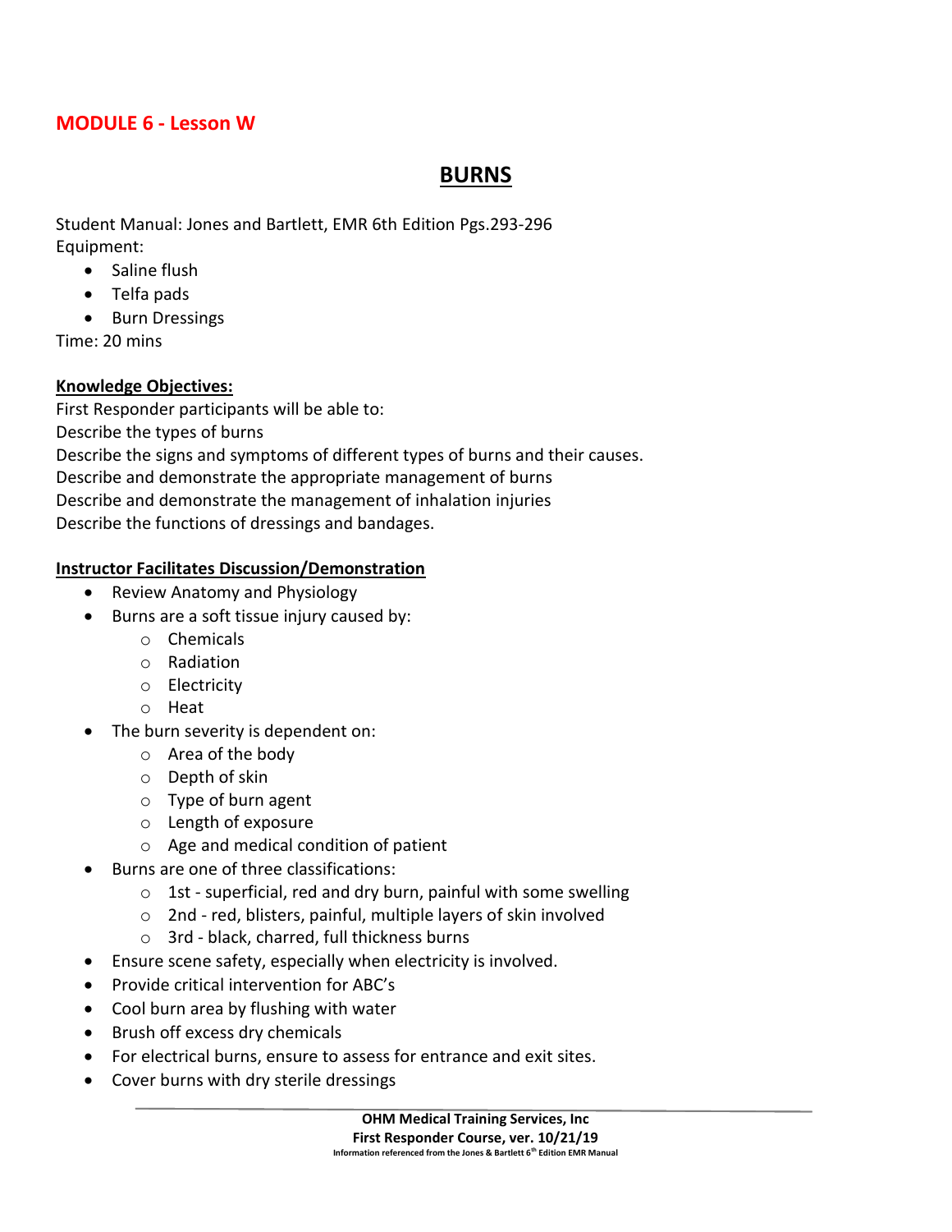## MODULE 6 - Lesson W

# BURNS

Student Manual: Jones and Bartlett, EMR 6th Edition Pgs.293-296
Equipment:

- Saline flush
- Telfa pads
- Burn Dressings

Time: 20 mins

**Knowledge Objectives:**

First Responder participants will be able to:
Describe the types of burns
Describe the signs and symptoms of different types of burns and their causes.
Describe and demonstrate the appropriate management of burns
Describe and demonstrate the management of inhalation injuries
Describe the functions of dressings and bandages.

**Instructor Facilitates Discussion/Demonstration**

- Review Anatomy and Physiology
- Burns are a soft tissue injury caused by:
  - Chemicals
  - Radiation
  - Electricity
  - Heat
- The burn severity is dependent on:
  - Area of the body
  - Depth of skin
  - Type of burn agent
  - Length of exposure
  - Age and medical condition of patient
- Burns are one of three classifications:
  - 1st - superficial, red and dry burn, painful with some swelling
  - 2nd - red, blisters, painful, multiple layers of skin involved
  - 3rd - black, charred, full thickness burns
- Ensure scene safety, especially when electricity is involved.
- Provide critical intervention for ABC's
- Cool burn area by flushing with water
- Brush off excess dry chemicals
- For electrical burns, ensure to assess for entrance and exit sites.
- Cover burns with dry sterile dressings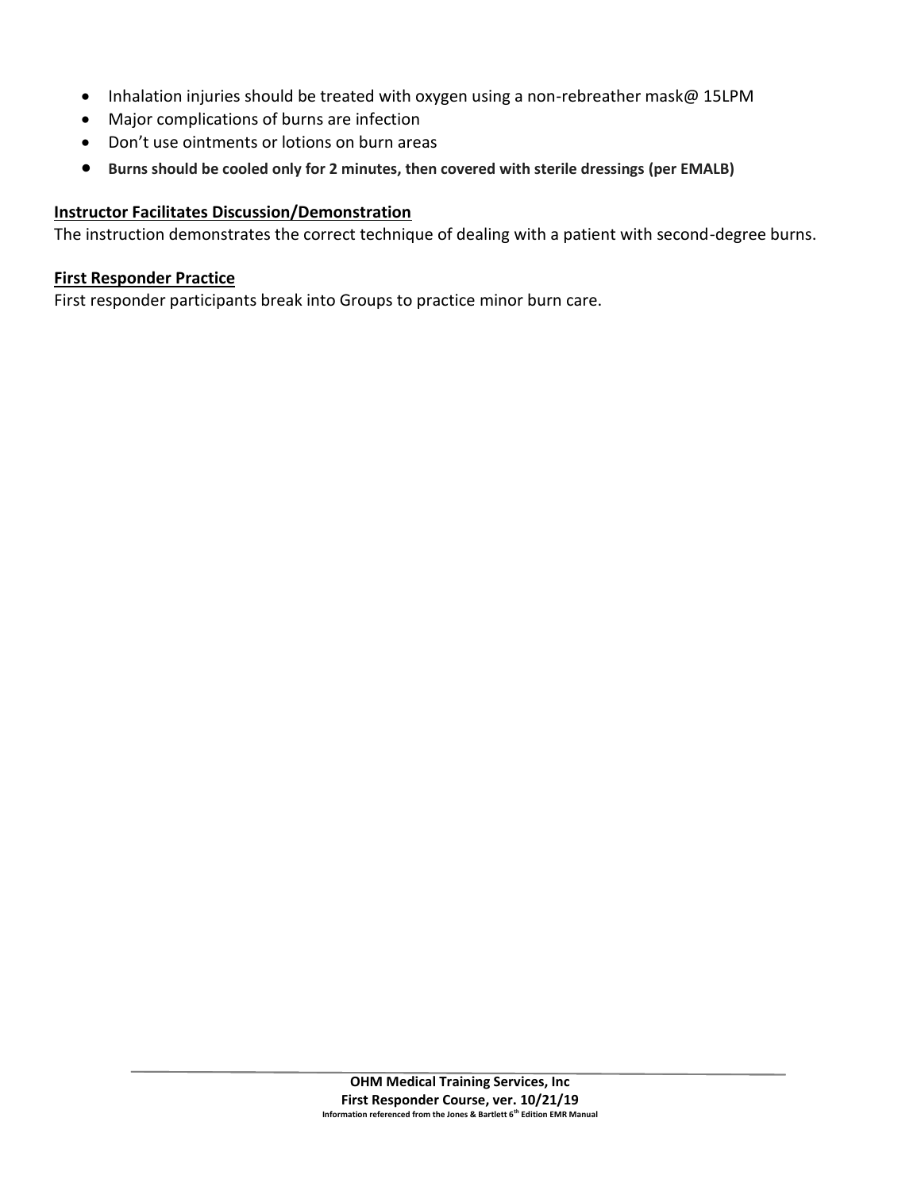- Inhalation injuries should be treated with oxygen using a non-rebreather mask@ 15LPM
- Major complications of burns are infection
- Don't use ointments or lotions on burn areas
- **Burns should be cooled only for 2 minutes, then covered with sterile dressings (per EMALB)**

**Instructor Facilitates Discussion/Demonstration**

The instruction demonstrates the correct technique of dealing with a patient with second-degree burns.

**First Responder Practice**

First responder participants break into Groups to practice minor burn care.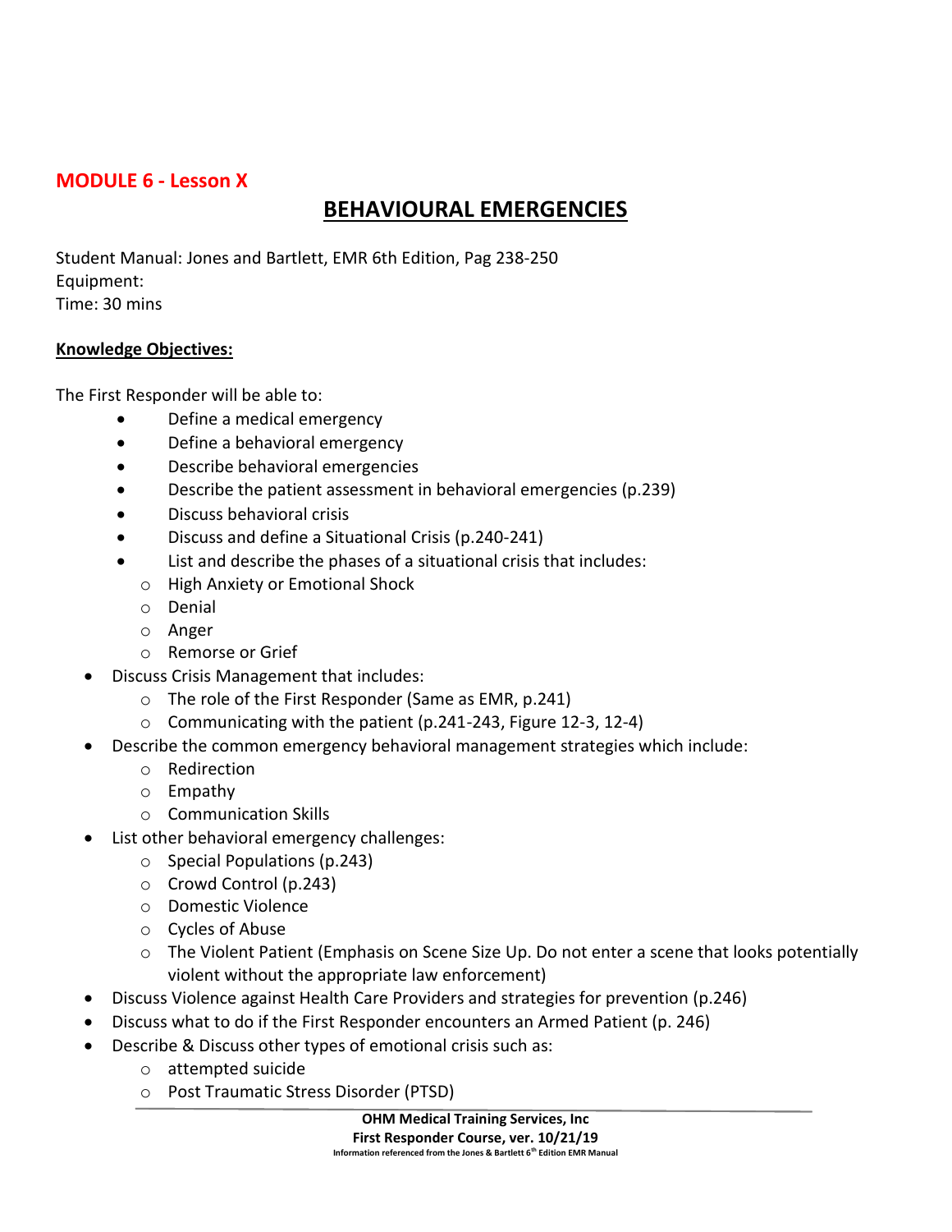## MODULE 6 - Lesson X

# BEHAVIOURAL EMERGENCIES

Student Manual: Jones and Bartlett, EMR 6th Edition, Pag 238-250
Equipment:
Time: 30 mins

**Knowledge Objectives:**

The First Responder will be able to:

- Define a medical emergency
- Define a behavioral emergency
- Describe behavioral emergencies
- Describe the patient assessment in behavioral emergencies (p.239)
- Discuss behavioral crisis
- Discuss and define a Situational Crisis (p.240-241)
- List and describe the phases of a situational crisis that includes:
  - High Anxiety or Emotional Shock
  - Denial
  - Anger
  - Remorse or Grief
- Discuss Crisis Management that includes:
  - The role of the First Responder (Same as EMR, p.241)
  - Communicating with the patient (p.241-243, Figure 12-3, 12-4)
- Describe the common emergency behavioral management strategies which include:
  - Redirection
  - Empathy
  - Communication Skills
- List other behavioral emergency challenges:
  - Special Populations (p.243)
  - Crowd Control (p.243)
  - Domestic Violence
  - Cycles of Abuse
  - The Violent Patient (Emphasis on Scene Size Up. Do not enter a scene that looks potentially violent without the appropriate law enforcement)
- Discuss Violence against Health Care Providers and strategies for prevention (p.246)
- Discuss what to do if the First Responder encounters an Armed Patient (p. 246)
- Describe & Discuss other types of emotional crisis such as:
  - attempted suicide
  - Post Traumatic Stress Disorder (PTSD)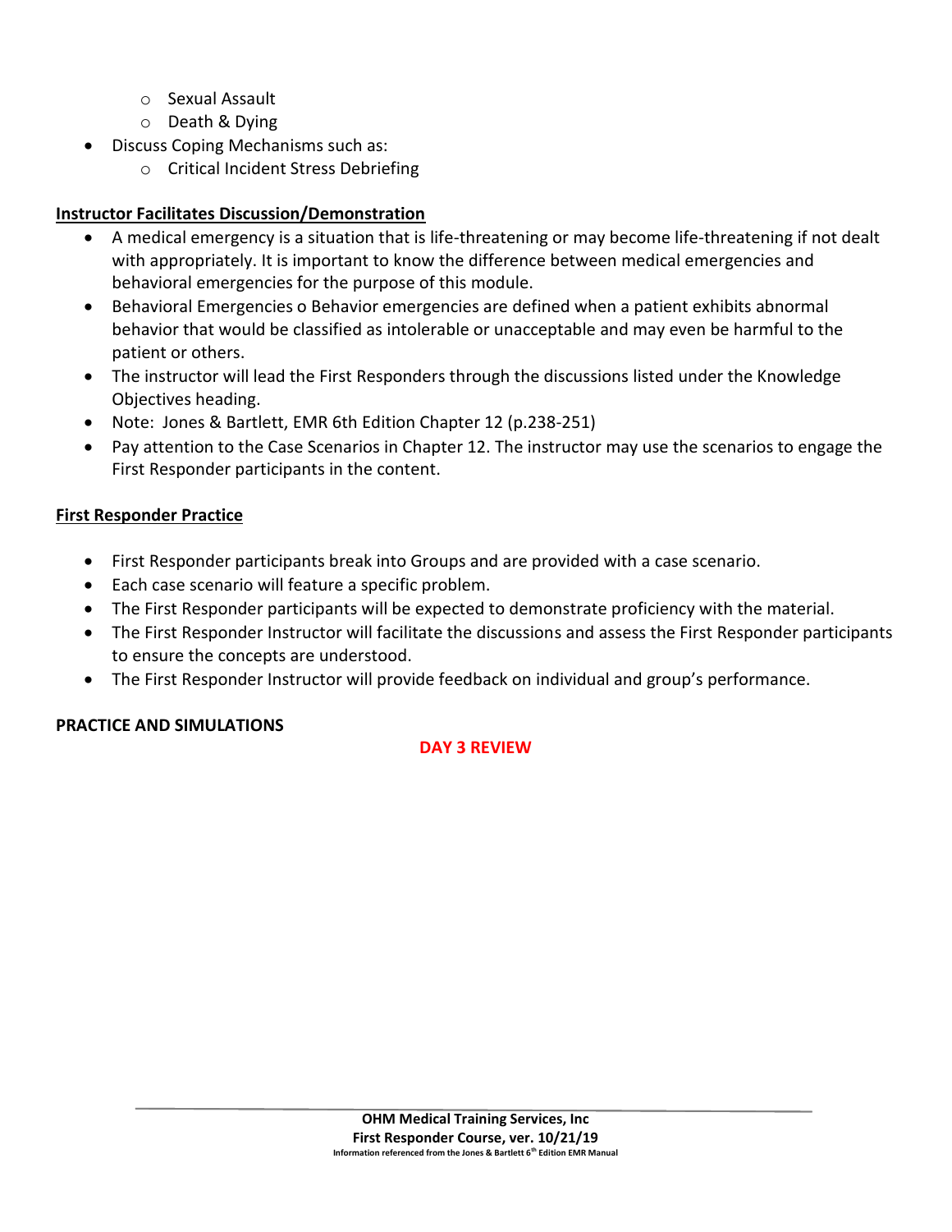- Sexual Assault
  - Death & Dying
- Discuss Coping Mechanisms such as:
  - Critical Incident Stress Debriefing

**Instructor Facilitates Discussion/Demonstration**

- A medical emergency is a situation that is life-threatening or may become life-threatening if not dealt with appropriately. It is important to know the difference between medical emergencies and behavioral emergencies for the purpose of this module.
- Behavioral Emergencies o Behavior emergencies are defined when a patient exhibits abnormal behavior that would be classified as intolerable or unacceptable and may even be harmful to the patient or others.
- The instructor will lead the First Responders through the discussions listed under the Knowledge Objectives heading.
- Note: Jones & Bartlett, EMR 6th Edition Chapter 12 (p.238-251)
- Pay attention to the Case Scenarios in Chapter 12. The instructor may use the scenarios to engage the First Responder participants in the content.

**First Responder Practice**

- First Responder participants break into Groups and are provided with a case scenario.
- Each case scenario will feature a specific problem.
- The First Responder participants will be expected to demonstrate proficiency with the material.
- The First Responder Instructor will facilitate the discussions and assess the First Responder participants to ensure the concepts are understood.
- The First Responder Instructor will provide feedback on individual and group's performance.

**PRACTICE AND SIMULATIONS**

**DAY 3 REVIEW**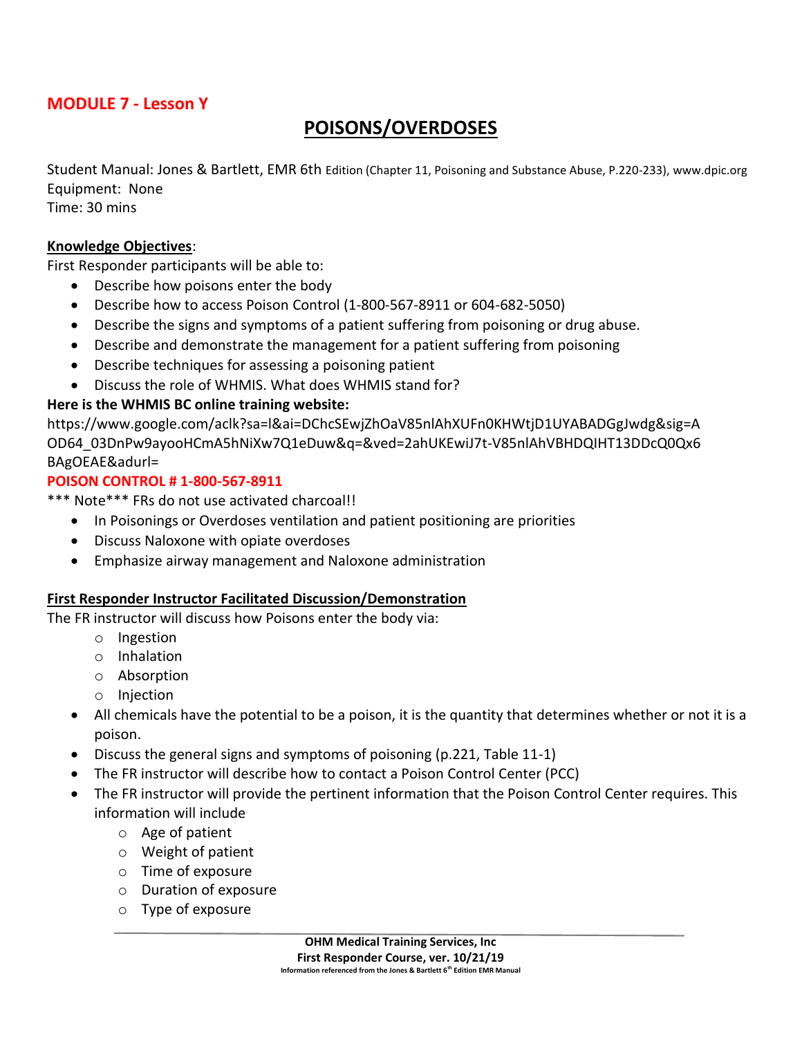## MODULE 7 - Lesson Y

# POISONS/OVERDOSES

Student Manual: Jones & Bartlett, EMR 6th Edition (Chapter 11, Poisoning and Substance Abuse, P.220-233), www.dpic.org
Equipment: None
Time: 30 mins

**Knowledge Objectives**:
First Responder participants will be able to:

- Describe how poisons enter the body
- Describe how to access Poison Control (1-800-567-8911 or 604-682-5050)
- Describe the signs and symptoms of a patient suffering from poisoning or drug abuse.
- Describe and demonstrate the management for a patient suffering from poisoning
- Describe techniques for assessing a poisoning patient
- Discuss the role of WHMIS. What does WHMIS stand for?

**Here is the WHMIS BC online training website:**
https://www.google.com/aclk?sa=l&ai=DChcSEwjZhOaV85nlAhXUFn0KHWtjD1UYABADGgJwdg&sig=AOD64_03DnPw9ayooHCmA5hNiXw7Q1eDuw&q=&ved=2ahUKEwiJ7t-V85nlAhVBHDQIHT13DDcQ0Qx6BAgOEAE&adurl=

**POISON CONTROL # 1-800-567-8911**

*** Note*** FRs do not use activated charcoal!!

- In Poisonings or Overdoses ventilation and patient positioning are priorities
- Discuss Naloxone with opiate overdoses
- Emphasize airway management and Naloxone administration

**First Responder Instructor Facilitated Discussion/Demonstration**
The FR instructor will discuss how Poisons enter the body via:

- Ingestion
- Inhalation
- Absorption
- Injection

- All chemicals have the potential to be a poison, it is the quantity that determines whether or not it is a poison.
- Discuss the general signs and symptoms of poisoning (p.221, Table 11-1)
- The FR instructor will describe how to contact a Poison Control Center (PCC)
- The FR instructor will provide the pertinent information that the Poison Control Center requires. This information will include
    - Age of patient
    - Weight of patient
    - Time of exposure
    - Duration of exposure
    - Type of exposure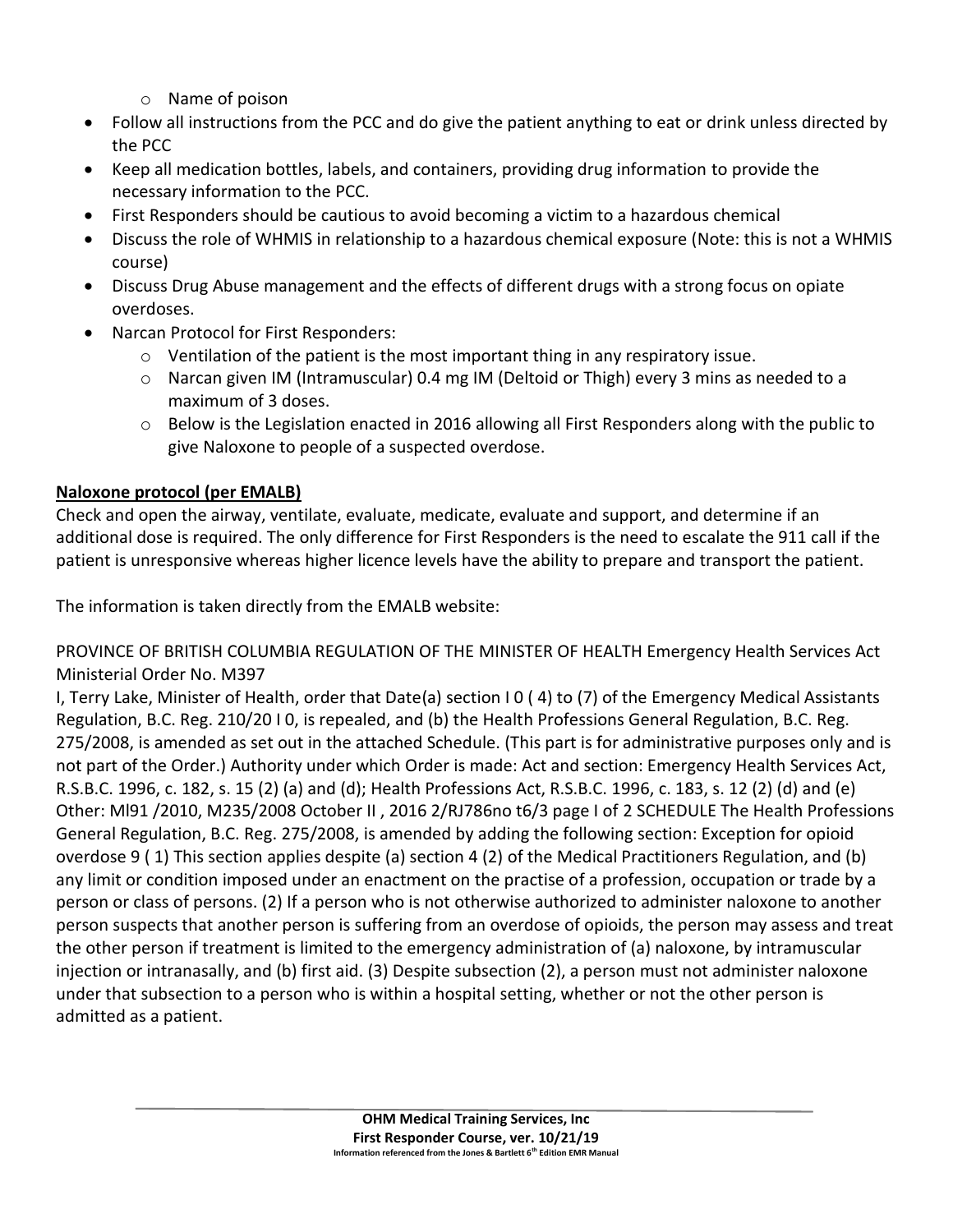- Name of poison
- Follow all instructions from the PCC and do give the patient anything to eat or drink unless directed by the PCC
- Keep all medication bottles, labels, and containers, providing drug information to provide the necessary information to the PCC.
- First Responders should be cautious to avoid becoming a victim to a hazardous chemical
- Discuss the role of WHMIS in relationship to a hazardous chemical exposure (Note: this is not a WHMIS course)
- Discuss Drug Abuse management and the effects of different drugs with a strong focus on opiate overdoses.
- Narcan Protocol for First Responders:
  - Ventilation of the patient is the most important thing in any respiratory issue.
  - Narcan given IM (Intramuscular) 0.4 mg IM (Deltoid or Thigh) every 3 mins as needed to a maximum of 3 doses.
  - Below is the Legislation enacted in 2016 allowing all First Responders along with the public to give Naloxone to people of a suspected overdose.

**Naloxone protocol (per EMALB)**

Check and open the airway, ventilate, evaluate, medicate, evaluate and support, and determine if an additional dose is required. The only difference for First Responders is the need to escalate the 911 call if the patient is unresponsive whereas higher licence levels have the ability to prepare and transport the patient.

The information is taken directly from the EMALB website:

PROVINCE OF BRITISH COLUMBIA REGULATION OF THE MINISTER OF HEALTH Emergency Health Services Act Ministerial Order No. M397

I, Terry Lake, Minister of Health, order that Date(a) section I 0 ( 4) to (7) of the Emergency Medical Assistants Regulation, B.C. Reg. 210/20 I 0, is repealed, and (b) the Health Professions General Regulation, B.C. Reg. 275/2008, is amended as set out in the attached Schedule. (This part is for administrative purposes only and is not part of the Order.) Authority under which Order is made: Act and section: Emergency Health Services Act, R.S.B.C. 1996, c. 182, s. 15 (2) (a) and (d); Health Professions Act, R.S.B.C. 1996, c. 183, s. 12 (2) (d) and (e) Other: Ml91 /2010, M235/2008 October II , 2016 2/RJ786no t6/3 page I of 2 SCHEDULE The Health Professions General Regulation, B.C. Reg. 275/2008, is amended by adding the following section: Exception for opioid overdose 9 ( 1) This section applies despite (a) section 4 (2) of the Medical Practitioners Regulation, and (b) any limit or condition imposed under an enactment on the practise of a profession, occupation or trade by a person or class of persons. (2) If a person who is not otherwise authorized to administer naloxone to another person suspects that another person is suffering from an overdose of opioids, the person may assess and treat the other person if treatment is limited to the emergency administration of (a) naloxone, by intramuscular injection or intranasally, and (b) first aid. (3) Despite subsection (2), a person must not administer naloxone under that subsection to a person who is within a hospital setting, whether or not the other person is admitted as a patient.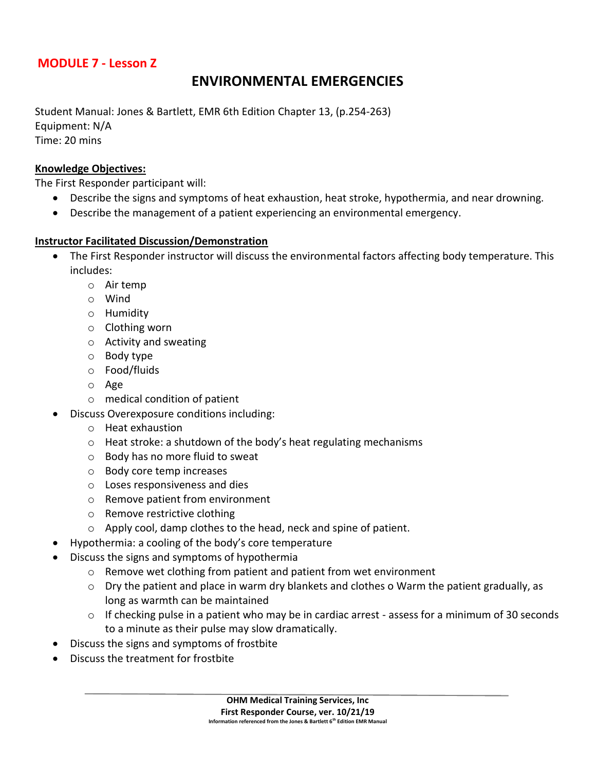## MODULE 7 - Lesson Z

# ENVIRONMENTAL EMERGENCIES

Student Manual: Jones & Bartlett, EMR 6th Edition Chapter 13, (p.254-263)
Equipment: N/A
Time: 20 mins

**Knowledge Objectives:**

The First Responder participant will:

- Describe the signs and symptoms of heat exhaustion, heat stroke, hypothermia, and near drowning.
- Describe the management of a patient experiencing an environmental emergency.

**Instructor Facilitated Discussion/Demonstration**

- The First Responder instructor will discuss the environmental factors affecting body temperature. This includes:
    - Air temp
    - Wind
    - Humidity
    - Clothing worn
    - Activity and sweating
    - Body type
    - Food/fluids
    - Age
    - medical condition of patient
- Discuss Overexposure conditions including:
    - Heat exhaustion
    - Heat stroke: a shutdown of the body's heat regulating mechanisms
    - Body has no more fluid to sweat
    - Body core temp increases
    - Loses responsiveness and dies
    - Remove patient from environment
    - Remove restrictive clothing
    - Apply cool, damp clothes to the head, neck and spine of patient.
- Hypothermia: a cooling of the body's core temperature
- Discuss the signs and symptoms of hypothermia
    - Remove wet clothing from patient and patient from wet environment
    - Dry the patient and place in warm dry blankets and clothes o Warm the patient gradually, as long as warmth can be maintained
    - If checking pulse in a patient who may be in cardiac arrest - assess for a minimum of 30 seconds to a minute as their pulse may slow dramatically.
- Discuss the signs and symptoms of frostbite
- Discuss the treatment for frostbite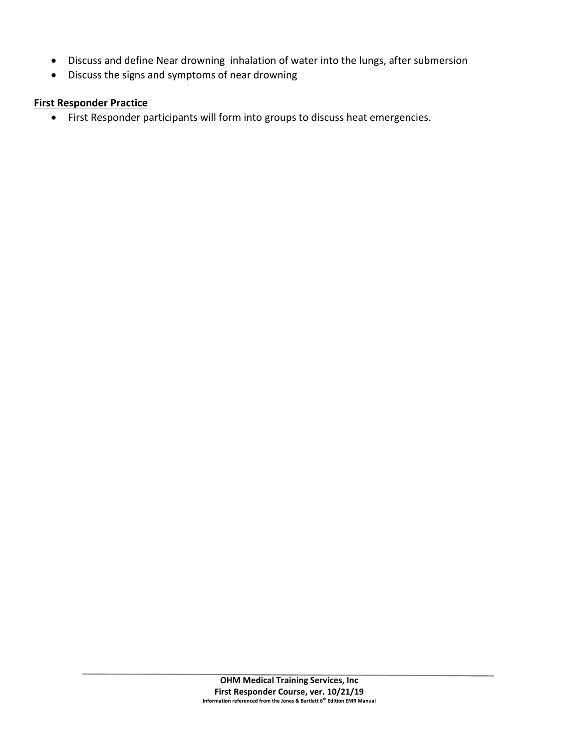- Discuss and define Near drowning  inhalation of water into the lungs, after submersion
- Discuss the signs and symptoms of near drowning

**First Responder Practice**

- First Responder participants will form into groups to discuss heat emergencies.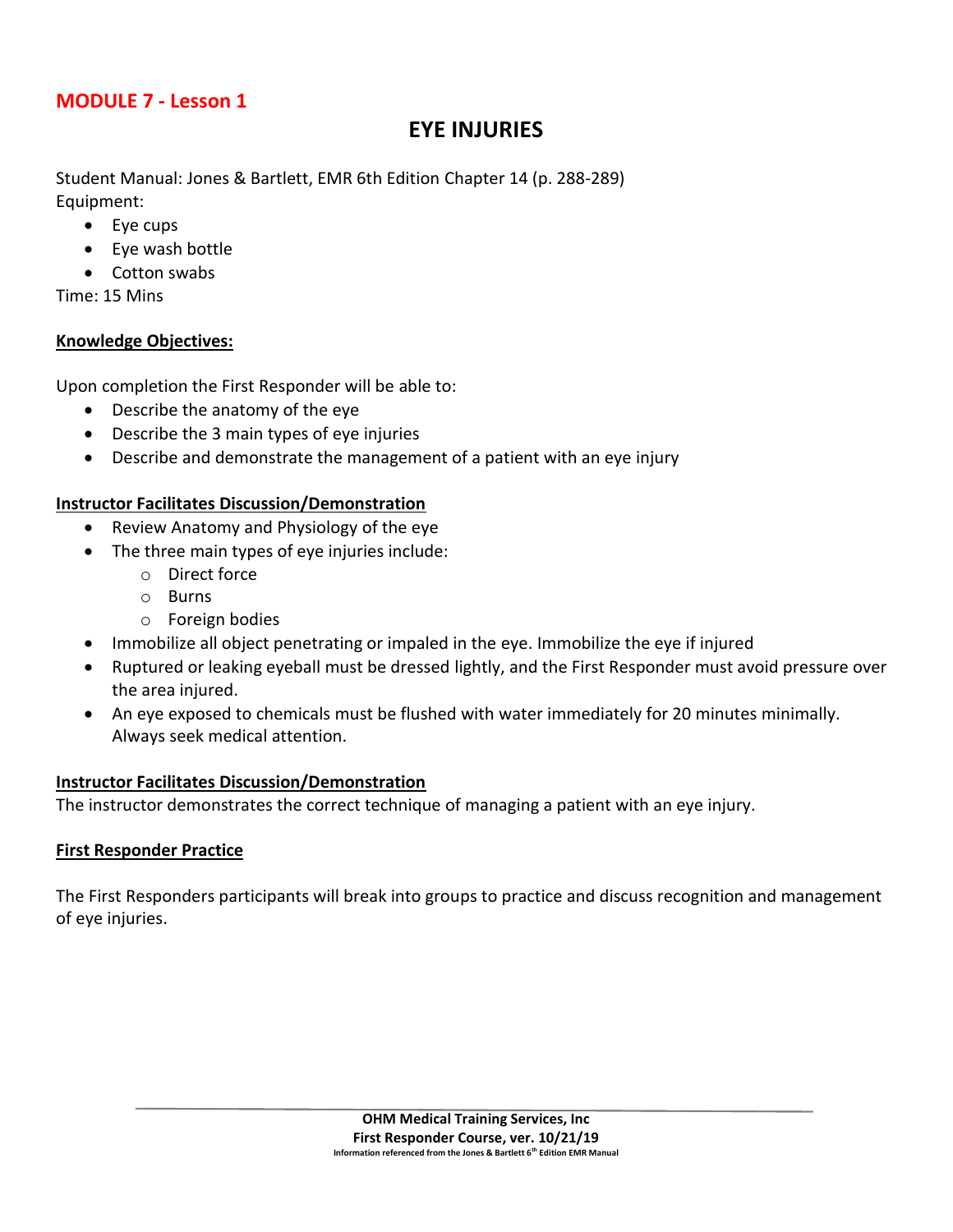## MODULE 7 - Lesson 1

# EYE INJURIES

Student Manual: Jones & Bartlett, EMR 6th Edition Chapter 14 (p. 288-289)
Equipment:

- Eye cups
- Eye wash bottle
- Cotton swabs

Time: 15 Mins

**Knowledge Objectives:**

Upon completion the First Responder will be able to:

- Describe the anatomy of the eye
- Describe the 3 main types of eye injuries
- Describe and demonstrate the management of a patient with an eye injury

**Instructor Facilitates Discussion/Demonstration**

- Review Anatomy and Physiology of the eye
- The three main types of eye injuries include:
  - Direct force
  - Burns
  - Foreign bodies
- Immobilize all object penetrating or impaled in the eye. Immobilize the eye if injured
- Ruptured or leaking eyeball must be dressed lightly, and the First Responder must avoid pressure over the area injured.
- An eye exposed to chemicals must be flushed with water immediately for 20 minutes minimally. Always seek medical attention.

**Instructor Facilitates Discussion/Demonstration**

The instructor demonstrates the correct technique of managing a patient with an eye injury.

**First Responder Practice**

The First Responders participants will break into groups to practice and discuss recognition and management of eye injuries.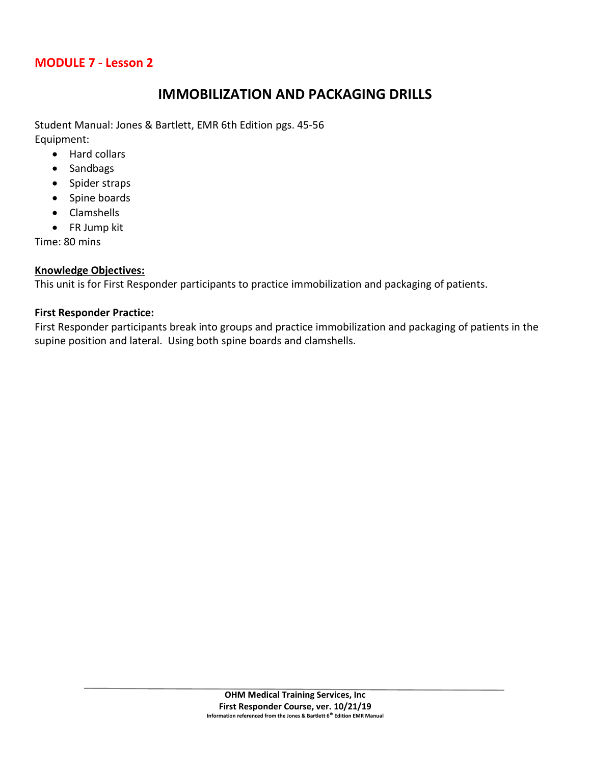## MODULE 7 - Lesson 2

# IMMOBILIZATION AND PACKAGING DRILLS

Student Manual: Jones & Bartlett, EMR 6th Edition pgs. 45-56

Equipment:

- Hard collars
- Sandbags
- Spider straps
- Spine boards
- Clamshells
- FR Jump kit

Time: 80 mins

**Knowledge Objectives:**

This unit is for First Responder participants to practice immobilization and packaging of patients.

**First Responder Practice:**

First Responder participants break into groups and practice immobilization and packaging of patients in the supine position and lateral. Using both spine boards and clamshells.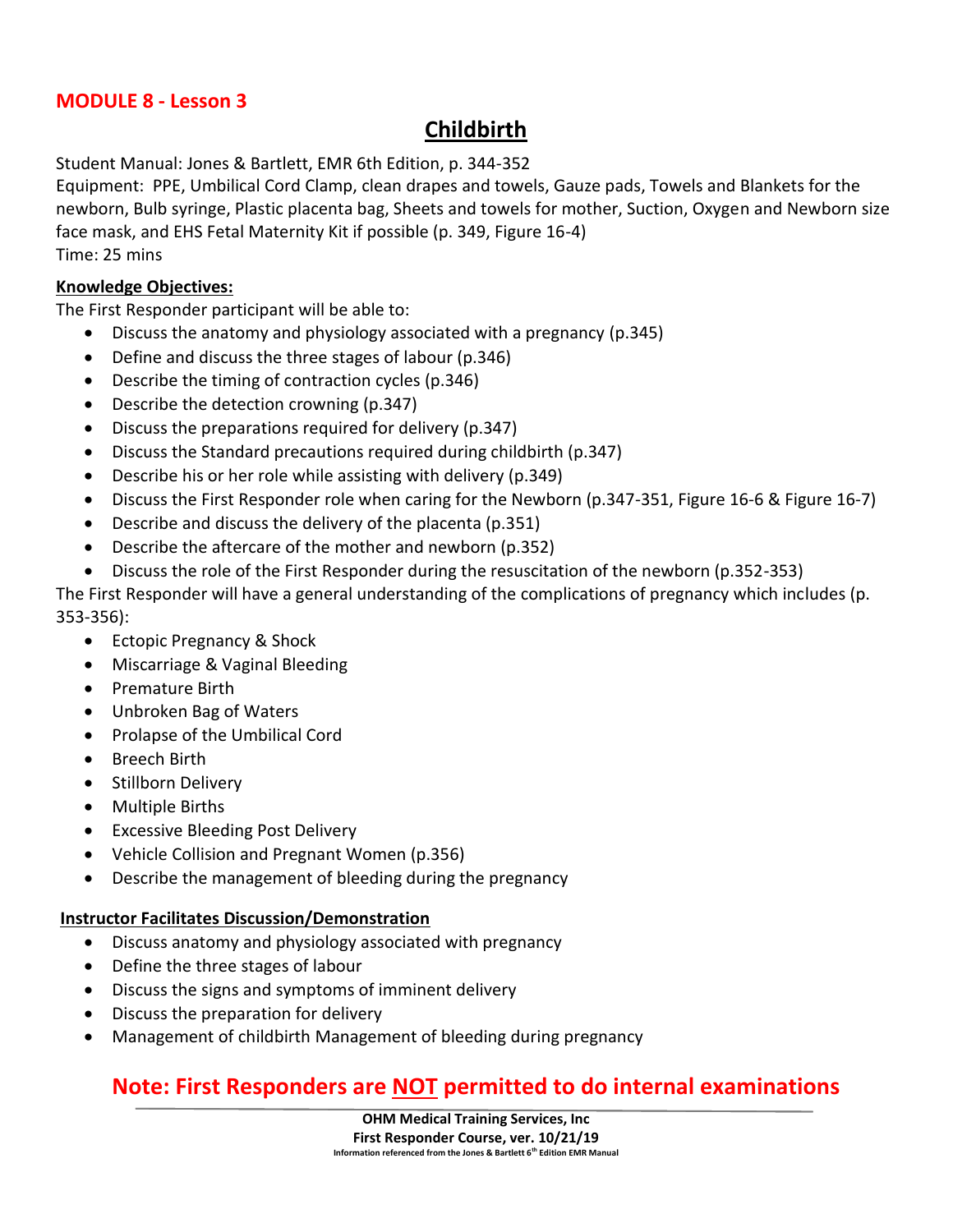## MODULE 8 - Lesson 3

# Childbirth

Student Manual: Jones & Bartlett, EMR 6th Edition, p. 344-352

Equipment: PPE, Umbilical Cord Clamp, clean drapes and towels, Gauze pads, Towels and Blankets for the newborn, Bulb syringe, Plastic placenta bag, Sheets and towels for mother, Suction, Oxygen and Newborn size face mask, and EHS Fetal Maternity Kit if possible (p. 349, Figure 16-4)

Time: 25 mins

**Knowledge Objectives:**

The First Responder participant will be able to:

- Discuss the anatomy and physiology associated with a pregnancy (p.345)
- Define and discuss the three stages of labour (p.346)
- Describe the timing of contraction cycles (p.346)
- Describe the detection crowning (p.347)
- Discuss the preparations required for delivery (p.347)
- Discuss the Standard precautions required during childbirth (p.347)
- Describe his or her role while assisting with delivery (p.349)
- Discuss the First Responder role when caring for the Newborn (p.347-351, Figure 16-6 & Figure 16-7)
- Describe and discuss the delivery of the placenta (p.351)
- Describe the aftercare of the mother and newborn (p.352)
- Discuss the role of the First Responder during the resuscitation of the newborn (p.352-353)

The First Responder will have a general understanding of the complications of pregnancy which includes (p. 353-356):

- Ectopic Pregnancy & Shock
- Miscarriage & Vaginal Bleeding
- Premature Birth
- Unbroken Bag of Waters
- Prolapse of the Umbilical Cord
- Breech Birth
- Stillborn Delivery
- Multiple Births
- Excessive Bleeding Post Delivery
- Vehicle Collision and Pregnant Women (p.356)
- Describe the management of bleeding during the pregnancy

**Instructor Facilitates Discussion/Demonstration**

- Discuss anatomy and physiology associated with pregnancy
- Define the three stages of labour
- Discuss the signs and symptoms of imminent delivery
- Discuss the preparation for delivery
- Management of childbirth Management of bleeding during pregnancy

## Note: First Responders are NOT permitted to do internal examinations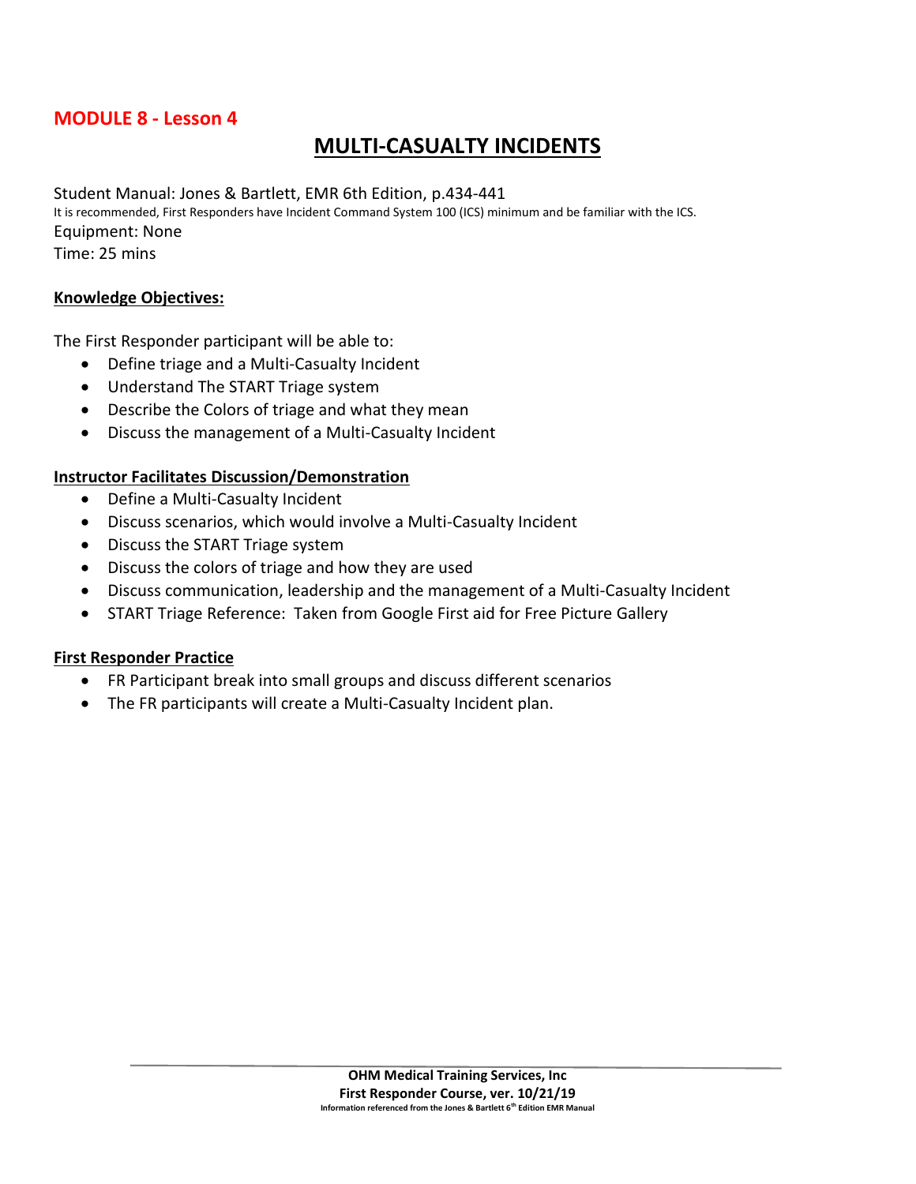## MODULE 8 - Lesson 4

# MULTI-CASUALTY INCIDENTS

Student Manual: Jones & Bartlett, EMR 6th Edition, p.434-441
It is recommended, First Responders have Incident Command System 100 (ICS) minimum and be familiar with the ICS.
Equipment: None
Time: 25 mins

### Knowledge Objectives:

The First Responder participant will be able to:

- Define triage and a Multi-Casualty Incident
- Understand The START Triage system
- Describe the Colors of triage and what they mean
- Discuss the management of a Multi-Casualty Incident

### Instructor Facilitates Discussion/Demonstration

- Define a Multi-Casualty Incident
- Discuss scenarios, which would involve a Multi-Casualty Incident
- Discuss the START Triage system
- Discuss the colors of triage and how they are used
- Discuss communication, leadership and the management of a Multi-Casualty Incident
- START Triage Reference: Taken from Google First aid for Free Picture Gallery

### First Responder Practice

- FR Participant break into small groups and discuss different scenarios
- The FR participants will create a Multi-Casualty Incident plan.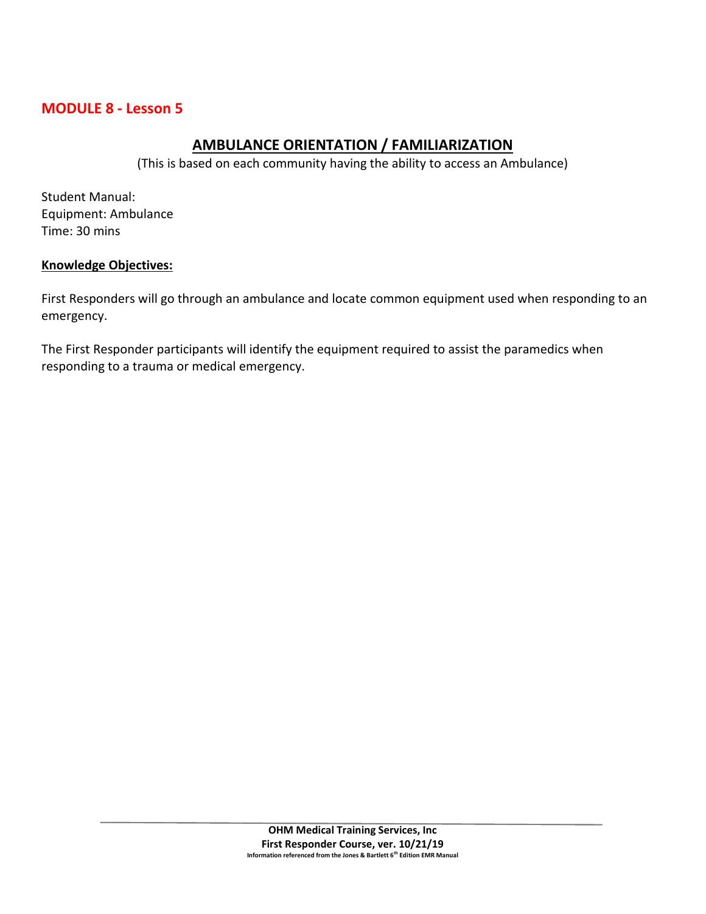## MODULE 8 - Lesson 5

# AMBULANCE ORIENTATION / FAMILIARIZATION

(This is based on each community having the ability to access an Ambulance)

Student Manual:
Equipment: Ambulance
Time: 30 mins

**Knowledge Objectives:**

First Responders will go through an ambulance and locate common equipment used when responding to an emergency.

The First Responder participants will identify the equipment required to assist the paramedics when responding to a trauma or medical emergency.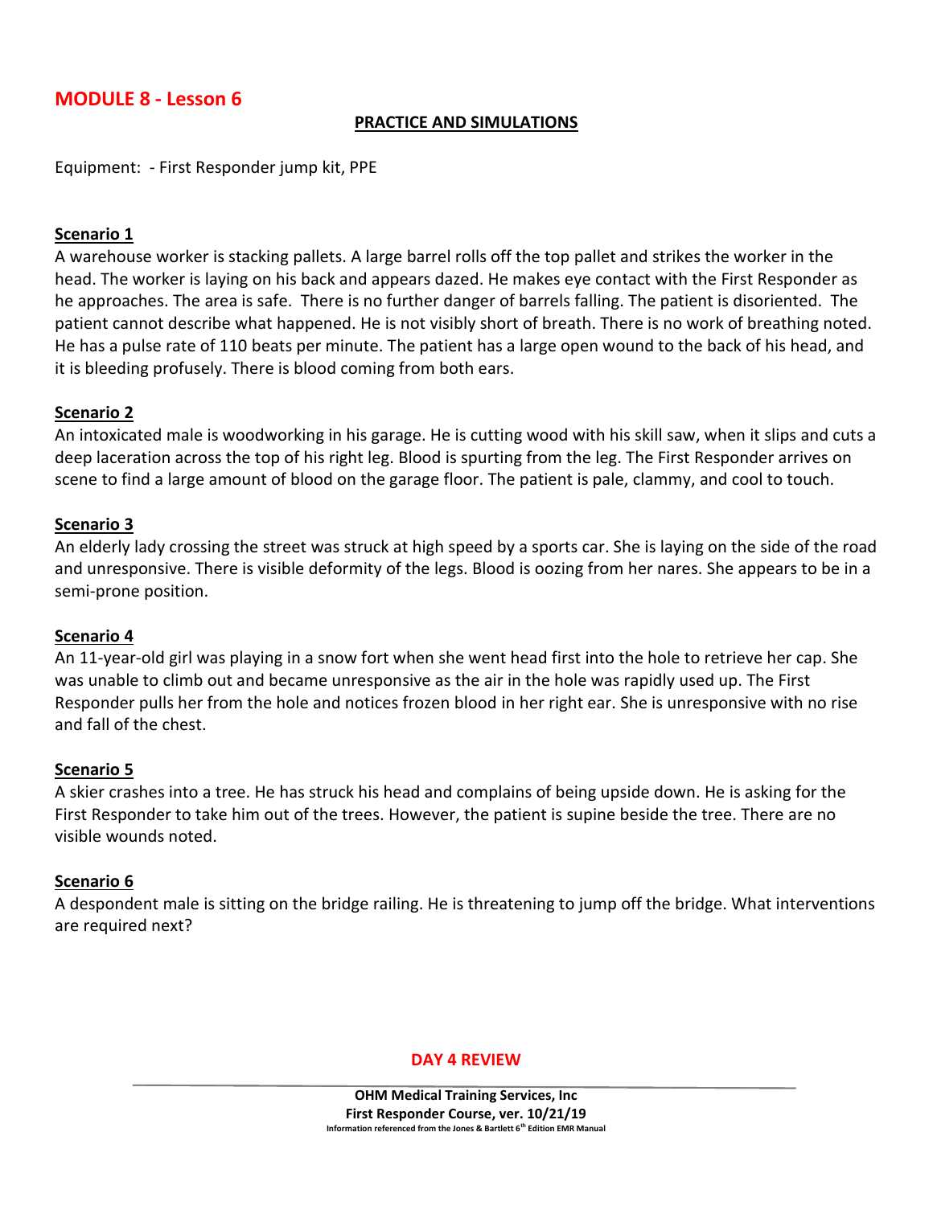# MODULE 8 - Lesson 6

## PRACTICE AND SIMULATIONS

Equipment: - First Responder jump kit, PPE

### Scenario 1

A warehouse worker is stacking pallets. A large barrel rolls off the top pallet and strikes the worker in the head. The worker is laying on his back and appears dazed. He makes eye contact with the First Responder as he approaches. The area is safe. There is no further danger of barrels falling. The patient is disoriented. The patient cannot describe what happened. He is not visibly short of breath. There is no work of breathing noted. He has a pulse rate of 110 beats per minute. The patient has a large open wound to the back of his head, and it is bleeding profusely. There is blood coming from both ears.

### Scenario 2

An intoxicated male is woodworking in his garage. He is cutting wood with his skill saw, when it slips and cuts a deep laceration across the top of his right leg. Blood is spurting from the leg. The First Responder arrives on scene to find a large amount of blood on the garage floor. The patient is pale, clammy, and cool to touch.

### Scenario 3

An elderly lady crossing the street was struck at high speed by a sports car. She is laying on the side of the road and unresponsive. There is visible deformity of the legs. Blood is oozing from her nares. She appears to be in a semi-prone position.

### Scenario 4

An 11-year-old girl was playing in a snow fort when she went head first into the hole to retrieve her cap. She was unable to climb out and became unresponsive as the air in the hole was rapidly used up. The First Responder pulls her from the hole and notices frozen blood in her right ear. She is unresponsive with no rise and fall of the chest.

### Scenario 5

A skier crashes into a tree. He has struck his head and complains of being upside down. He is asking for the First Responder to take him out of the trees. However, the patient is supine beside the tree. There are no visible wounds noted.

### Scenario 6

A despondent male is sitting on the bridge railing. He is threatening to jump off the bridge. What interventions are required next?

**DAY 4 REVIEW**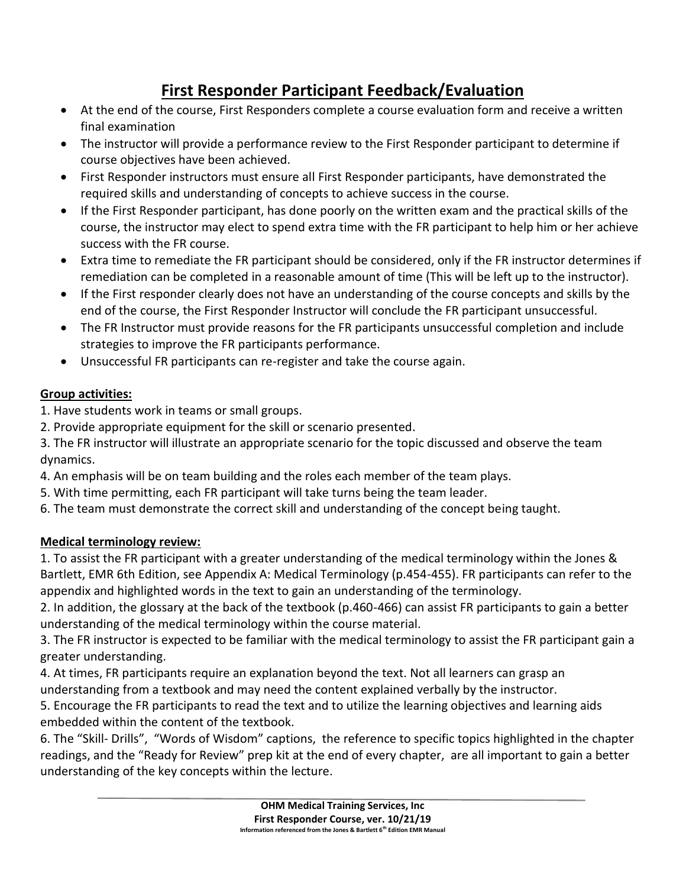# First Responder Participant Feedback/Evaluation

- At the end of the course, First Responders complete a course evaluation form and receive a written final examination
- The instructor will provide a performance review to the First Responder participant to determine if course objectives have been achieved.
- First Responder instructors must ensure all First Responder participants, have demonstrated the required skills and understanding of concepts to achieve success in the course.
- If the First Responder participant, has done poorly on the written exam and the practical skills of the course, the instructor may elect to spend extra time with the FR participant to help him or her achieve success with the FR course.
- Extra time to remediate the FR participant should be considered, only if the FR instructor determines if remediation can be completed in a reasonable amount of time (This will be left up to the instructor).
- If the First responder clearly does not have an understanding of the course concepts and skills by the end of the course, the First Responder Instructor will conclude the FR participant unsuccessful.
- The FR Instructor must provide reasons for the FR participants unsuccessful completion and include strategies to improve the FR participants performance.
- Unsuccessful FR participants can re-register and take the course again.

**Group activities:**

1. Have students work in teams or small groups.
2. Provide appropriate equipment for the skill or scenario presented.
3. The FR instructor will illustrate an appropriate scenario for the topic discussed and observe the team dynamics.
4. An emphasis will be on team building and the roles each member of the team plays.
5. With time permitting, each FR participant will take turns being the team leader.
6. The team must demonstrate the correct skill and understanding of the concept being taught.

**Medical terminology review:**

1. To assist the FR participant with a greater understanding of the medical terminology within the Jones & Bartlett, EMR 6th Edition, see Appendix A: Medical Terminology (p.454-455). FR participants can refer to the appendix and highlighted words in the text to gain an understanding of the terminology.
2. In addition, the glossary at the back of the textbook (p.460-466) can assist FR participants to gain a better understanding of the medical terminology within the course material.
3. The FR instructor is expected to be familiar with the medical terminology to assist the FR participant gain a greater understanding.
4. At times, FR participants require an explanation beyond the text. Not all learners can grasp an understanding from a textbook and may need the content explained verbally by the instructor.
5. Encourage the FR participants to read the text and to utilize the learning objectives and learning aids embedded within the content of the textbook.
6. The "Skill- Drills", "Words of Wisdom" captions, the reference to specific topics highlighted in the chapter readings, and the "Ready for Review" prep kit at the end of every chapter, are all important to gain a better understanding of the key concepts within the lecture.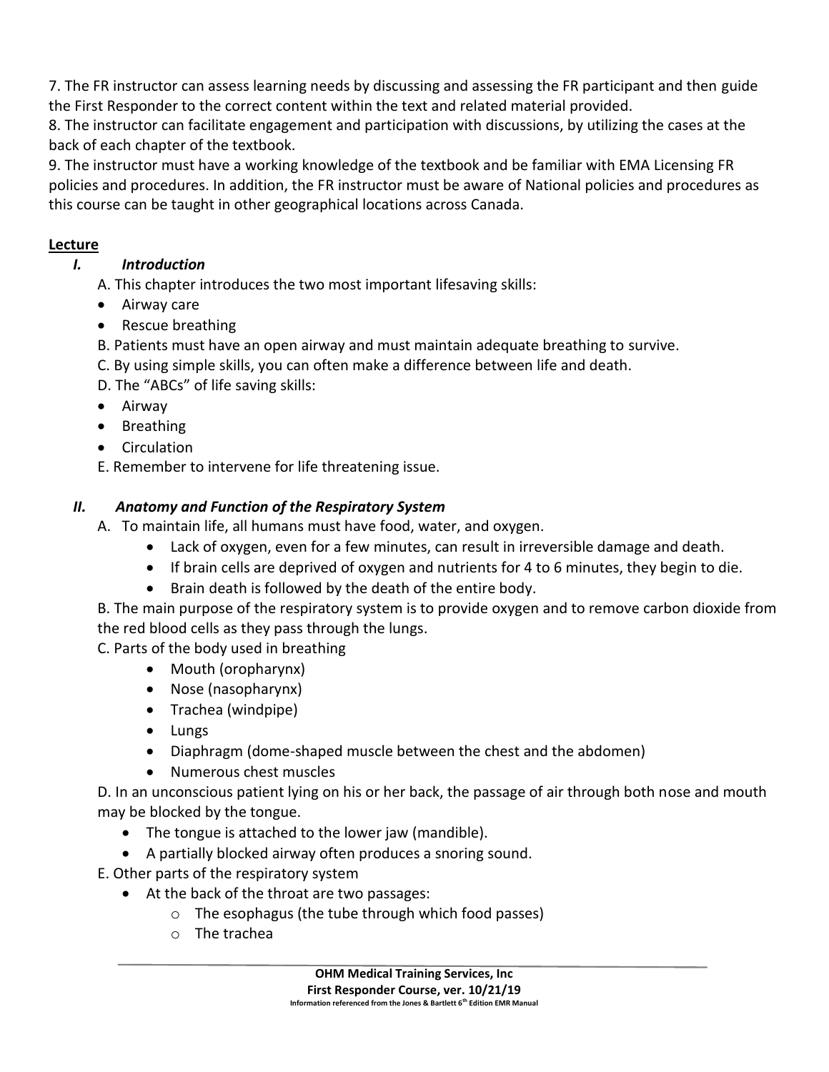7. The FR instructor can assess learning needs by discussing and assessing the FR participant and then guide the First Responder to the correct content within the text and related material provided.
8. The instructor can facilitate engagement and participation with discussions, by utilizing the cases at the back of each chapter of the textbook.
9. The instructor must have a working knowledge of the textbook and be familiar with EMA Licensing FR policies and procedures. In addition, the FR instructor must be aware of National policies and procedures as this course can be taught in other geographical locations across Canada.

**Lecture**

## *I. Introduction*

A. This chapter introduces the two most important lifesaving skills:

- Airway care
- Rescue breathing

B. Patients must have an open airway and must maintain adequate breathing to survive.

C. By using simple skills, you can often make a difference between life and death.

D. The "ABCs" of life saving skills:

- Airway
- Breathing
- Circulation

E. Remember to intervene for life threatening issue.

## *II. Anatomy and Function of the Respiratory System*

A. To maintain life, all humans must have food, water, and oxygen.
   - Lack of oxygen, even for a few minutes, can result in irreversible damage and death.
   - If brain cells are deprived of oxygen and nutrients for 4 to 6 minutes, they begin to die.
   - Brain death is followed by the death of the entire body.

B. The main purpose of the respiratory system is to provide oxygen and to remove carbon dioxide from the red blood cells as they pass through the lungs.

C. Parts of the body used in breathing
   - Mouth (oropharynx)
   - Nose (nasopharynx)
   - Trachea (windpipe)
   - Lungs
   - Diaphragm (dome-shaped muscle between the chest and the abdomen)
   - Numerous chest muscles

D. In an unconscious patient lying on his or her back, the passage of air through both nose and mouth may be blocked by the tongue.
   - The tongue is attached to the lower jaw (mandible).
   - A partially blocked airway often produces a snoring sound.

E. Other parts of the respiratory system
   - At the back of the throat are two passages:
     - The esophagus (the tube through which food passes)
     - The trachea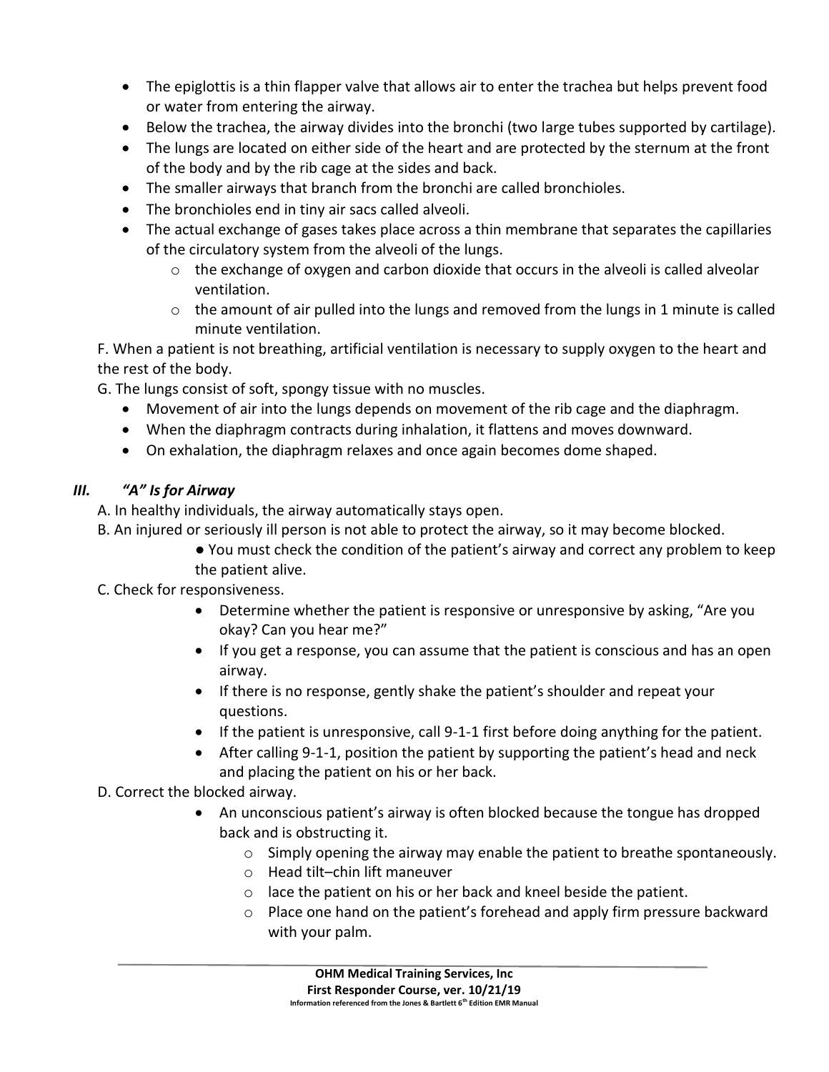- The epiglottis is a thin flapper valve that allows air to enter the trachea but helps prevent food or water from entering the airway.
- Below the trachea, the airway divides into the bronchi (two large tubes supported by cartilage).
- The lungs are located on either side of the heart and are protected by the sternum at the front of the body and by the rib cage at the sides and back.
- The smaller airways that branch from the bronchi are called bronchioles.
- The bronchioles end in tiny air sacs called alveoli.
- The actual exchange of gases takes place across a thin membrane that separates the capillaries of the circulatory system from the alveoli of the lungs.
  - the exchange of oxygen and carbon dioxide that occurs in the alveoli is called alveolar ventilation.
  - the amount of air pulled into the lungs and removed from the lungs in 1 minute is called minute ventilation.

F. When a patient is not breathing, artificial ventilation is necessary to supply oxygen to the heart and the rest of the body.

G. The lungs consist of soft, spongy tissue with no muscles.

- Movement of air into the lungs depends on movement of the rib cage and the diaphragm.
- When the diaphragm contracts during inhalation, it flattens and moves downward.
- On exhalation, the diaphragm relaxes and once again becomes dome shaped.

## III. *"A" Is for Airway*

A. In healthy individuals, the airway automatically stays open.

B. An injured or seriously ill person is not able to protect the airway, so it may become blocked.

- You must check the condition of the patient's airway and correct any problem to keep the patient alive.

C. Check for responsiveness.

- Determine whether the patient is responsive or unresponsive by asking, "Are you okay? Can you hear me?"
- If you get a response, you can assume that the patient is conscious and has an open airway.
- If there is no response, gently shake the patient's shoulder and repeat your questions.
- If the patient is unresponsive, call 9-1-1 first before doing anything for the patient.
- After calling 9-1-1, position the patient by supporting the patient's head and neck and placing the patient on his or her back.

D. Correct the blocked airway.

- An unconscious patient's airway is often blocked because the tongue has dropped back and is obstructing it.
  - Simply opening the airway may enable the patient to breathe spontaneously.
  - Head tilt–chin lift maneuver
  - lace the patient on his or her back and kneel beside the patient.
  - Place one hand on the patient's forehead and apply firm pressure backward with your palm.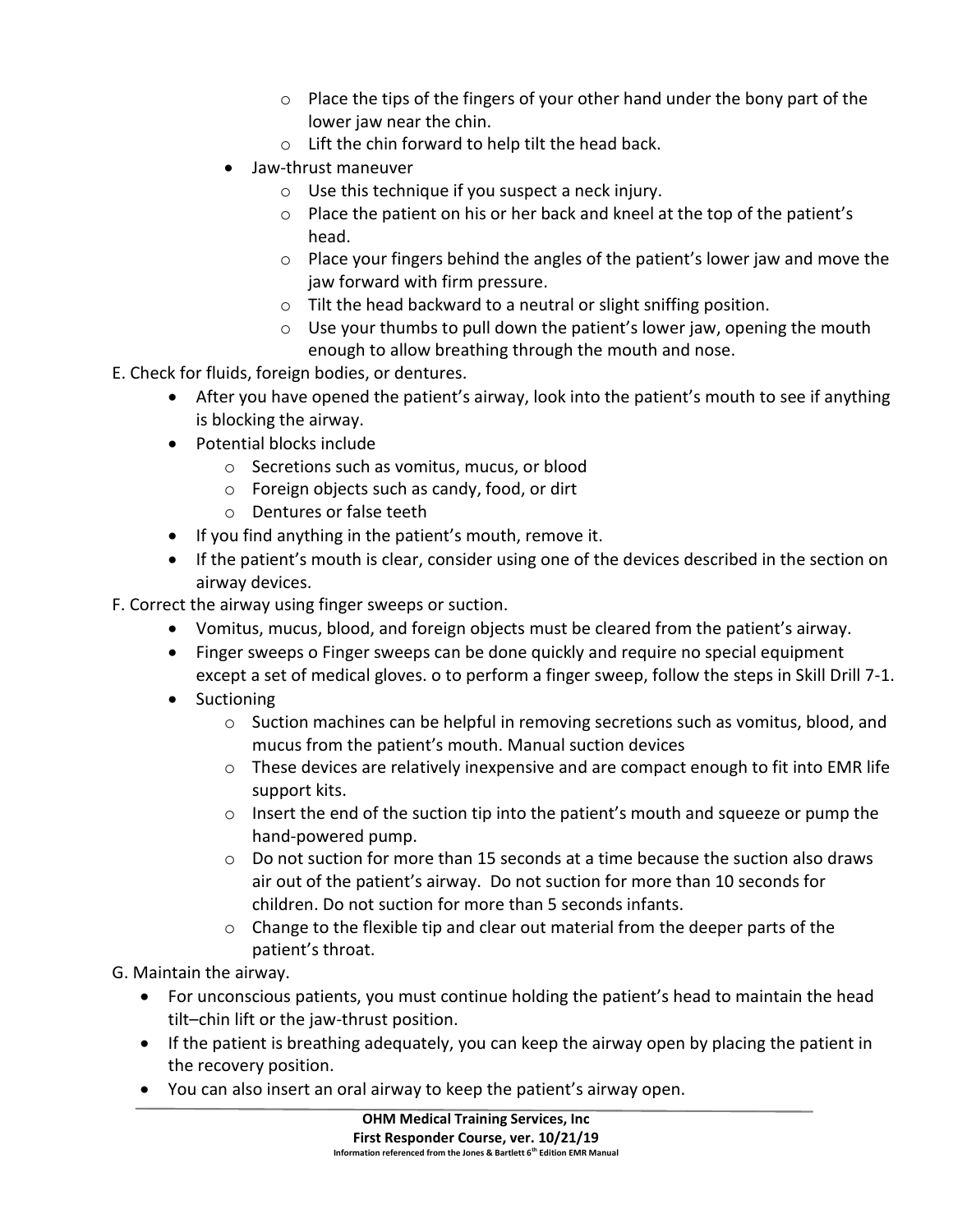- Place the tips of the fingers of your other hand under the bony part of the lower jaw near the chin.
        - Lift the chin forward to help tilt the head back.
    - Jaw-thrust maneuver
        - Use this technique if you suspect a neck injury.
        - Place the patient on his or her back and kneel at the top of the patient's head.
        - Place your fingers behind the angles of the patient's lower jaw and move the jaw forward with firm pressure.
        - Tilt the head backward to a neutral or slight sniffing position.
        - Use your thumbs to pull down the patient's lower jaw, opening the mouth enough to allow breathing through the mouth and nose.

E. Check for fluids, foreign bodies, or dentures.

- After you have opened the patient's airway, look into the patient's mouth to see if anything is blocking the airway.
- Potential blocks include
    - Secretions such as vomitus, mucus, or blood
    - Foreign objects such as candy, food, or dirt
    - Dentures or false teeth
- If you find anything in the patient's mouth, remove it.
- If the patient's mouth is clear, consider using one of the devices described in the section on airway devices.

F. Correct the airway using finger sweeps or suction.

- Vomitus, mucus, blood, and foreign objects must be cleared from the patient's airway.
- Finger sweeps o Finger sweeps can be done quickly and require no special equipment except a set of medical gloves. o to perform a finger sweep, follow the steps in Skill Drill 7-1.
- Suctioning
    - Suction machines can be helpful in removing secretions such as vomitus, blood, and mucus from the patient's mouth. Manual suction devices
    - These devices are relatively inexpensive and are compact enough to fit into EMR life support kits.
    - Insert the end of the suction tip into the patient's mouth and squeeze or pump the hand-powered pump.
    - Do not suction for more than 15 seconds at a time because the suction also draws air out of the patient's airway. Do not suction for more than 10 seconds for children. Do not suction for more than 5 seconds infants.
    - Change to the flexible tip and clear out material from the deeper parts of the patient's throat.

G. Maintain the airway.

- For unconscious patients, you must continue holding the patient's head to maintain the head tilt–chin lift or the jaw-thrust position.
- If the patient is breathing adequately, you can keep the airway open by placing the patient in the recovery position.
- You can also insert an oral airway to keep the patient's airway open.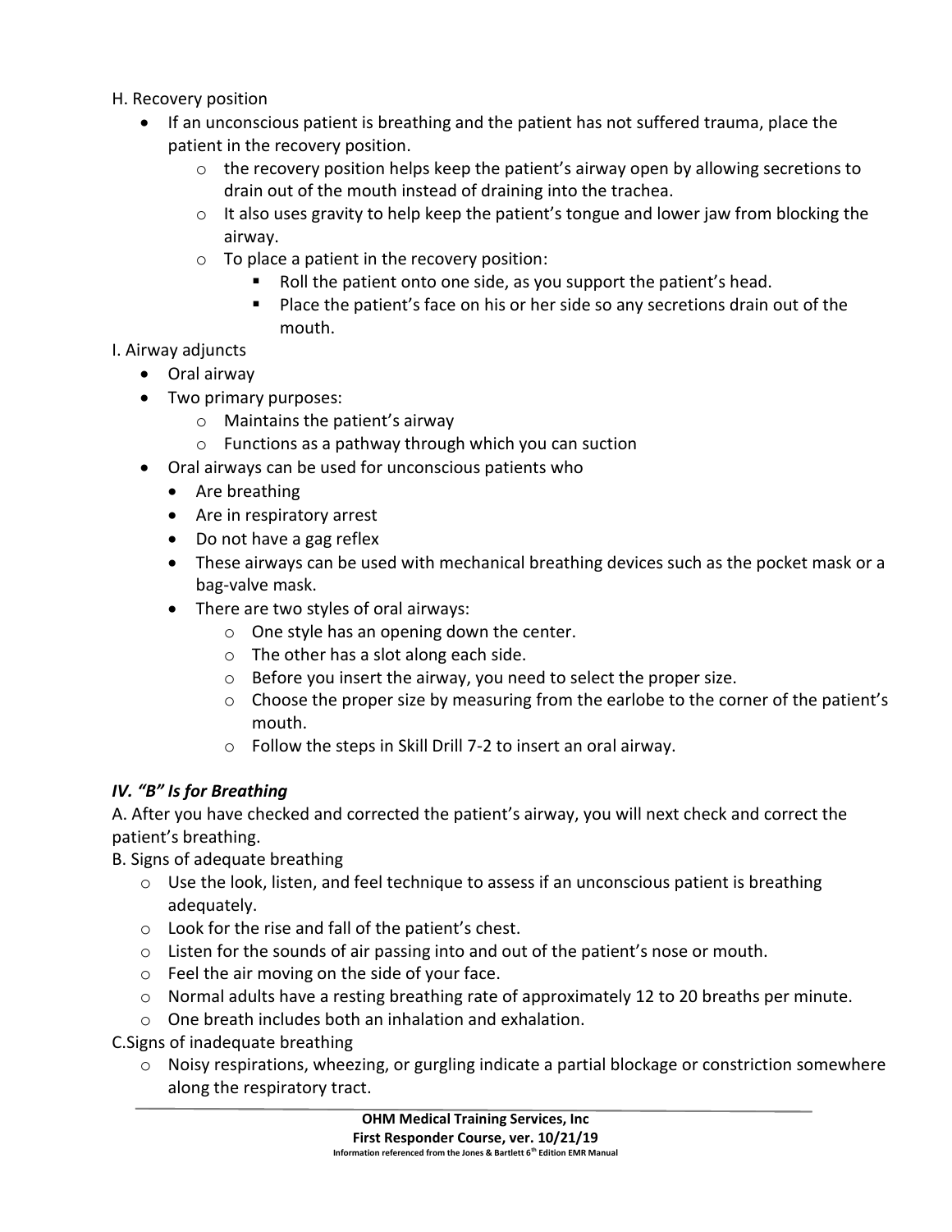H. Recovery position

- If an unconscious patient is breathing and the patient has not suffered trauma, place the patient in the recovery position.
    - the recovery position helps keep the patient's airway open by allowing secretions to drain out of the mouth instead of draining into the trachea.
    - It also uses gravity to help keep the patient's tongue and lower jaw from blocking the airway.
    - To place a patient in the recovery position:
        - Roll the patient onto one side, as you support the patient's head.
        - Place the patient's face on his or her side so any secretions drain out of the mouth.

I. Airway adjuncts

- Oral airway
- Two primary purposes:
    - Maintains the patient's airway
    - Functions as a pathway through which you can suction
- Oral airways can be used for unconscious patients who
    - Are breathing
    - Are in respiratory arrest
    - Do not have a gag reflex
    - These airways can be used with mechanical breathing devices such as the pocket mask or a bag-valve mask.
    - There are two styles of oral airways:
        - One style has an opening down the center.
        - The other has a slot along each side.
        - Before you insert the airway, you need to select the proper size.
        - Choose the proper size by measuring from the earlobe to the corner of the patient's mouth.
        - Follow the steps in Skill Drill 7-2 to insert an oral airway.

### *IV. "B" Is for Breathing*

A. After you have checked and corrected the patient's airway, you will next check and correct the patient's breathing.

B. Signs of adequate breathing

- Use the look, listen, and feel technique to assess if an unconscious patient is breathing adequately.
- Look for the rise and fall of the patient's chest.
- Listen for the sounds of air passing into and out of the patient's nose or mouth.
- Feel the air moving on the side of your face.
- Normal adults have a resting breathing rate of approximately 12 to 20 breaths per minute.
- One breath includes both an inhalation and exhalation.

C.Signs of inadequate breathing

- Noisy respirations, wheezing, or gurgling indicate a partial blockage or constriction somewhere along the respiratory tract.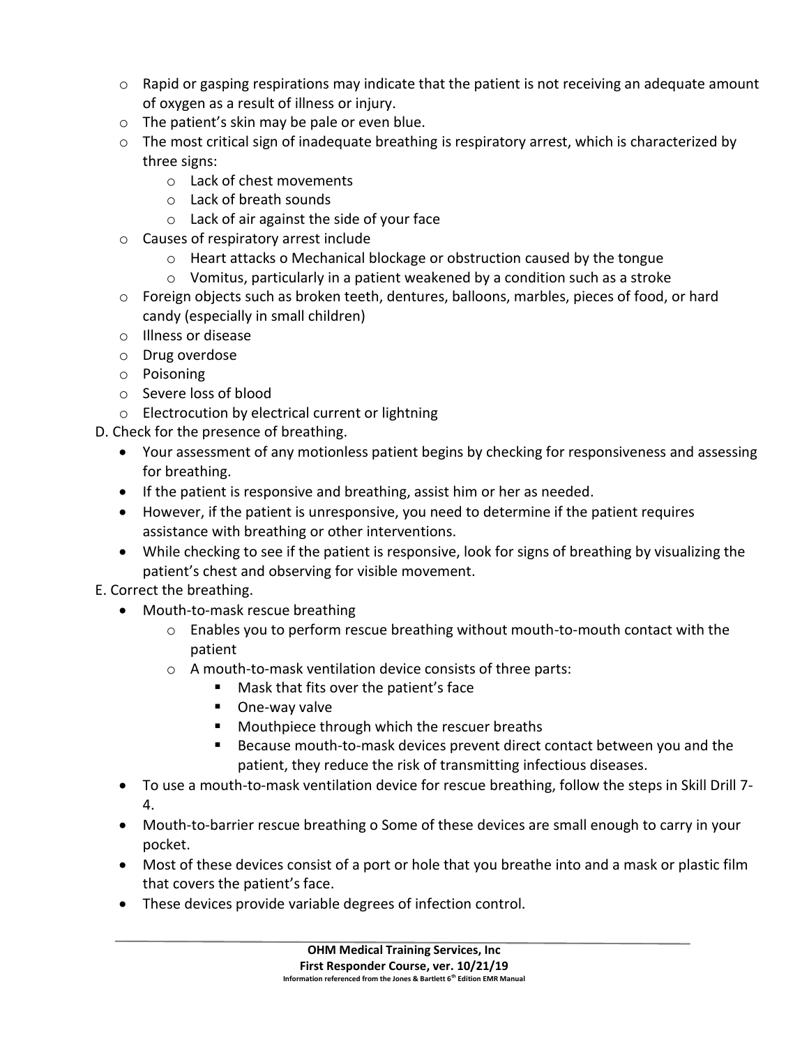- Rapid or gasping respirations may indicate that the patient is not receiving an adequate amount of oxygen as a result of illness or injury.
- The patient's skin may be pale or even blue.
- The most critical sign of inadequate breathing is respiratory arrest, which is characterized by three signs:
  - Lack of chest movements
  - Lack of breath sounds
  - Lack of air against the side of your face
- Causes of respiratory arrest include
  - Heart attacks o Mechanical blockage or obstruction caused by the tongue
  - Vomitus, particularly in a patient weakened by a condition such as a stroke
- Foreign objects such as broken teeth, dentures, balloons, marbles, pieces of food, or hard candy (especially in small children)
- Illness or disease
- Drug overdose
- Poisoning
- Severe loss of blood
- Electrocution by electrical current or lightning

D. Check for the presence of breathing.

- Your assessment of any motionless patient begins by checking for responsiveness and assessing for breathing.
- If the patient is responsive and breathing, assist him or her as needed.
- However, if the patient is unresponsive, you need to determine if the patient requires assistance with breathing or other interventions.
- While checking to see if the patient is responsive, look for signs of breathing by visualizing the patient's chest and observing for visible movement.

E. Correct the breathing.

- Mouth-to-mask rescue breathing
  - Enables you to perform rescue breathing without mouth-to-mouth contact with the patient
  - A mouth-to-mask ventilation device consists of three parts:
    - Mask that fits over the patient's face
    - One-way valve
    - Mouthpiece through which the rescuer breaths
    - Because mouth-to-mask devices prevent direct contact between you and the patient, they reduce the risk of transmitting infectious diseases.
- To use a mouth-to-mask ventilation device for rescue breathing, follow the steps in Skill Drill 7-4.
- Mouth-to-barrier rescue breathing o Some of these devices are small enough to carry in your pocket.
- Most of these devices consist of a port or hole that you breathe into and a mask or plastic film that covers the patient's face.
- These devices provide variable degrees of infection control.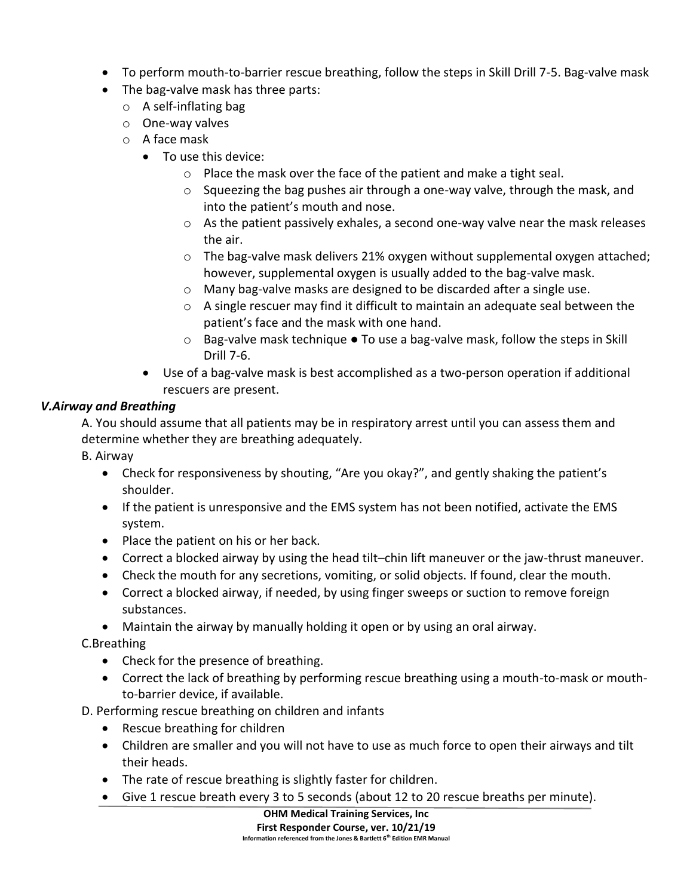- To perform mouth-to-barrier rescue breathing, follow the steps in Skill Drill 7-5. Bag-valve mask
- The bag-valve mask has three parts:
  - A self-inflating bag
  - One-way valves
  - A face mask
    - To use this device:
      - Place the mask over the face of the patient and make a tight seal.
      - Squeezing the bag pushes air through a one-way valve, through the mask, and into the patient's mouth and nose.
      - As the patient passively exhales, a second one-way valve near the mask releases the air.
      - The bag-valve mask delivers 21% oxygen without supplemental oxygen attached; however, supplemental oxygen is usually added to the bag-valve mask.
      - Many bag-valve masks are designed to be discarded after a single use.
      - A single rescuer may find it difficult to maintain an adequate seal between the patient's face and the mask with one hand.
      - Bag-valve mask technique ● To use a bag-valve mask, follow the steps in Skill Drill 7-6.
    - Use of a bag-valve mask is best accomplished as a two-person operation if additional rescuers are present.

***V.Airway and Breathing***

A. You should assume that all patients may be in respiratory arrest until you can assess them and determine whether they are breathing adequately.

B. Airway

- Check for responsiveness by shouting, "Are you okay?", and gently shaking the patient's shoulder.
- If the patient is unresponsive and the EMS system has not been notified, activate the EMS system.
- Place the patient on his or her back.
- Correct a blocked airway by using the head tilt–chin lift maneuver or the jaw-thrust maneuver.
- Check the mouth for any secretions, vomiting, or solid objects. If found, clear the mouth.
- Correct a blocked airway, if needed, by using finger sweeps or suction to remove foreign substances.
- Maintain the airway by manually holding it open or by using an oral airway.

C.Breathing

- Check for the presence of breathing.
- Correct the lack of breathing by performing rescue breathing using a mouth-to-mask or mouth-to-barrier device, if available.

D. Performing rescue breathing on children and infants

- Rescue breathing for children
- Children are smaller and you will not have to use as much force to open their airways and tilt their heads.
- The rate of rescue breathing is slightly faster for children.
- Give 1 rescue breath every 3 to 5 seconds (about 12 to 20 rescue breaths per minute).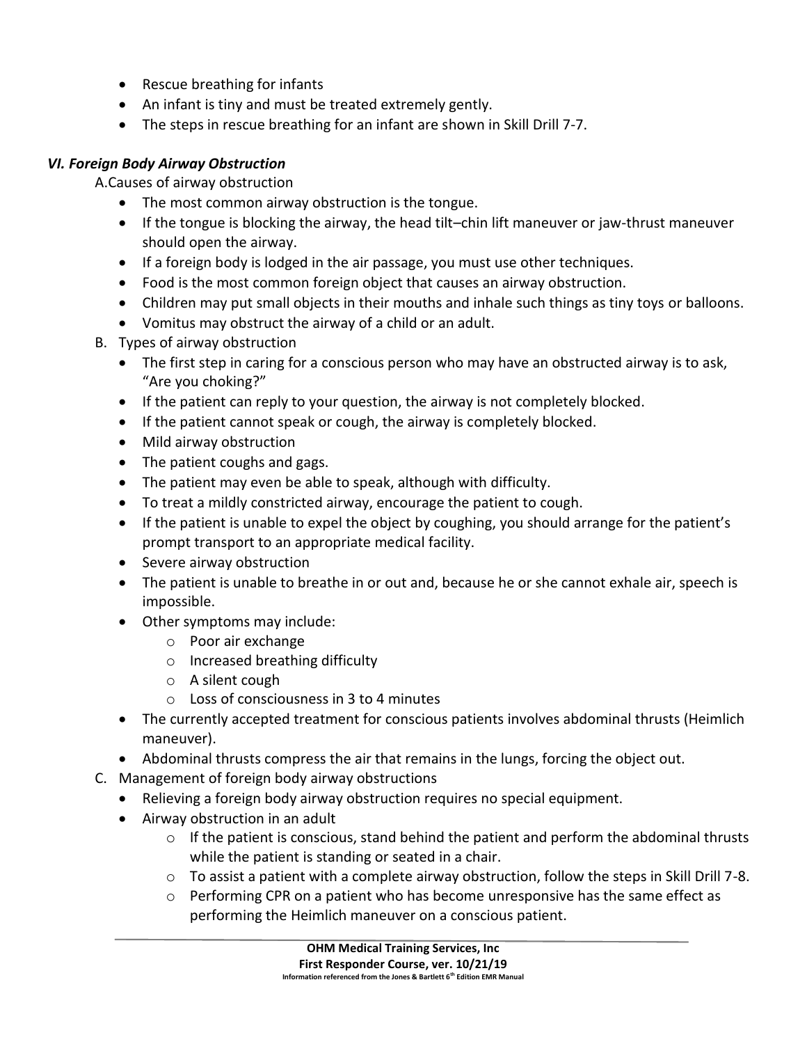- Rescue breathing for infants
- An infant is tiny and must be treated extremely gently.
- The steps in rescue breathing for an infant are shown in Skill Drill 7-7.

### *VI. Foreign Body Airway Obstruction*

A. Causes of airway obstruction

- The most common airway obstruction is the tongue.
- If the tongue is blocking the airway, the head tilt–chin lift maneuver or jaw-thrust maneuver should open the airway.
- If a foreign body is lodged in the air passage, you must use other techniques.
- Food is the most common foreign object that causes an airway obstruction.
- Children may put small objects in their mouths and inhale such things as tiny toys or balloons.
- Vomitus may obstruct the airway of a child or an adult.

B. Types of airway obstruction

- The first step in caring for a conscious person who may have an obstructed airway is to ask, "Are you choking?"
- If the patient can reply to your question, the airway is not completely blocked.
- If the patient cannot speak or cough, the airway is completely blocked.
- Mild airway obstruction
- The patient coughs and gags.
- The patient may even be able to speak, although with difficulty.
- To treat a mildly constricted airway, encourage the patient to cough.
- If the patient is unable to expel the object by coughing, you should arrange for the patient's prompt transport to an appropriate medical facility.
- Severe airway obstruction
- The patient is unable to breathe in or out and, because he or she cannot exhale air, speech is impossible.
- Other symptoms may include:
  - Poor air exchange
  - Increased breathing difficulty
  - A silent cough
  - Loss of consciousness in 3 to 4 minutes
- The currently accepted treatment for conscious patients involves abdominal thrusts (Heimlich maneuver).
- Abdominal thrusts compress the air that remains in the lungs, forcing the object out.

C. Management of foreign body airway obstructions

- Relieving a foreign body airway obstruction requires no special equipment.
- Airway obstruction in an adult
  - If the patient is conscious, stand behind the patient and perform the abdominal thrusts while the patient is standing or seated in a chair.
  - To assist a patient with a complete airway obstruction, follow the steps in Skill Drill 7-8.
  - Performing CPR on a patient who has become unresponsive has the same effect as performing the Heimlich maneuver on a conscious patient.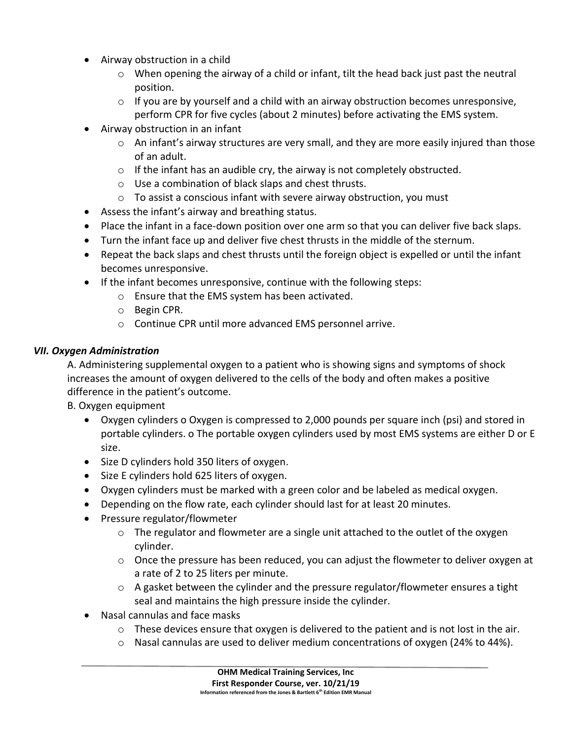- Airway obstruction in a child
    - When opening the airway of a child or infant, tilt the head back just past the neutral position.
    - If you are by yourself and a child with an airway obstruction becomes unresponsive, perform CPR for five cycles (about 2 minutes) before activating the EMS system.
- Airway obstruction in an infant
    - An infant's airway structures are very small, and they are more easily injured than those of an adult.
    - If the infant has an audible cry, the airway is not completely obstructed.
    - Use a combination of black slaps and chest thrusts.
    - To assist a conscious infant with severe airway obstruction, you must
- Assess the infant's airway and breathing status.
- Place the infant in a face-down position over one arm so that you can deliver five back slaps.
- Turn the infant face up and deliver five chest thrusts in the middle of the sternum.
- Repeat the back slaps and chest thrusts until the foreign object is expelled or until the infant becomes unresponsive.
- If the infant becomes unresponsive, continue with the following steps:
    - Ensure that the EMS system has been activated.
    - Begin CPR.
    - Continue CPR until more advanced EMS personnel arrive.

### *VII. Oxygen Administration*

A. Administering supplemental oxygen to a patient who is showing signs and symptoms of shock increases the amount of oxygen delivered to the cells of the body and often makes a positive difference in the patient's outcome.

B. Oxygen equipment

- Oxygen cylinders o Oxygen is compressed to 2,000 pounds per square inch (psi) and stored in portable cylinders. o The portable oxygen cylinders used by most EMS systems are either D or E size.
- Size D cylinders hold 350 liters of oxygen.
- Size E cylinders hold 625 liters of oxygen.
- Oxygen cylinders must be marked with a green color and be labeled as medical oxygen.
- Depending on the flow rate, each cylinder should last for at least 20 minutes.
- Pressure regulator/flowmeter
    - The regulator and flowmeter are a single unit attached to the outlet of the oxygen cylinder.
    - Once the pressure has been reduced, you can adjust the flowmeter to deliver oxygen at a rate of 2 to 25 liters per minute.
    - A gasket between the cylinder and the pressure regulator/flowmeter ensures a tight seal and maintains the high pressure inside the cylinder.
- Nasal cannulas and face masks
    - These devices ensure that oxygen is delivered to the patient and is not lost in the air.
    - Nasal cannulas are used to deliver medium concentrations of oxygen (24% to 44%).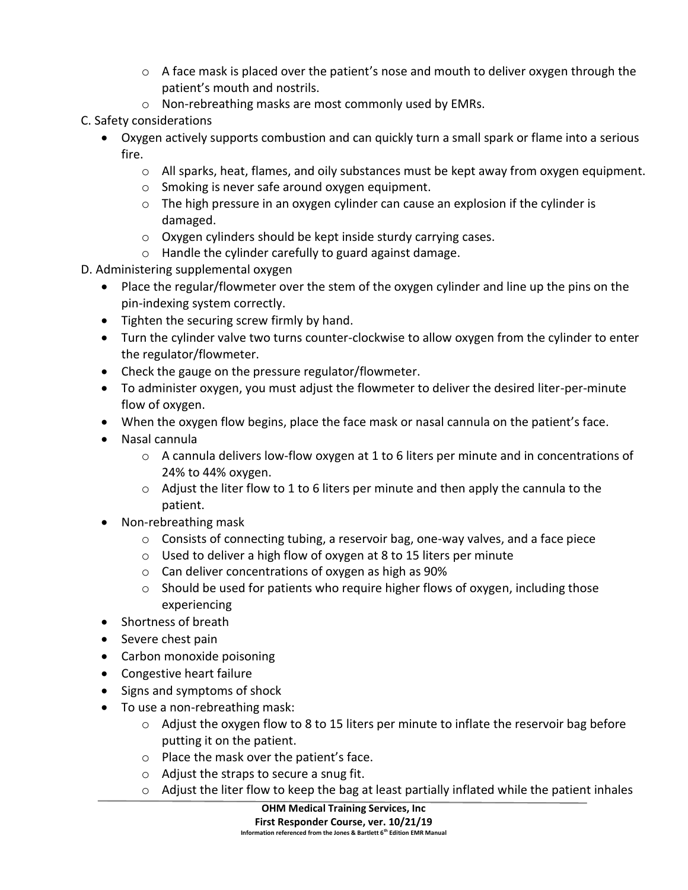- A face mask is placed over the patient's nose and mouth to deliver oxygen through the patient's mouth and nostrils.
  - Non-rebreathing masks are most commonly used by EMRs.

C. Safety considerations

- Oxygen actively supports combustion and can quickly turn a small spark or flame into a serious fire.
  - All sparks, heat, flames, and oily substances must be kept away from oxygen equipment.
  - Smoking is never safe around oxygen equipment.
  - The high pressure in an oxygen cylinder can cause an explosion if the cylinder is damaged.
  - Oxygen cylinders should be kept inside sturdy carrying cases.
  - Handle the cylinder carefully to guard against damage.

D. Administering supplemental oxygen

- Place the regular/flowmeter over the stem of the oxygen cylinder and line up the pins on the pin-indexing system correctly.
- Tighten the securing screw firmly by hand.
- Turn the cylinder valve two turns counter-clockwise to allow oxygen from the cylinder to enter the regulator/flowmeter.
- Check the gauge on the pressure regulator/flowmeter.
- To administer oxygen, you must adjust the flowmeter to deliver the desired liter-per-minute flow of oxygen.
- When the oxygen flow begins, place the face mask or nasal cannula on the patient's face.
- Nasal cannula
  - A cannula delivers low-flow oxygen at 1 to 6 liters per minute and in concentrations of 24% to 44% oxygen.
  - Adjust the liter flow to 1 to 6 liters per minute and then apply the cannula to the patient.
- Non-rebreathing mask
  - Consists of connecting tubing, a reservoir bag, one-way valves, and a face piece
  - Used to deliver a high flow of oxygen at 8 to 15 liters per minute
  - Can deliver concentrations of oxygen as high as 90%
  - Should be used for patients who require higher flows of oxygen, including those experiencing
- Shortness of breath
- Severe chest pain
- Carbon monoxide poisoning
- Congestive heart failure
- Signs and symptoms of shock
- To use a non-rebreathing mask:
  - Adjust the oxygen flow to 8 to 15 liters per minute to inflate the reservoir bag before putting it on the patient.
  - Place the mask over the patient's face.
  - Adjust the straps to secure a snug fit.
  - Adjust the liter flow to keep the bag at least partially inflated while the patient inhales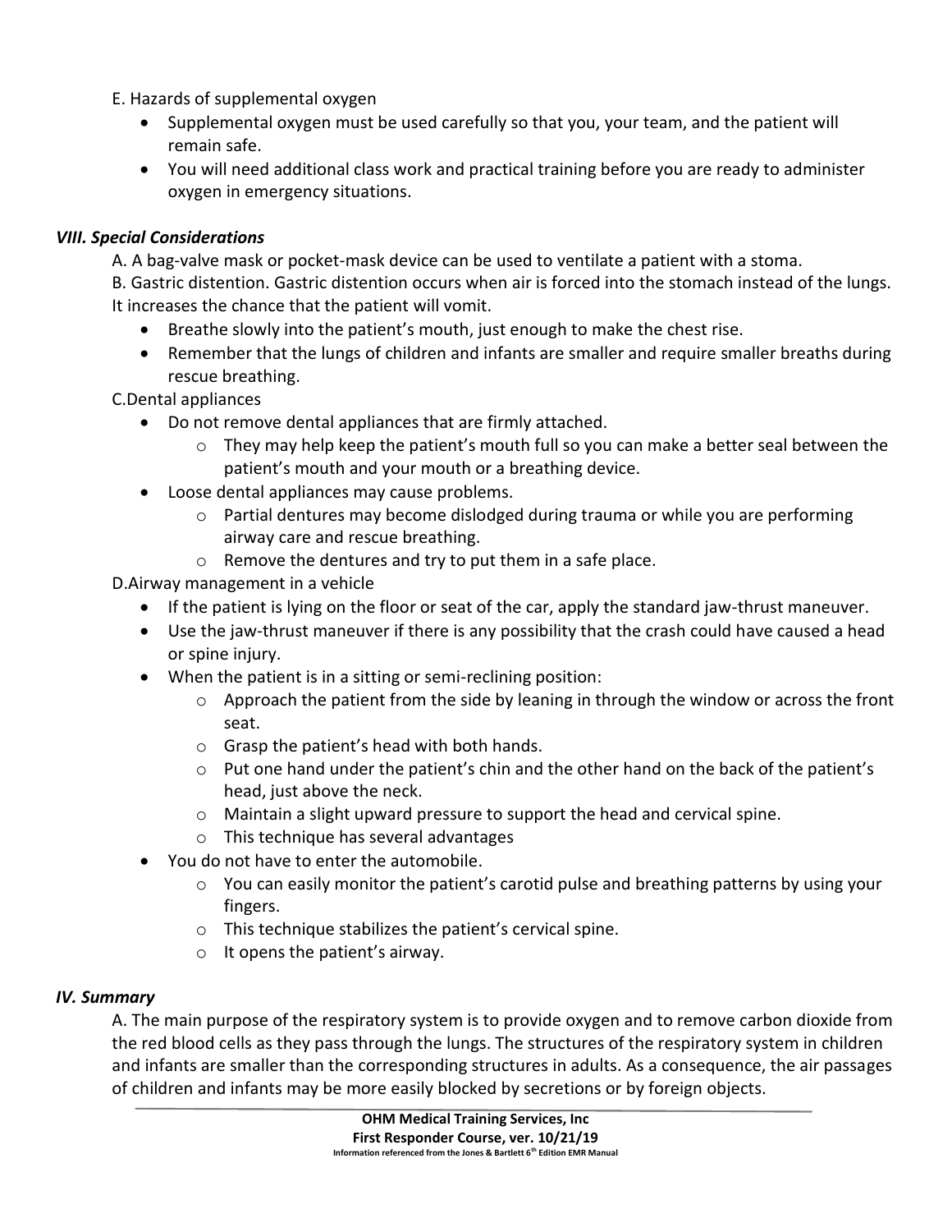E. Hazards of supplemental oxygen

- Supplemental oxygen must be used carefully so that you, your team, and the patient will remain safe.
- You will need additional class work and practical training before you are ready to administer oxygen in emergency situations.

### *VIII. Special Considerations*

A. A bag-valve mask or pocket-mask device can be used to ventilate a patient with a stoma.

B. Gastric distention. Gastric distention occurs when air is forced into the stomach instead of the lungs. It increases the chance that the patient will vomit.

- Breathe slowly into the patient's mouth, just enough to make the chest rise.
- Remember that the lungs of children and infants are smaller and require smaller breaths during rescue breathing.

C.Dental appliances

- Do not remove dental appliances that are firmly attached.
    - They may help keep the patient's mouth full so you can make a better seal between the patient's mouth and your mouth or a breathing device.
- Loose dental appliances may cause problems.
    - Partial dentures may become dislodged during trauma or while you are performing airway care and rescue breathing.
    - Remove the dentures and try to put them in a safe place.

D.Airway management in a vehicle

- If the patient is lying on the floor or seat of the car, apply the standard jaw-thrust maneuver.
- Use the jaw-thrust maneuver if there is any possibility that the crash could have caused a head or spine injury.
- When the patient is in a sitting or semi-reclining position:
    - Approach the patient from the side by leaning in through the window or across the front seat.
    - Grasp the patient's head with both hands.
    - Put one hand under the patient's chin and the other hand on the back of the patient's head, just above the neck.
    - Maintain a slight upward pressure to support the head and cervical spine.
    - This technique has several advantages
- You do not have to enter the automobile.
    - You can easily monitor the patient's carotid pulse and breathing patterns by using your fingers.
    - This technique stabilizes the patient's cervical spine.
    - It opens the patient's airway.

### *IV. Summary*

A. The main purpose of the respiratory system is to provide oxygen and to remove carbon dioxide from the red blood cells as they pass through the lungs. The structures of the respiratory system in children and infants are smaller than the corresponding structures in adults. As a consequence, the air passages of children and infants may be more easily blocked by secretions or by foreign objects.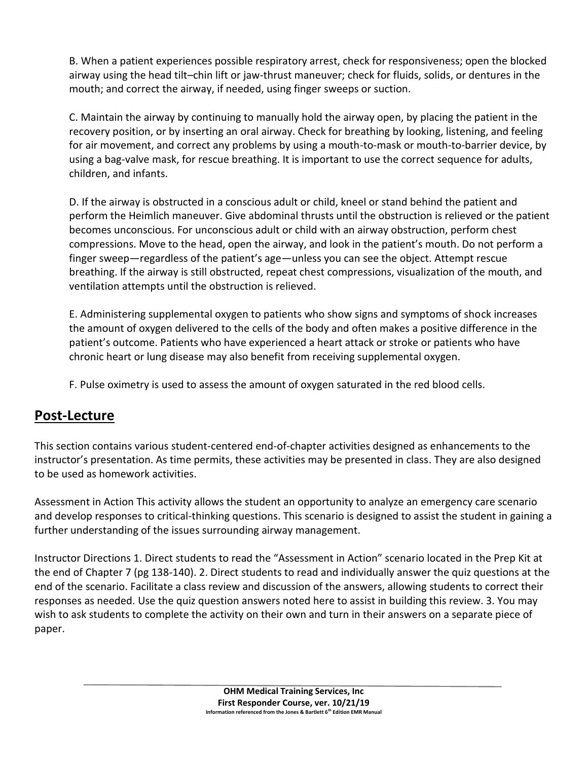B. When a patient experiences possible respiratory arrest, check for responsiveness; open the blocked airway using the head tilt–chin lift or jaw-thrust maneuver; check for fluids, solids, or dentures in the mouth; and correct the airway, if needed, using finger sweeps or suction.

C. Maintain the airway by continuing to manually hold the airway open, by placing the patient in the recovery position, or by inserting an oral airway. Check for breathing by looking, listening, and feeling for air movement, and correct any problems by using a mouth-to-mask or mouth-to-barrier device, by using a bag-valve mask, for rescue breathing. It is important to use the correct sequence for adults, children, and infants.

D. If the airway is obstructed in a conscious adult or child, kneel or stand behind the patient and perform the Heimlich maneuver. Give abdominal thrusts until the obstruction is relieved or the patient becomes unconscious. For unconscious adult or child with an airway obstruction, perform chest compressions. Move to the head, open the airway, and look in the patient's mouth. Do not perform a finger sweep—regardless of the patient's age—unless you can see the object. Attempt rescue breathing. If the airway is still obstructed, repeat chest compressions, visualization of the mouth, and ventilation attempts until the obstruction is relieved.

E. Administering supplemental oxygen to patients who show signs and symptoms of shock increases the amount of oxygen delivered to the cells of the body and often makes a positive difference in the patient's outcome. Patients who have experienced a heart attack or stroke or patients who have chronic heart or lung disease may also benefit from receiving supplemental oxygen.

F. Pulse oximetry is used to assess the amount of oxygen saturated in the red blood cells.

## Post-Lecture

This section contains various student-centered end-of-chapter activities designed as enhancements to the instructor's presentation. As time permits, these activities may be presented in class. They are also designed to be used as homework activities.

Assessment in Action This activity allows the student an opportunity to analyze an emergency care scenario and develop responses to critical-thinking questions. This scenario is designed to assist the student in gaining a further understanding of the issues surrounding airway management.

Instructor Directions 1. Direct students to read the "Assessment in Action" scenario located in the Prep Kit at the end of Chapter 7 (pg 138-140). 2. Direct students to read and individually answer the quiz questions at the end of the scenario. Facilitate a class review and discussion of the answers, allowing students to correct their responses as needed. Use the quiz question answers noted here to assist in building this review. 3. You may wish to ask students to complete the activity on their own and turn in their answers on a separate piece of paper.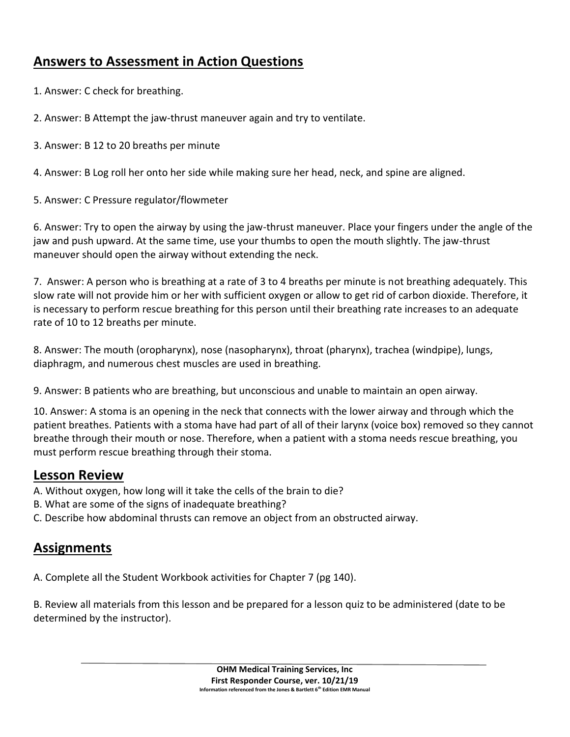## Answers to Assessment in Action Questions

1. Answer: C check for breathing.

2. Answer: B Attempt the jaw-thrust maneuver again and try to ventilate.

3. Answer: B 12 to 20 breaths per minute

4. Answer: B Log roll her onto her side while making sure her head, neck, and spine are aligned.

5. Answer: C Pressure regulator/flowmeter

6. Answer: Try to open the airway by using the jaw-thrust maneuver. Place your fingers under the angle of the jaw and push upward. At the same time, use your thumbs to open the mouth slightly. The jaw-thrust maneuver should open the airway without extending the neck.

7. Answer: A person who is breathing at a rate of 3 to 4 breaths per minute is not breathing adequately. This slow rate will not provide him or her with sufficient oxygen or allow to get rid of carbon dioxide. Therefore, it is necessary to perform rescue breathing for this person until their breathing rate increases to an adequate rate of 10 to 12 breaths per minute.

8. Answer: The mouth (oropharynx), nose (nasopharynx), throat (pharynx), trachea (windpipe), lungs, diaphragm, and numerous chest muscles are used in breathing.

9. Answer: B patients who are breathing, but unconscious and unable to maintain an open airway.

10. Answer: A stoma is an opening in the neck that connects with the lower airway and through which the patient breathes. Patients with a stoma have had part of all of their larynx (voice box) removed so they cannot breathe through their mouth or nose. Therefore, when a patient with a stoma needs rescue breathing, you must perform rescue breathing through their stoma.

## Lesson Review

A. Without oxygen, how long will it take the cells of the brain to die?
B. What are some of the signs of inadequate breathing?
C. Describe how abdominal thrusts can remove an object from an obstructed airway.

## Assignments

A. Complete all the Student Workbook activities for Chapter 7 (pg 140).

B. Review all materials from this lesson and be prepared for a lesson quiz to be administered (date to be determined by the instructor).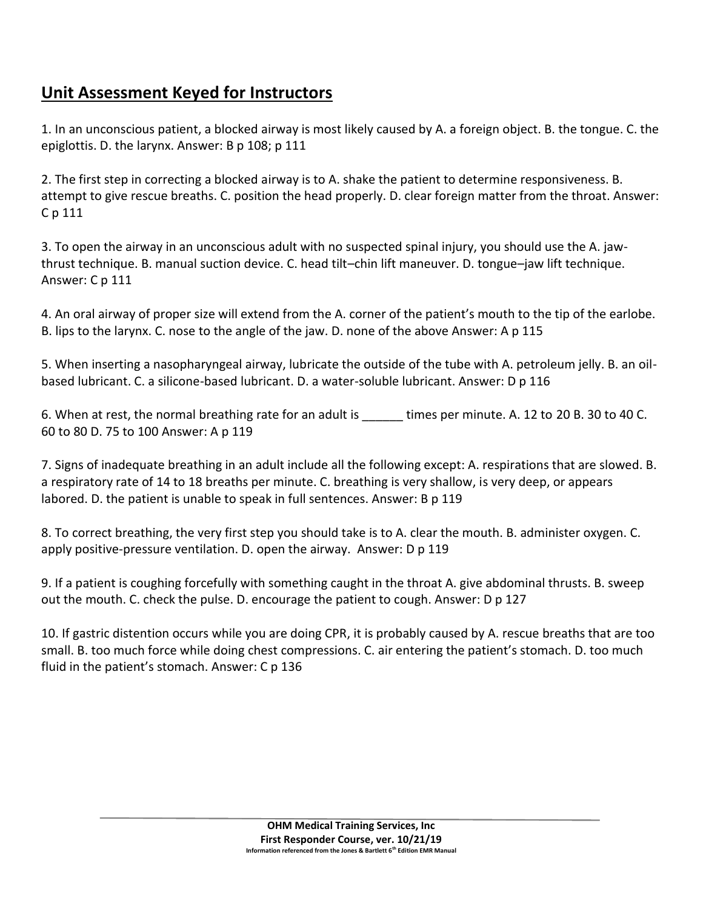## Unit Assessment Keyed for Instructors

1. In an unconscious patient, a blocked airway is most likely caused by A. a foreign object. B. the tongue. C. the epiglottis. D. the larynx. Answer: B p 108; p 111

2. The first step in correcting a blocked airway is to A. shake the patient to determine responsiveness. B. attempt to give rescue breaths. C. position the head properly. D. clear foreign matter from the throat. Answer: C p 111

3. To open the airway in an unconscious adult with no suspected spinal injury, you should use the A. jaw-thrust technique. B. manual suction device. C. head tilt–chin lift maneuver. D. tongue–jaw lift technique. Answer: C p 111

4. An oral airway of proper size will extend from the A. corner of the patient's mouth to the tip of the earlobe. B. lips to the larynx. C. nose to the angle of the jaw. D. none of the above Answer: A p 115

5. When inserting a nasopharyngeal airway, lubricate the outside of the tube with A. petroleum jelly. B. an oil-based lubricant. C. a silicone-based lubricant. D. a water-soluble lubricant. Answer: D p 116

6. When at rest, the normal breathing rate for an adult is ______ times per minute. A. 12 to 20 B. 30 to 40 C. 60 to 80 D. 75 to 100 Answer: A p 119

7. Signs of inadequate breathing in an adult include all the following except: A. respirations that are slowed. B. a respiratory rate of 14 to 18 breaths per minute. C. breathing is very shallow, is very deep, or appears labored. D. the patient is unable to speak in full sentences. Answer: B p 119

8. To correct breathing, the very first step you should take is to A. clear the mouth. B. administer oxygen. C. apply positive-pressure ventilation. D. open the airway. Answer: D p 119

9. If a patient is coughing forcefully with something caught in the throat A. give abdominal thrusts. B. sweep out the mouth. C. check the pulse. D. encourage the patient to cough. Answer: D p 127

10. If gastric distention occurs while you are doing CPR, it is probably caused by A. rescue breaths that are too small. B. too much force while doing chest compressions. C. air entering the patient's stomach. D. too much fluid in the patient's stomach. Answer: C p 136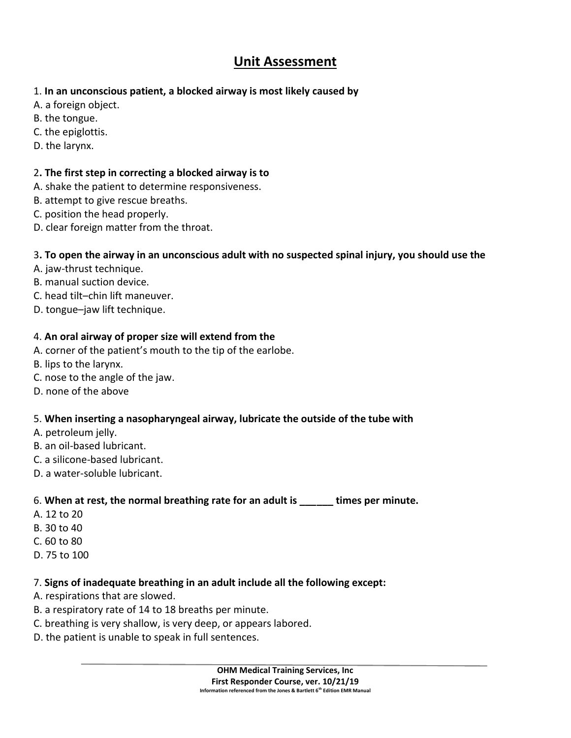# Unit Assessment

1. **In an unconscious patient, a blocked airway is most likely caused by**
A. a foreign object.
B. the tongue.
C. the epiglottis.
D. the larynx.

2**. The first step in correcting a blocked airway is to**
A. shake the patient to determine responsiveness.
B. attempt to give rescue breaths.
C. position the head properly.
D. clear foreign matter from the throat.

3**. To open the airway in an unconscious adult with no suspected spinal injury, you should use the**
A. jaw-thrust technique.
B. manual suction device.
C. head tilt–chin lift maneuver.
D. tongue–jaw lift technique.

4. **An oral airway of proper size will extend from the**
A. corner of the patient's mouth to the tip of the earlobe.
B. lips to the larynx.
C. nose to the angle of the jaw.
D. none of the above

5. **When inserting a nasopharyngeal airway, lubricate the outside of the tube with**
A. petroleum jelly.
B. an oil-based lubricant.
C. a silicone-based lubricant.
D. a water-soluble lubricant.

6. **When at rest, the normal breathing rate for an adult is ______ times per minute.**
A. 12 to 20
B. 30 to 40
C. 60 to 80
D. 75 to 100

7. **Signs of inadequate breathing in an adult include all the following except:**
A. respirations that are slowed.
B. a respiratory rate of 14 to 18 breaths per minute.
C. breathing is very shallow, is very deep, or appears labored.
D. the patient is unable to speak in full sentences.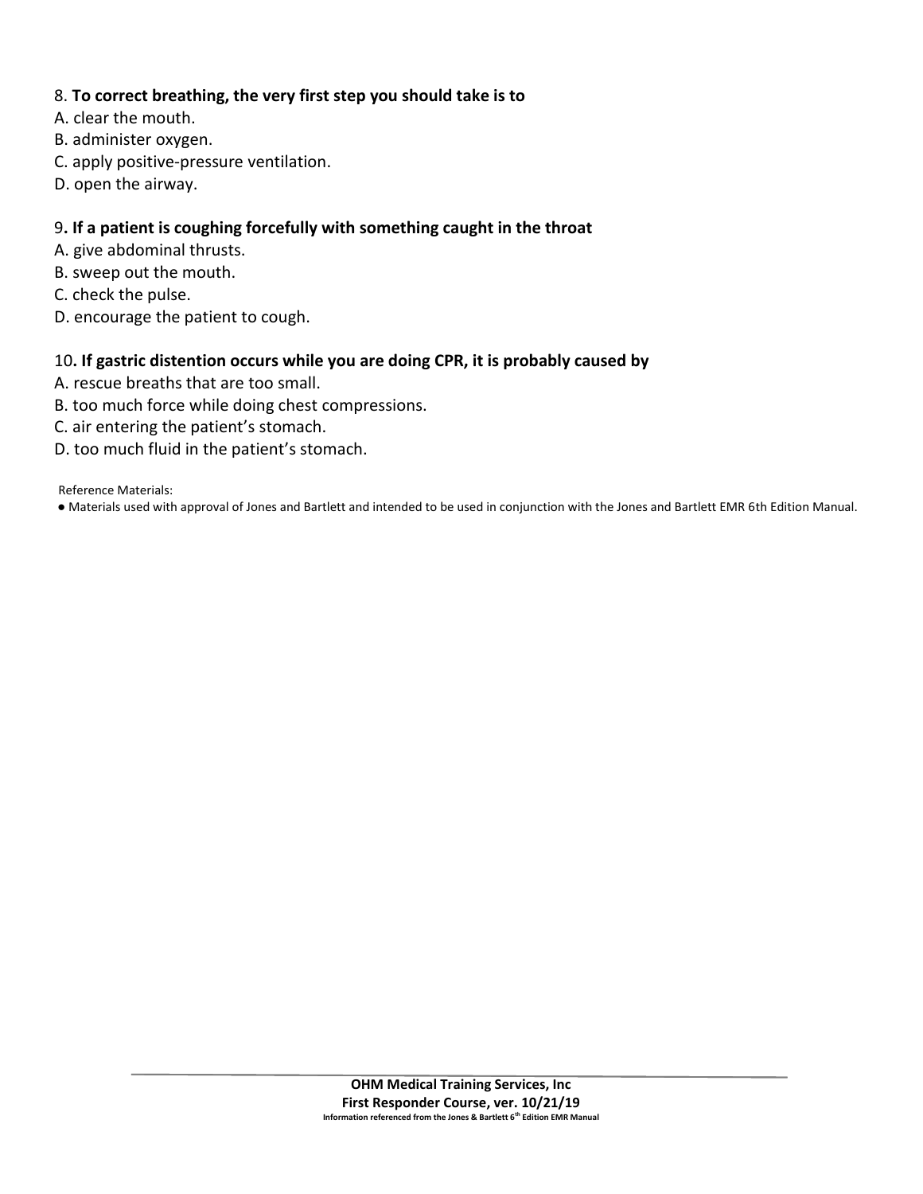8. **To correct breathing, the very first step you should take is to**

A. clear the mouth.
B. administer oxygen.
C. apply positive-pressure ventilation.
D. open the airway.

9**. If a patient is coughing forcefully with something caught in the throat**

A. give abdominal thrusts.
B. sweep out the mouth.
C. check the pulse.
D. encourage the patient to cough.

10**. If gastric distention occurs while you are doing CPR, it is probably caused by**

A. rescue breaths that are too small.
B. too much force while doing chest compressions.
C. air entering the patient's stomach.
D. too much fluid in the patient's stomach.

Reference Materials:

● Materials used with approval of Jones and Bartlett and intended to be used in conjunction with the Jones and Bartlett EMR 6th Edition Manual.